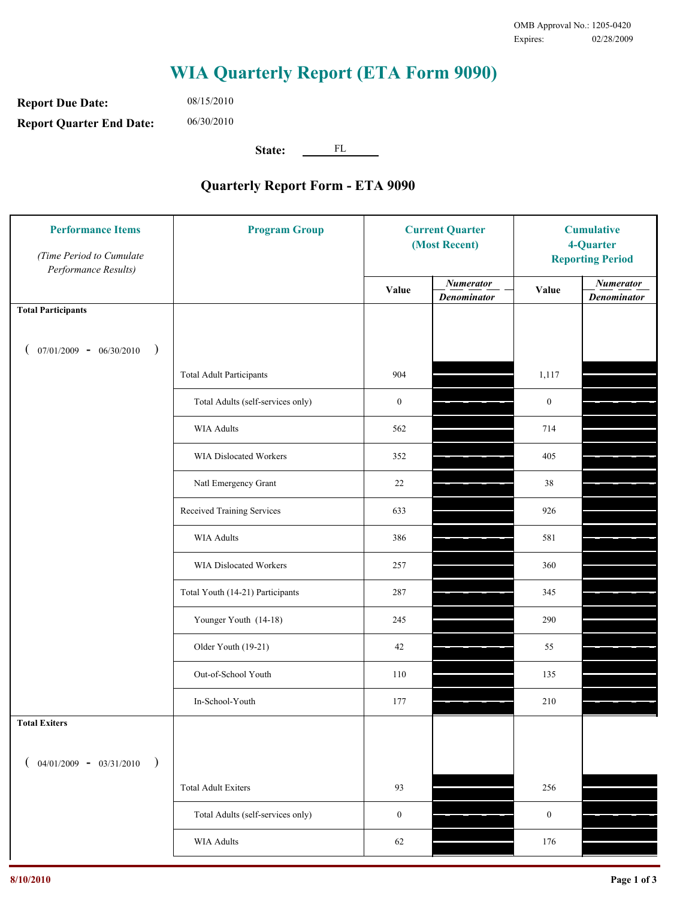OMB Approval No.: 1205-0420
Expires: 02/28/2009

# WIA Quarterly Report (ETA Form 9090)

**Report Due Date:** 08/15/2010

**Report Quarter End Date:** 06/30/2010

**State:** FL

## Quarterly Report Form - ETA 9090

| Performance Items *(Time Period to Cumulate Performance Results)* | Program Group | Current Quarter (Most Recent) Value | Current Quarter Numerator / Denominator | Cumulative 4-Quarter Reporting Period Value | Cumulative Numerator / Denominator |
|---|---|---|---|---|---|
| **Total Participants** ( 07/01/2009 - 06/30/2010 ) | | | | | |
| | Total Adult Participants | 904 | | 1,117 | |
| | Total Adults (self-services only) | 0 | | 0 | |
| | WIA Adults | 562 | | 714 | |
| | WIA Dislocated Workers | 352 | | 405 | |
| | Natl Emergency Grant | 22 | | 38 | |
| | Received Training Services | 633 | | 926 | |
| | WIA Adults | 386 | | 581 | |
| | WIA Dislocated Workers | 257 | | 360 | |
| | Total Youth (14-21) Participants | 287 | | 345 | |
| | Younger Youth (14-18) | 245 | | 290 | |
| | Older Youth (19-21) | 42 | | 55 | |
| | Out-of-School Youth | 110 | | 135 | |
| | In-School-Youth | 177 | | 210 | |
| **Total Exiters** ( 04/01/2009 - 03/31/2010 ) | | | | | |
| | Total Adult Exiters | 93 | | 256 | |
| | Total Adults (self-services only) | 0 | | 0 | |
| | WIA Adults | 62 | | 176 | |

8/10/2010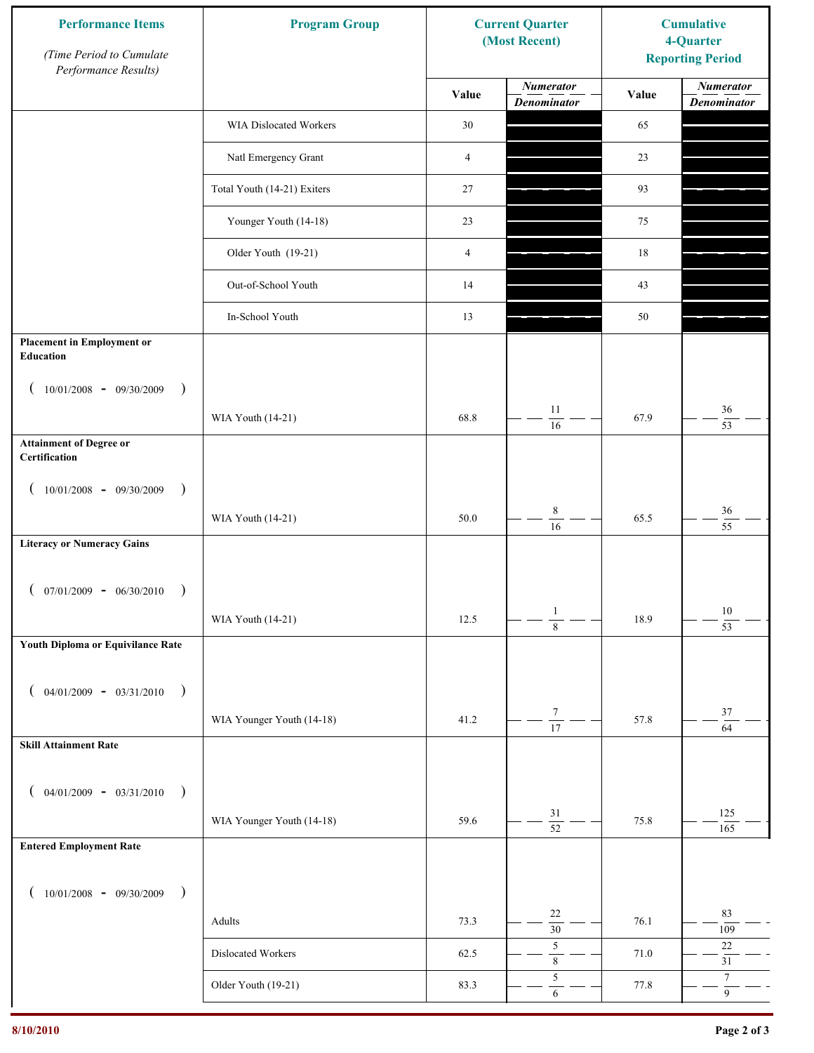| Performance Items *(Time Period to Cumulate Performance Results)* | Program Group | Current Quarter (Most Recent) | | Cumulative 4-Quarter Reporting Period | |
|---|---|---|---|---|---|
| | | Value | *Numerator* / *Denominator* | Value | *Numerator* / *Denominator* |
| | WIA Dislocated Workers | 30 | | 65 | |
| | Natl Emergency Grant | 4 | | 23 | |
| | Total Youth (14-21) Exiters | 27 | | 93 | |
| | Younger Youth (14-18) | 23 | | 75 | |
| | Older Youth (19-21) | 4 | | 18 | |
| | Out-of-School Youth | 14 | | 43 | |
| | In-School Youth | 13 | | 50 | |
| **Placement in Employment or Education** ( 10/01/2008 - 09/30/2009 ) | WIA Youth (14-21) | 68.8 | 11 / 16 | 67.9 | 36 / 53 |
| **Attainment of Degree or Certification** ( 10/01/2008 - 09/30/2009 ) | WIA Youth (14-21) | 50.0 | 8 / 16 | 65.5 | 36 / 55 |
| **Literacy or Numeracy Gains** ( 07/01/2009 - 06/30/2010 ) | WIA Youth (14-21) | 12.5 | 1 / 8 | 18.9 | 10 / 53 |
| **Youth Diploma or Equivilance Rate** ( 04/01/2009 - 03/31/2010 ) | WIA Younger Youth (14-18) | 41.2 | 7 / 17 | 57.8 | 37 / 64 |
| **Skill Attainment Rate** ( 04/01/2009 - 03/31/2010 ) | WIA Younger Youth (14-18) | 59.6 | 31 / 52 | 75.8 | 125 / 165 |
| **Entered Employment Rate** ( 10/01/2008 - 09/30/2009 ) | Adults | 73.3 | 22 / 30 | 76.1 | 83 / 109 |
| | Dislocated Workers | 62.5 | 5 / 8 | 71.0 | 22 / 31 |
| | Older Youth (19-21) | 83.3 | 5 / 6 | 77.8 | 7 / 9 |

8/10/2010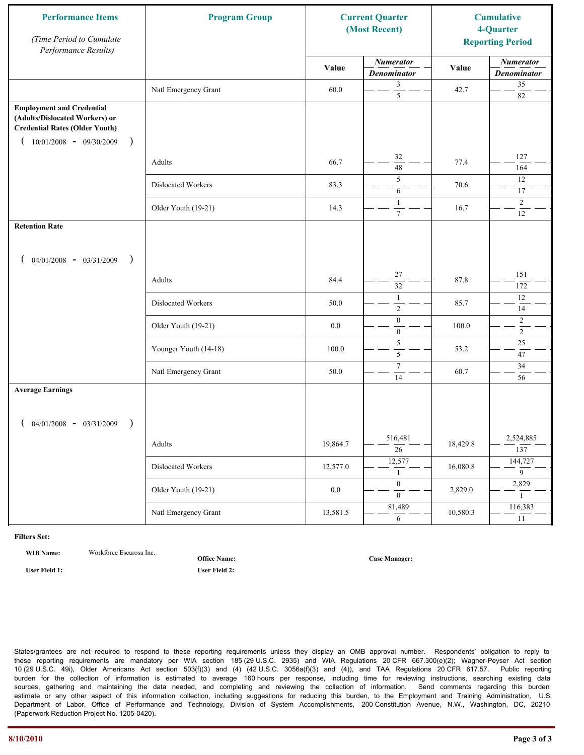| Performance Items *(Time Period to Cumulate Performance Results)* | Program Group | Current Quarter (Most Recent) | | Cumulative 4-Quarter Reporting Period | |
|---|---|---|---|---|---|
| | | Value | *Numerator* / *Denominator* | Value | *Numerator* / *Denominator* |
| | Natl Emergency Grant | 60.0 | 3 / 5 | 42.7 | 35 / 82 |
| **Employment and Credential (Adults/Dislocated Workers) or Credential Rates (Older Youth)** ( 10/01/2008 - 09/30/2009 ) | Adults | 66.7 | 32 / 48 | 77.4 | 127 / 164 |
| | Dislocated Workers | 83.3 | 5 / 6 | 70.6 | 12 / 17 |
| | Older Youth (19-21) | 14.3 | 1 / 7 | 16.7 | 2 / 12 |
| **Retention Rate** ( 04/01/2008 - 03/31/2009 ) | Adults | 84.4 | 27 / 32 | 87.8 | 151 / 172 |
| | Dislocated Workers | 50.0 | 1 / 2 | 85.7 | 12 / 14 |
| | Older Youth (19-21) | 0.0 | 0 / 0 | 100.0 | 2 / 2 |
| | Younger Youth (14-18) | 100.0 | 5 / 5 | 53.2 | 25 / 47 |
| | Natl Emergency Grant | 50.0 | 7 / 14 | 60.7 | 34 / 56 |
| **Average Earnings** ( 04/01/2008 - 03/31/2009 ) | Adults | 19,864.7 | 516,481 / 26 | 18,429.8 | 2,524,885 / 137 |
| | Dislocated Workers | 12,577.0 | 12,577 / 1 | 16,080.8 | 144,727 / 9 |
| | Older Youth (19-21) | 0.0 | 0 / 0 | 2,829.0 | 2,829 / 1 |
| | Natl Emergency Grant | 13,581.5 | 81,489 / 6 | 10,580.3 | 116,383 / 11 |

**Filters Set:**

**WIB Name:** Workforce Escarosa Inc.

**Office Name:**

**Case Manager:**

**User Field 1:**

**User Field 2:**

States/grantees are not required to respond to these reporting requirements unless they display an OMB approval number. Respondents' obligation to reply to these reporting requirements are mandatory per WIA section 185 (29 U.S.C. 2935) and WIA Regulations 20 CFR 667.300(e)(2); Wagner-Peyser Act section 10 (29 U.S.C. 49i), Older Americans Act section 503(f)(3) and (4) (42 U.S.C. 3056a(f)(3) and (4)), and TAA Regulations 20 CFR 617.57. Public reporting burden for the collection of information is estimated to average 160 hours per response, including time for reviewing instructions, searching existing data sources, gathering and maintaining the data needed, and completing and reviewing the collection of information. Send comments regarding this burden estimate or any other aspect of this information collection, including suggestions for reducing this burden, to the Employment and Training Administration, U.S. Department of Labor, Office of Performance and Technology, Division of System Accomplishments, 200 Constitution Avenue, N.W., Washington, DC, 20210 (Paperwork Reduction Project No. 1205-0420).

8/10/2010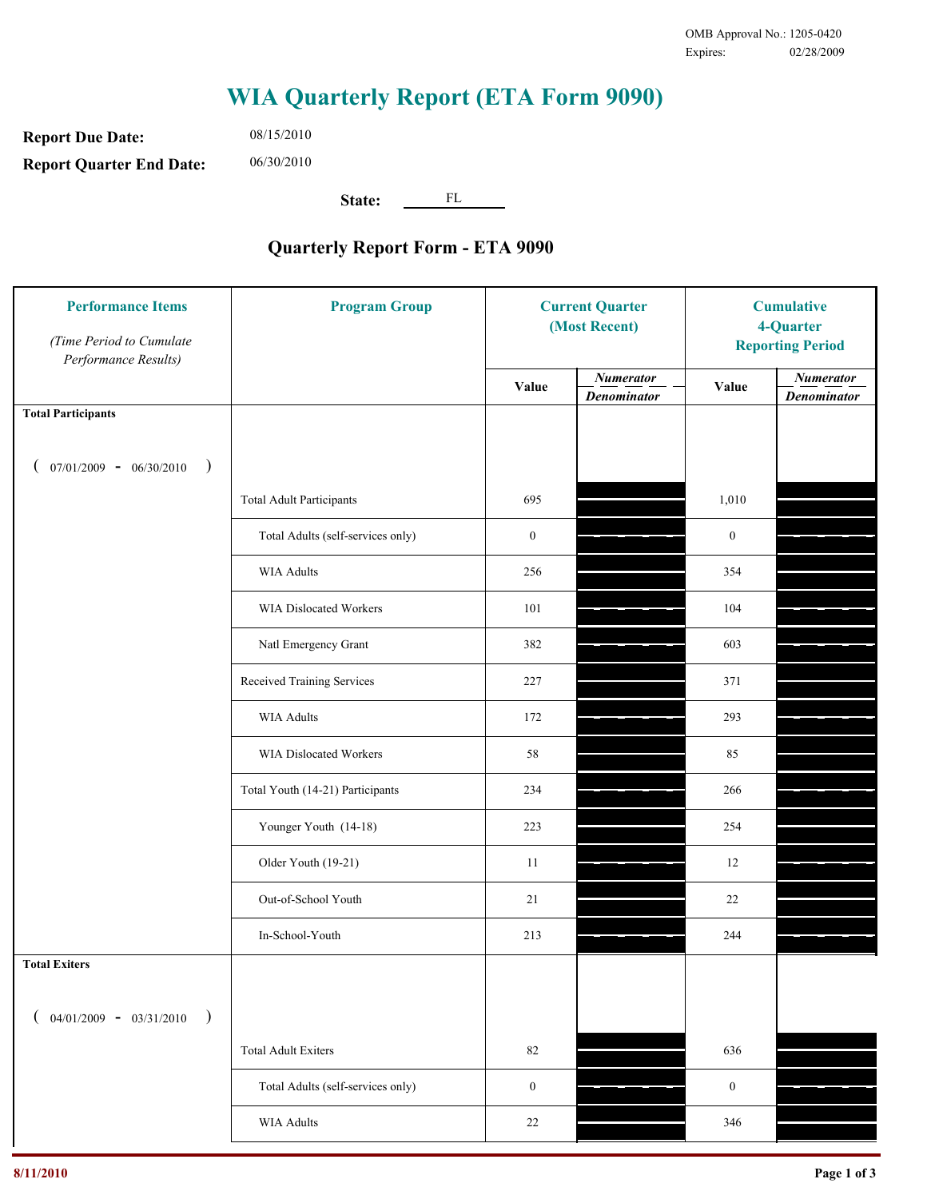OMB Approval No.: 1205-0420
Expires: 02/28/2009

# WIA Quarterly Report (ETA Form 9090)

**Report Due Date:** 08/15/2010

**Report Quarter End Date:** 06/30/2010

**State:** FL

## Quarterly Report Form - ETA 9090

| Performance Items *(Time Period to Cumulate Performance Results)* | Program Group | Current Quarter (Most Recent) | | Cumulative 4-Quarter Reporting Period | |
|---|---|---|---|---|---|
| | | Value | *Numerator / Denominator* | Value | *Numerator / Denominator* |
| **Total Participants** ( 07/01/2009 - 06/30/2010 ) | | | | | |
| | Total Adult Participants | 695 | | 1,010 | |
| | Total Adults (self-services only) | 0 | | 0 | |
| | WIA Adults | 256 | | 354 | |
| | WIA Dislocated Workers | 101 | | 104 | |
| | Natl Emergency Grant | 382 | | 603 | |
| | Received Training Services | 227 | | 371 | |
| | WIA Adults | 172 | | 293 | |
| | WIA Dislocated Workers | 58 | | 85 | |
| | Total Youth (14-21) Participants | 234 | | 266 | |
| | Younger Youth (14-18) | 223 | | 254 | |
| | Older Youth (19-21) | 11 | | 12 | |
| | Out-of-School Youth | 21 | | 22 | |
| | In-School-Youth | 213 | | 244 | |
| **Total Exiters** ( 04/01/2009 - 03/31/2010 ) | | | | | |
| | Total Adult Exiters | 82 | | 636 | |
| | Total Adults (self-services only) | 0 | | 0 | |
| | WIA Adults | 22 | | 346 | |

8/11/2010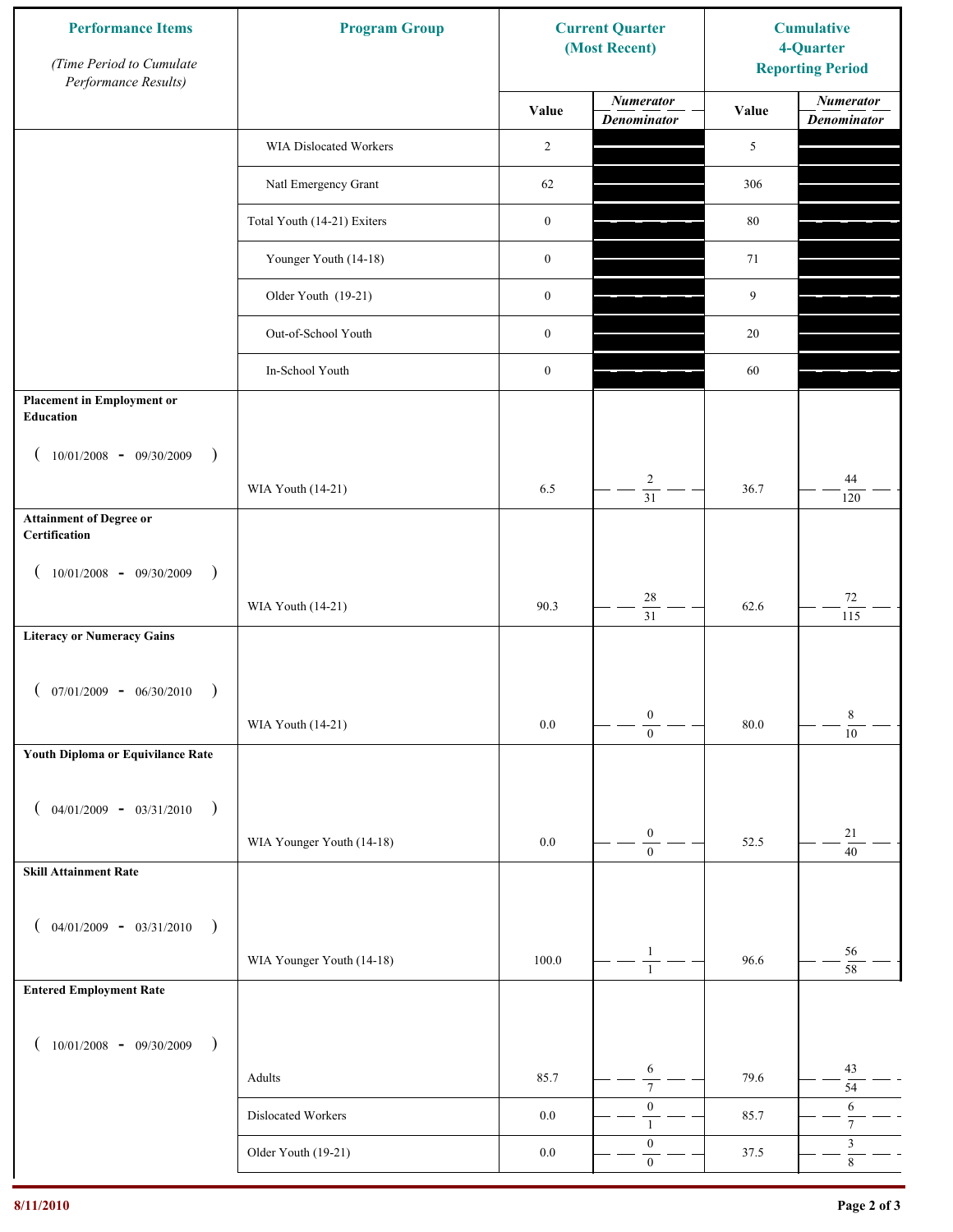| Performance Items *(Time Period to Cumulate Performance Results)* | Program Group | Current Quarter (Most Recent) | | Cumulative 4-Quarter Reporting Period | |
|---|---|---|---|---|---|
| | | Value | *Numerator* / *Denominator* | Value | *Numerator* / *Denominator* |
| | WIA Dislocated Workers | 2 | | 5 | |
| | Natl Emergency Grant | 62 | | 306 | |
| | Total Youth (14-21) Exiters | 0 | | 80 | |
| | Younger Youth (14-18) | 0 | | 71 | |
| | Older Youth (19-21) | 0 | | 9 | |
| | Out-of-School Youth | 0 | | 20 | |
| | In-School Youth | 0 | | 60 | |
| **Placement in Employment or Education** ( 10/01/2008 - 09/30/2009 ) | WIA Youth (14-21) | 6.5 | 2 / 31 | 36.7 | 44 / 120 |
| **Attainment of Degree or Certification** ( 10/01/2008 - 09/30/2009 ) | WIA Youth (14-21) | 90.3 | 28 / 31 | 62.6 | 72 / 115 |
| **Literacy or Numeracy Gains** ( 07/01/2009 - 06/30/2010 ) | WIA Youth (14-21) | 0.0 | 0 / 0 | 80.0 | 8 / 10 |
| **Youth Diploma or Equivilance Rate** ( 04/01/2009 - 03/31/2010 ) | WIA Younger Youth (14-18) | 0.0 | 0 / 0 | 52.5 | 21 / 40 |
| **Skill Attainment Rate** ( 04/01/2009 - 03/31/2010 ) | WIA Younger Youth (14-18) | 100.0 | 1 / 1 | 96.6 | 56 / 58 |
| **Entered Employment Rate** ( 10/01/2008 - 09/30/2009 ) | Adults | 85.7 | 6 / 7 | 79.6 | 43 / 54 |
| | Dislocated Workers | 0.0 | 0 / 1 | 85.7 | 6 / 7 |
| | Older Youth (19-21) | 0.0 | 0 / 0 | 37.5 | 3 / 8 |

8/11/2010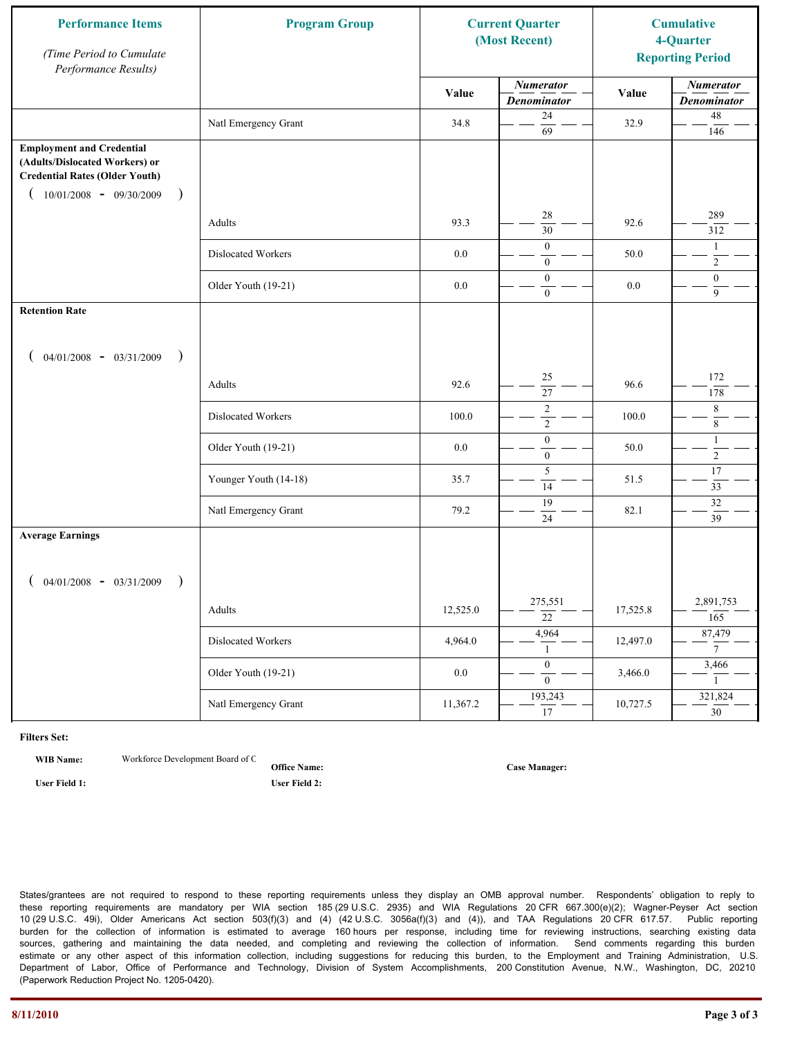| Performance Items<br>*(Time Period to Cumulate Performance Results)* | Program Group | Current Quarter (Most Recent) | | Cumulative 4-Quarter Reporting Period | |
|---|---|---|---|---|---|
| | | Value | *Numerator* / *Denominator* | Value | *Numerator* / *Denominator* |
| | Natl Emergency Grant | 34.8 | 24 / 69 | 32.9 | 48 / 146 |
| **Employment and Credential (Adults/Dislocated Workers) or Credential Rates (Older Youth)** ( 10/01/2008 - 09/30/2009 ) | Adults | 93.3 | 28 / 30 | 92.6 | 289 / 312 |
| | Dislocated Workers | 0.0 | 0 / 0 | 50.0 | 1 / 2 |
| | Older Youth (19-21) | 0.0 | 0 / 0 | 0.0 | 0 / 9 |
| **Retention Rate** ( 04/01/2008 - 03/31/2009 ) | Adults | 92.6 | 25 / 27 | 96.6 | 172 / 178 |
| | Dislocated Workers | 100.0 | 2 / 2 | 100.0 | 8 / 8 |
| | Older Youth (19-21) | 0.0 | 0 / 0 | 50.0 | 1 / 2 |
| | Younger Youth (14-18) | 35.7 | 5 / 14 | 51.5 | 17 / 33 |
| | Natl Emergency Grant | 79.2 | 19 / 24 | 82.1 | 32 / 39 |
| **Average Earnings** ( 04/01/2008 - 03/31/2009 ) | Adults | 12,525.0 | 275,551 / 22 | 17,525.8 | 2,891,753 / 165 |
| | Dislocated Workers | 4,964.0 | 4,964 / 1 | 12,497.0 | 87,479 / 7 |
| | Older Youth (19-21) | 0.0 | 0 / 0 | 3,466.0 | 3,466 / 1 |
| | Natl Emergency Grant | 11,367.2 | 193,243 / 17 | 10,727.5 | 321,824 / 30 |

**Filters Set:**

**WIB Name:** Workforce Development Board of C  **Office Name:**  **Case Manager:**

**User Field 1:**  **User Field 2:**

States/grantees are not required to respond to these reporting requirements unless they display an OMB approval number. Respondents' obligation to reply to these reporting requirements are mandatory per WIA section 185 (29 U.S.C. 2935) and WIA Regulations 20 CFR 667.300(e)(2); Wagner-Peyser Act section 10 (29 U.S.C. 49i), Older Americans Act section 503(f)(3) and (4) (42 U.S.C. 3056a(f)(3) and (4)), and TAA Regulations 20 CFR 617.57. Public reporting burden for the collection of information is estimated to average 160 hours per response, including time for reviewing instructions, searching existing data sources, gathering and maintaining the data needed, and completing and reviewing the collection of information. Send comments regarding this burden estimate or any other aspect of this information collection, including suggestions for reducing this burden, to the Employment and Training Administration, U.S. Department of Labor, Office of Performance and Technology, Division of System Accomplishments, 200 Constitution Avenue, N.W., Washington, DC, 20210 (Paperwork Reduction Project No. 1205-0420).

**8/11/2010**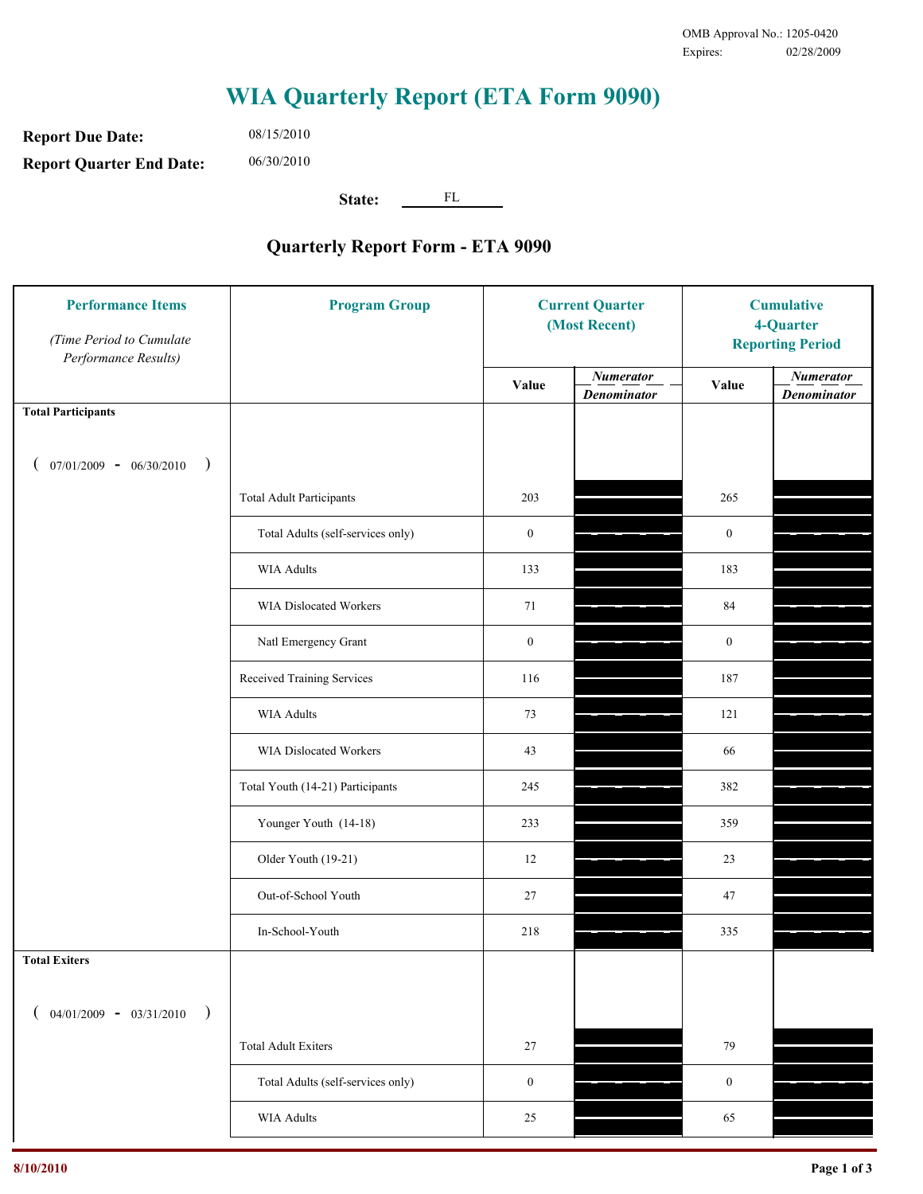OMB Approval No.: 1205-0420
Expires: 02/28/2009

# WIA Quarterly Report (ETA Form 9090)

**Report Due Date:** 08/15/2010

**Report Quarter End Date:** 06/30/2010

**State:** FL

## Quarterly Report Form - ETA 9090

| Performance Items *(Time Period to Cumulate Performance Results)* | Program Group | Current Quarter (Most Recent) Value | Current Quarter *Numerator / Denominator* | Cumulative 4-Quarter Reporting Period Value | Cumulative *Numerator / Denominator* |
|---|---|---|---|---|---|
| **Total Participants** ( 07/01/2009 - 06/30/2010 ) | | | | | |
| | Total Adult Participants | 203 | | 265 | |
| | Total Adults (self-services only) | 0 | | 0 | |
| | WIA Adults | 133 | | 183 | |
| | WIA Dislocated Workers | 71 | | 84 | |
| | Natl Emergency Grant | 0 | | 0 | |
| | Received Training Services | 116 | | 187 | |
| | WIA Adults | 73 | | 121 | |
| | WIA Dislocated Workers | 43 | | 66 | |
| | Total Youth (14-21) Participants | 245 | | 382 | |
| | Younger Youth (14-18) | 233 | | 359 | |
| | Older Youth (19-21) | 12 | | 23 | |
| | Out-of-School Youth | 27 | | 47 | |
| | In-School-Youth | 218 | | 335 | |
| **Total Exiters** ( 04/01/2009 - 03/31/2010 ) | | | | | |
| | Total Adult Exiters | 27 | | 79 | |
| | Total Adults (self-services only) | 0 | | 0 | |
| | WIA Adults | 25 | | 65 | |

8/10/2010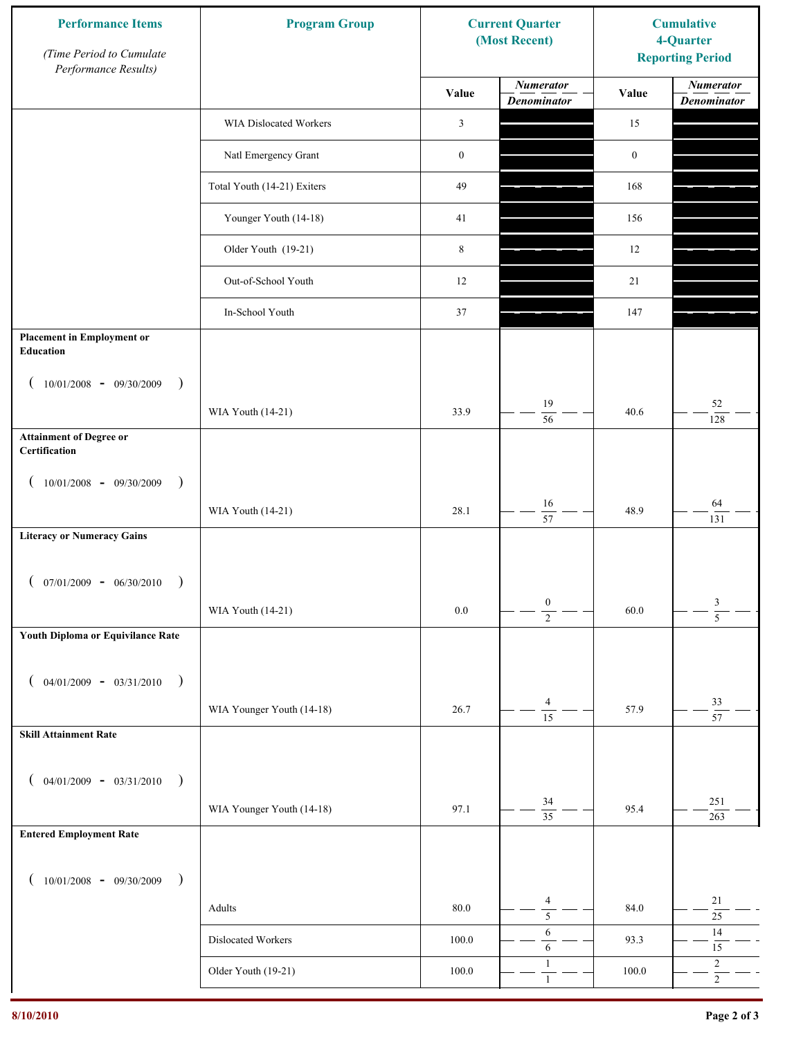| Performance Items (Time Period to Cumulate Performance Results) | Program Group | Current Quarter (Most Recent) | | Cumulative 4-Quarter Reporting Period | |
|---|---|---|---|---|---|
| | | Value | Numerator / Denominator | Value | Numerator / Denominator |
| | WIA Dislocated Workers | 3 | | 15 | |
| | Natl Emergency Grant | 0 | | 0 | |
| | Total Youth (14-21) Exiters | 49 | | 168 | |
| | Younger Youth (14-18) | 41 | | 156 | |
| | Older Youth (19-21) | 8 | | 12 | |
| | Out-of-School Youth | 12 | | 21 | |
| | In-School Youth | 37 | | 147 | |
| **Placement in Employment or Education** ( 10/01/2008 - 09/30/2009 ) | WIA Youth (14-21) | 33.9 | 19 / 56 | 40.6 | 52 / 128 |
| **Attainment of Degree or Certification** ( 10/01/2008 - 09/30/2009 ) | WIA Youth (14-21) | 28.1 | 16 / 57 | 48.9 | 64 / 131 |
| **Literacy or Numeracy Gains** ( 07/01/2009 - 06/30/2010 ) | WIA Youth (14-21) | 0.0 | 0 / 2 | 60.0 | 3 / 5 |
| **Youth Diploma or Equivilance Rate** ( 04/01/2009 - 03/31/2010 ) | WIA Younger Youth (14-18) | 26.7 | 4 / 15 | 57.9 | 33 / 57 |
| **Skill Attainment Rate** ( 04/01/2009 - 03/31/2010 ) | WIA Younger Youth (14-18) | 97.1 | 34 / 35 | 95.4 | 251 / 263 |
| **Entered Employment Rate** ( 10/01/2008 - 09/30/2009 ) | Adults | 80.0 | 4 / 5 | 84.0 | 21 / 25 |
| | Dislocated Workers | 100.0 | 6 / 6 | 93.3 | 14 / 15 |
| | Older Youth (19-21) | 100.0 | 1 / 1 | 100.0 | 2 / 2 |

8/10/2010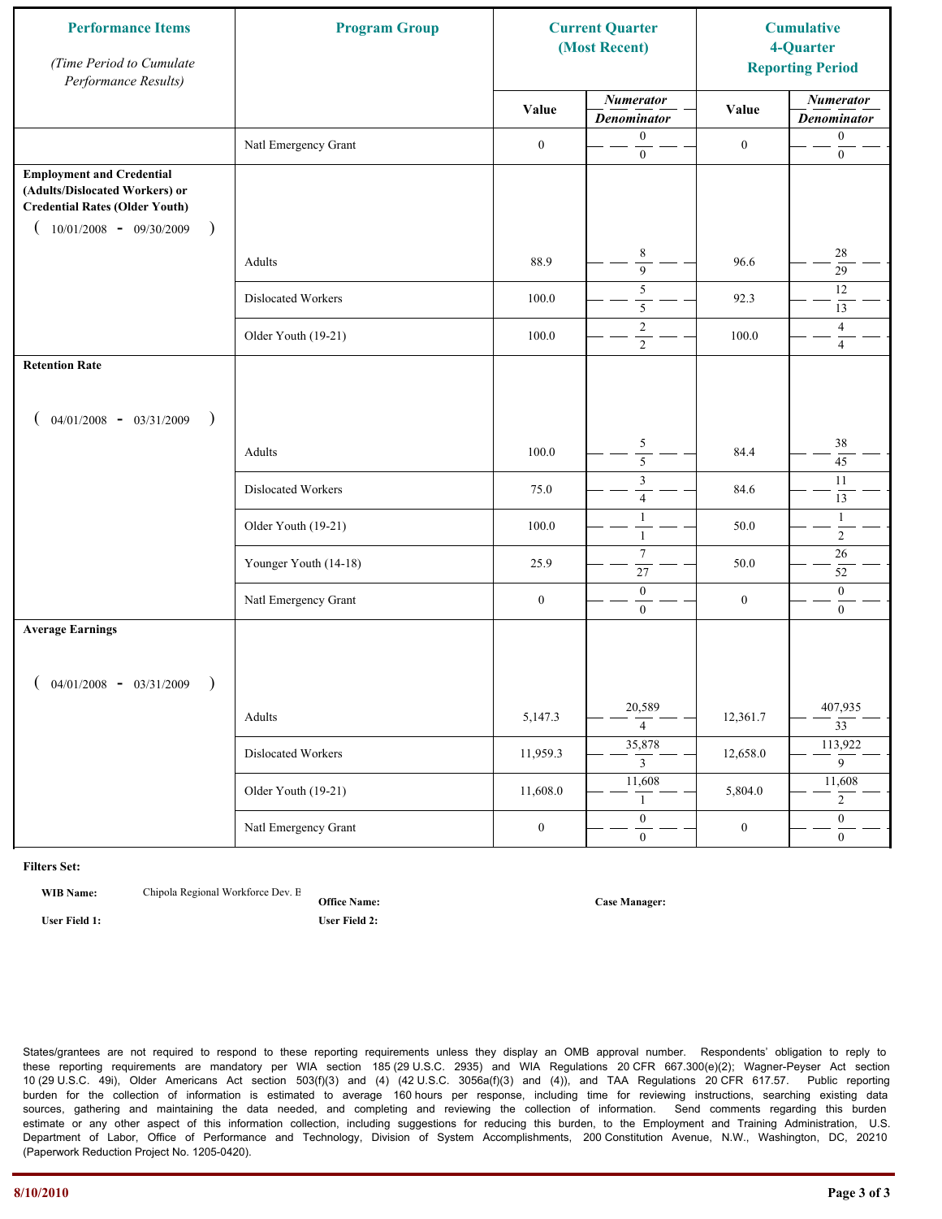| Performance Items *(Time Period to Cumulate Performance Results)* | Program Group | Current Quarter (Most Recent) | | Cumulative 4-Quarter Reporting Period | |
|---|---|---|---|---|---|
| | | Value | *Numerator / Denominator* | Value | *Numerator / Denominator* |
| | Natl Emergency Grant | 0 | 0 / 0 | 0 | 0 / 0 |
| **Employment and Credential (Adults/Dislocated Workers) or Credential Rates (Older Youth)** ( 10/01/2008 - 09/30/2009 ) | | | | | |
| | Adults | 88.9 | 8 / 9 | 96.6 | 28 / 29 |
| | Dislocated Workers | 100.0 | 5 / 5 | 92.3 | 12 / 13 |
| | Older Youth (19-21) | 100.0 | 2 / 2 | 100.0 | 4 / 4 |
| **Retention Rate** ( 04/01/2008 - 03/31/2009 ) | | | | | |
| | Adults | 100.0 | 5 / 5 | 84.4 | 38 / 45 |
| | Dislocated Workers | 75.0 | 3 / 4 | 84.6 | 11 / 13 |
| | Older Youth (19-21) | 100.0 | 1 / 1 | 50.0 | 1 / 2 |
| | Younger Youth (14-18) | 25.9 | 7 / 27 | 50.0 | 26 / 52 |
| | Natl Emergency Grant | 0 | 0 / 0 | 0 | 0 / 0 |
| **Average Earnings** ( 04/01/2008 - 03/31/2009 ) | | | | | |
| | Adults | 5,147.3 | 20,589 / 4 | 12,361.7 | 407,935 / 33 |
| | Dislocated Workers | 11,959.3 | 35,878 / 3 | 12,658.0 | 113,922 / 9 |
| | Older Youth (19-21) | 11,608.0 | 11,608 / 1 | 5,804.0 | 11,608 / 2 |
| | Natl Emergency Grant | 0 | 0 / 0 | 0 | 0 / 0 |

**Filters Set:**

**WIB Name:** Chipola Regional Workforce Dev. B **Office Name:** **Case Manager:**

**User Field 1:** **User Field 2:**

States/grantees are not required to respond to these reporting requirements unless they display an OMB approval number. Respondents' obligation to reply to these reporting requirements are mandatory per WIA section 185 (29 U.S.C. 2935) and WIA Regulations 20 CFR 667.300(e)(2); Wagner-Peyser Act section 10 (29 U.S.C. 49i), Older Americans Act section 503(f)(3) and (4) (42 U.S.C. 3056a(f)(3) and (4)), and TAA Regulations 20 CFR 617.57. Public reporting burden for the collection of information is estimated to average 160 hours per response, including time for reviewing instructions, searching existing data sources, gathering and maintaining the data needed, and completing and reviewing the collection of information. Send comments regarding this burden estimate or any other aspect of this information collection, including suggestions for reducing this burden, to the Employment and Training Administration, U.S. Department of Labor, Office of Performance and Technology, Division of System Accomplishments, 200 Constitution Avenue, N.W., Washington, DC, 20210 (Paperwork Reduction Project No. 1205-0420).

8/10/2010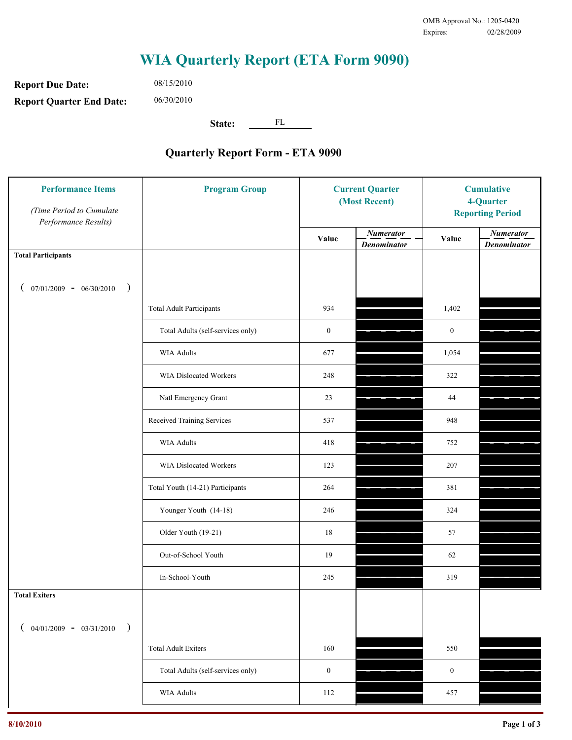OMB Approval No.: 1205-0420
Expires: 02/28/2009

# WIA Quarterly Report (ETA Form 9090)

**Report Due Date:** 08/15/2010

**Report Quarter End Date:** 06/30/2010

**State:** FL

## Quarterly Report Form - ETA 9090

| Performance Items *(Time Period to Cumulate Performance Results)* | Program Group | Current Quarter (Most Recent) Value | Current Quarter *Numerator / Denominator* | Cumulative 4-Quarter Reporting Period Value | Cumulative 4-Quarter *Numerator / Denominator* |
|---|---|---|---|---|---|
| **Total Participants** ( 07/01/2009 - 06/30/2010 ) | | | | | |
| | Total Adult Participants | 934 | | 1,402 | |
| | Total Adults (self-services only) | 0 | | 0 | |
| | WIA Adults | 677 | | 1,054 | |
| | WIA Dislocated Workers | 248 | | 322 | |
| | Natl Emergency Grant | 23 | | 44 | |
| | Received Training Services | 537 | | 948 | |
| | WIA Adults | 418 | | 752 | |
| | WIA Dislocated Workers | 123 | | 207 | |
| | Total Youth (14-21) Participants | 264 | | 381 | |
| | Younger Youth (14-18) | 246 | | 324 | |
| | Older Youth (19-21) | 18 | | 57 | |
| | Out-of-School Youth | 19 | | 62 | |
| | In-School-Youth | 245 | | 319 | |
| **Total Exiters** ( 04/01/2009 - 03/31/2010 ) | | | | | |
| | Total Adult Exiters | 160 | | 550 | |
| | Total Adults (self-services only) | 0 | | 0 | |
| | WIA Adults | 112 | | 457 | |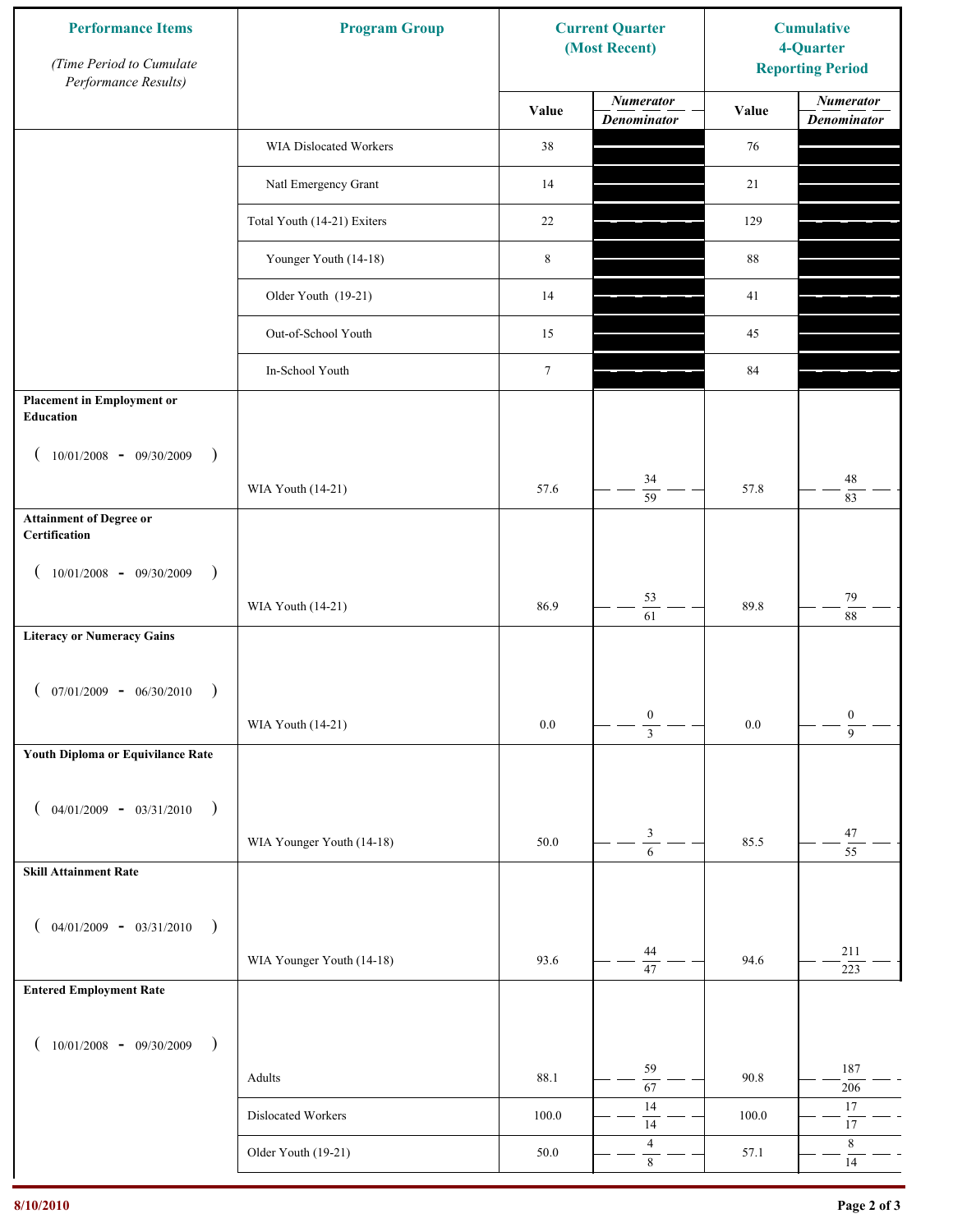| Performance Items *(Time Period to Cumulate Performance Results)* | Program Group | Current Quarter (Most Recent) | | Cumulative 4-Quarter Reporting Period | |
|---|---|---|---|---|---|
| | | Value | *Numerator* / *Denominator* | Value | *Numerator* / *Denominator* |
| | WIA Dislocated Workers | 38 | | 76 | |
| | Natl Emergency Grant | 14 | | 21 | |
| | Total Youth (14-21) Exiters | 22 | | 129 | |
| | Younger Youth (14-18) | 8 | | 88 | |
| | Older Youth (19-21) | 14 | | 41 | |
| | Out-of-School Youth | 15 | | 45 | |
| | In-School Youth | 7 | | 84 | |
| **Placement in Employment or Education** ( 10/01/2008 - 09/30/2009 ) | WIA Youth (14-21) | 57.6 | 34 / 59 | 57.8 | 48 / 83 |
| **Attainment of Degree or Certification** ( 10/01/2008 - 09/30/2009 ) | WIA Youth (14-21) | 86.9 | 53 / 61 | 89.8 | 79 / 88 |
| **Literacy or Numeracy Gains** ( 07/01/2009 - 06/30/2010 ) | WIA Youth (14-21) | 0.0 | 0 / 3 | 0.0 | 0 / 9 |
| **Youth Diploma or Equivilance Rate** ( 04/01/2009 - 03/31/2010 ) | WIA Younger Youth (14-18) | 50.0 | 3 / 6 | 85.5 | 47 / 55 |
| **Skill Attainment Rate** ( 04/01/2009 - 03/31/2010 ) | WIA Younger Youth (14-18) | 93.6 | 44 / 47 | 94.6 | 211 / 223 |
| **Entered Employment Rate** ( 10/01/2008 - 09/30/2009 ) | Adults | 88.1 | 59 / 67 | 90.8 | 187 / 206 |
| | Dislocated Workers | 100.0 | 14 / 14 | 100.0 | 17 / 17 |
| | Older Youth (19-21) | 50.0 | 4 / 8 | 57.1 | 8 / 14 |

8/10/2010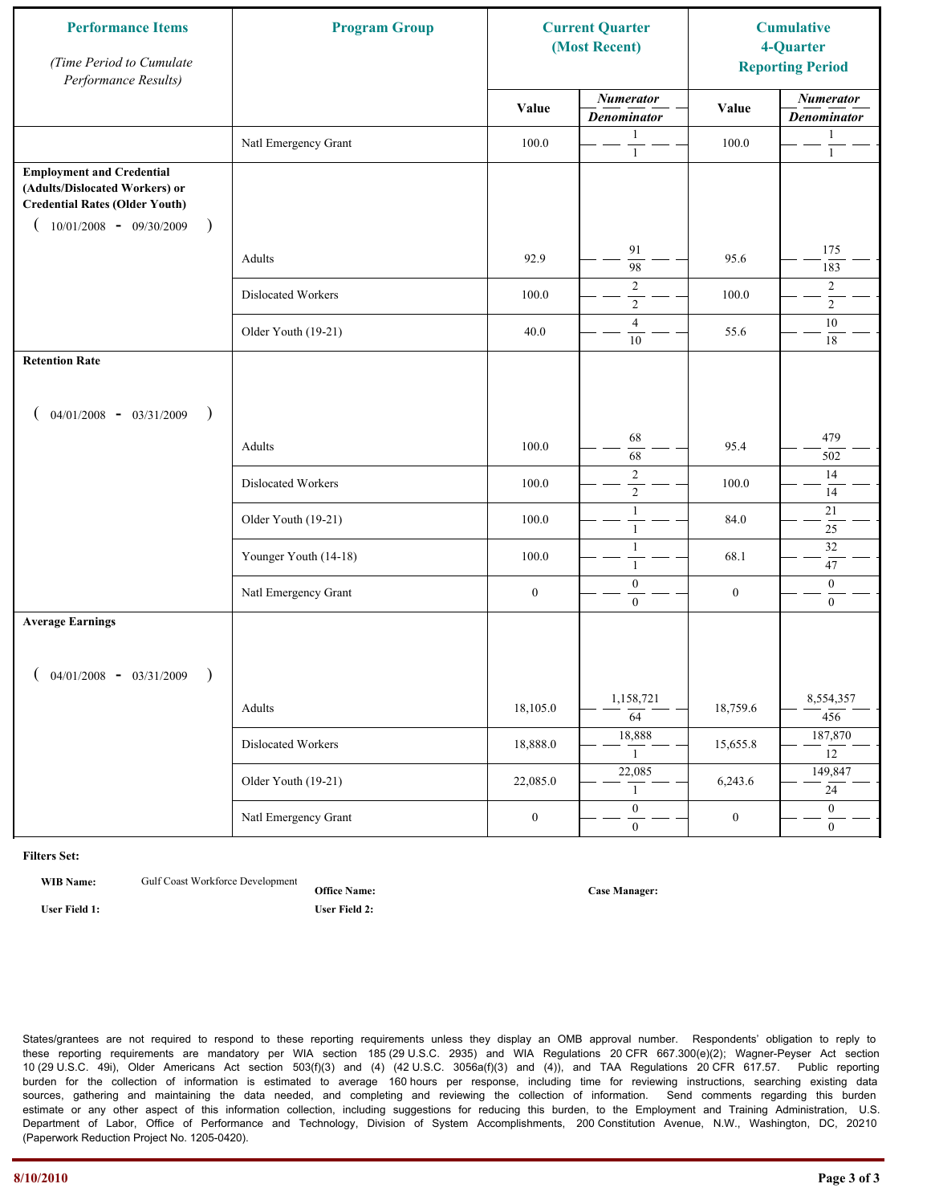| **Performance Items** *(Time Period to Cumulate Performance Results)* | **Program Group** | **Current Quarter (Most Recent)** | | **Cumulative 4-Quarter Reporting Period** | |
|---|---|---|---|---|---|
| | | Value | *Numerator* / *Denominator* | Value | *Numerator* / *Denominator* |
| | Natl Emergency Grant | 100.0 | 1 / 1 | 100.0 | 1 / 1 |
| **Employment and Credential (Adults/Dislocated Workers) or Credential Rates (Older Youth)** ( 10/01/2008 - 09/30/2009 ) | | | | | |
| | Adults | 92.9 | 91 / 98 | 95.6 | 175 / 183 |
| | Dislocated Workers | 100.0 | 2 / 2 | 100.0 | 2 / 2 |
| | Older Youth (19-21) | 40.0 | 4 / 10 | 55.6 | 10 / 18 |
| **Retention Rate** ( 04/01/2008 - 03/31/2009 ) | | | | | |
| | Adults | 100.0 | 68 / 68 | 95.4 | 479 / 502 |
| | Dislocated Workers | 100.0 | 2 / 2 | 100.0 | 14 / 14 |
| | Older Youth (19-21) | 100.0 | 1 / 1 | 84.0 | 21 / 25 |
| | Younger Youth (14-18) | 100.0 | 1 / 1 | 68.1 | 32 / 47 |
| | Natl Emergency Grant | 0 | 0 / 0 | 0 | 0 / 0 |
| **Average Earnings** ( 04/01/2008 - 03/31/2009 ) | | | | | |
| | Adults | 18,105.0 | 1,158,721 / 64 | 18,759.6 | 8,554,357 / 456 |
| | Dislocated Workers | 18,888.0 | 18,888 / 1 | 15,655.8 | 187,870 / 12 |
| | Older Youth (19-21) | 22,085.0 | 22,085 / 1 | 6,243.6 | 149,847 / 24 |
| | Natl Emergency Grant | 0 | 0 / 0 | 0 | 0 / 0 |

**Filters Set:**

**WIB Name:** Gulf Coast Workforce Development **Office Name:** **Case Manager:**

**User Field 1:** **User Field 2:**

States/grantees are not required to respond to these reporting requirements unless they display an OMB approval number. Respondents' obligation to reply to these reporting requirements are mandatory per WIA section 185 (29 U.S.C. 2935) and WIA Regulations 20 CFR 667.300(e)(2); Wagner-Peyser Act section 10 (29 U.S.C. 49i), Older Americans Act section 503(f)(3) and (4) (42 U.S.C. 3056a(f)(3) and (4)), and TAA Regulations 20 CFR 617.57. Public reporting burden for the collection of information is estimated to average 160 hours per response, including time for reviewing instructions, searching existing data sources, gathering and maintaining the data needed, and completing and reviewing the collection of information. Send comments regarding this burden estimate or any other aspect of this information collection, including suggestions for reducing this burden, to the Employment and Training Administration, U.S. Department of Labor, Office of Performance and Technology, Division of System Accomplishments, 200 Constitution Avenue, N.W., Washington, DC, 20210 (Paperwork Reduction Project No. 1205-0420).

8/10/2010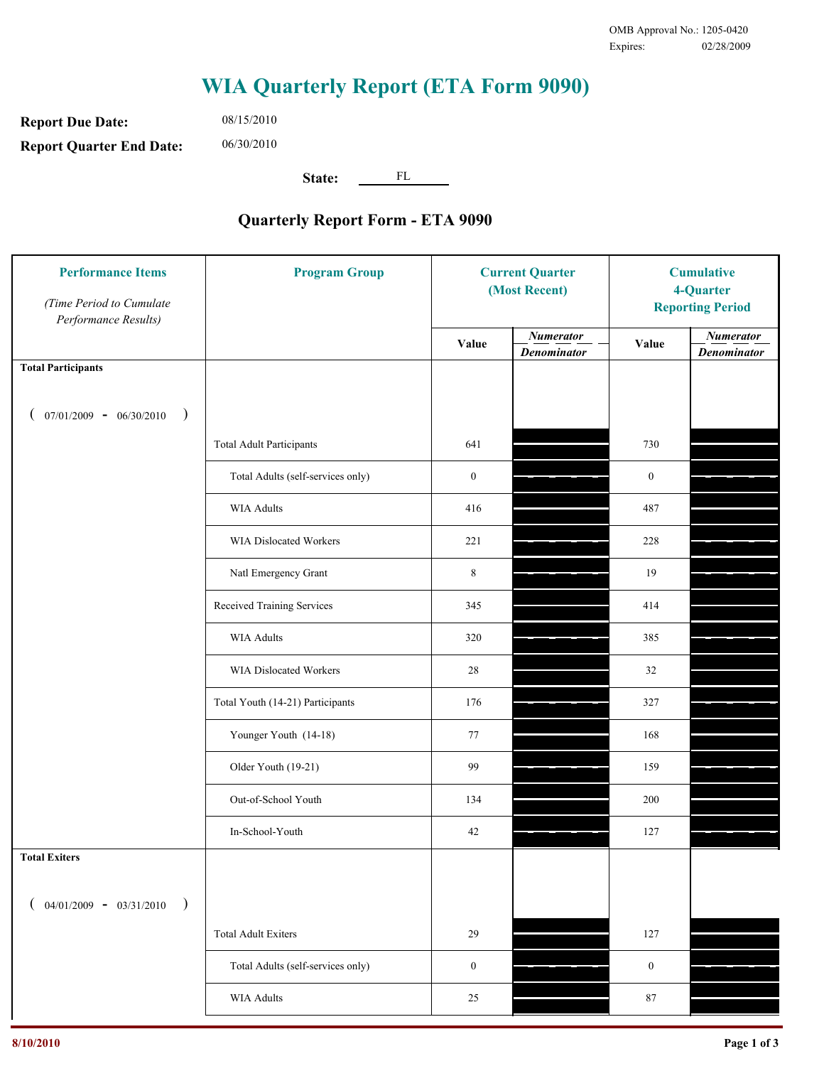OMB Approval No.: 1205-0420
Expires: 02/28/2009

# WIA Quarterly Report (ETA Form 9090)

**Report Due Date:** 08/15/2010

**Report Quarter End Date:** 06/30/2010

**State:** FL

## Quarterly Report Form - ETA 9090

| Performance Items *(Time Period to Cumulate Performance Results)* | Program Group | Current Quarter (Most Recent) | | Cumulative 4-Quarter Reporting Period | |
|---|---|---|---|---|---|
| | | Value | *Numerator / Denominator* | Value | *Numerator / Denominator* |
| **Total Participants** ( 07/01/2009 - 06/30/2010 ) | | | | | |
| | Total Adult Participants | 641 | | 730 | |
| | Total Adults (self-services only) | 0 | | 0 | |
| | WIA Adults | 416 | | 487 | |
| | WIA Dislocated Workers | 221 | | 228 | |
| | Natl Emergency Grant | 8 | | 19 | |
| | Received Training Services | 345 | | 414 | |
| | WIA Adults | 320 | | 385 | |
| | WIA Dislocated Workers | 28 | | 32 | |
| | Total Youth (14-21) Participants | 176 | | 327 | |
| | Younger Youth (14-18) | 77 | | 168 | |
| | Older Youth (19-21) | 99 | | 159 | |
| | Out-of-School Youth | 134 | | 200 | |
| | In-School-Youth | 42 | | 127 | |
| **Total Exiters** ( 04/01/2009 - 03/31/2010 ) | | | | | |
| | Total Adult Exiters | 29 | | 127 | |
| | Total Adults (self-services only) | 0 | | 0 | |
| | WIA Adults | 25 | | 87 | |

8/10/2010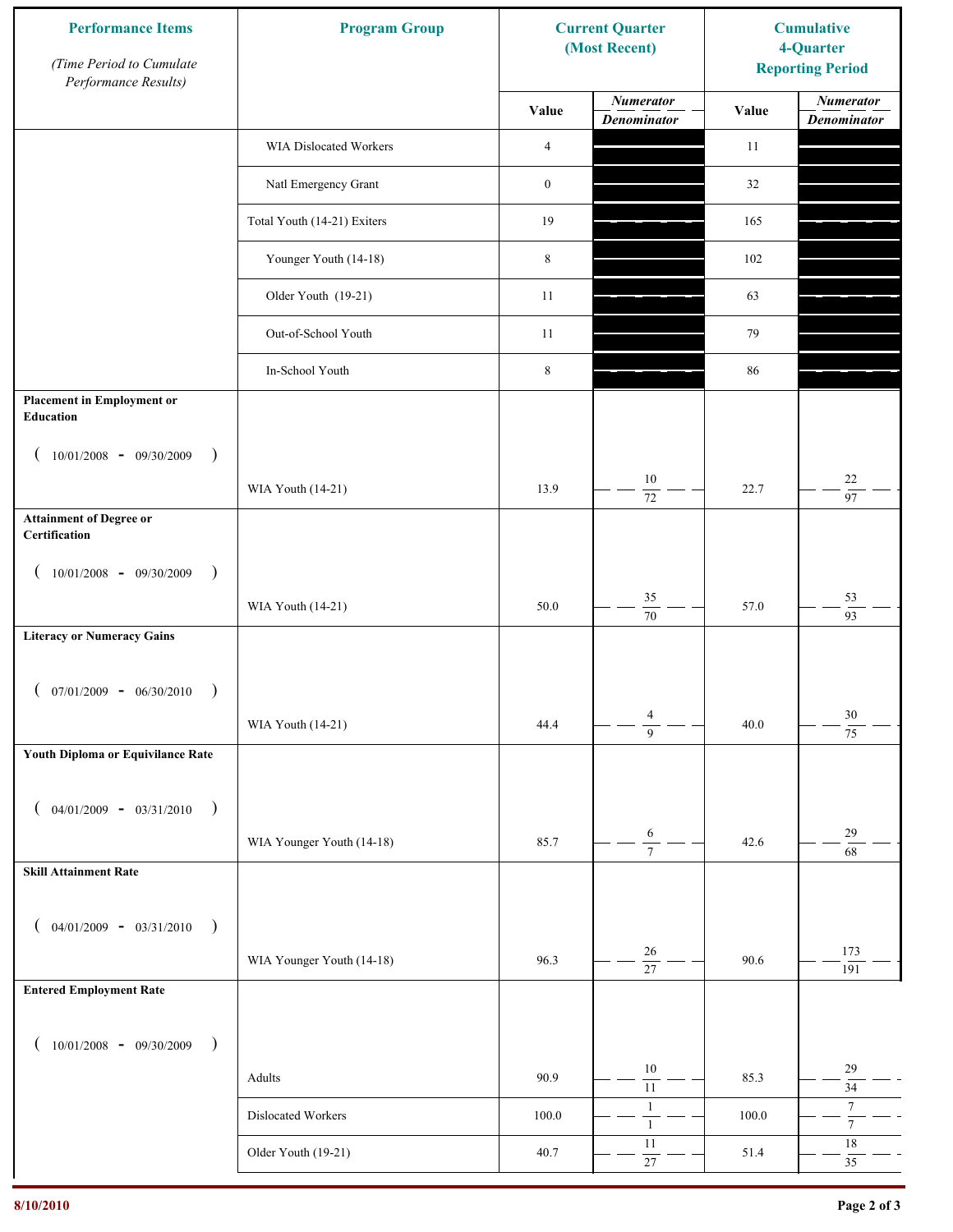| Performance Items *(Time Period to Cumulate Performance Results)* | Program Group | Current Quarter (Most Recent) | | Cumulative 4-Quarter Reporting Period | |
|---|---|---|---|---|---|
| | | Value | *Numerator* / *Denominator* | Value | *Numerator* / *Denominator* |
| | WIA Dislocated Workers | 4 | | 11 | |
| | Natl Emergency Grant | 0 | | 32 | |
| | Total Youth (14-21) Exiters | 19 | | 165 | |
| | Younger Youth (14-18) | 8 | | 102 | |
| | Older Youth (19-21) | 11 | | 63 | |
| | Out-of-School Youth | 11 | | 79 | |
| | In-School Youth | 8 | | 86 | |
| **Placement in Employment or Education** ( 10/01/2008 - 09/30/2009 ) | WIA Youth (14-21) | 13.9 | 10 / 72 | 22.7 | 22 / 97 |
| **Attainment of Degree or Certification** ( 10/01/2008 - 09/30/2009 ) | WIA Youth (14-21) | 50.0 | 35 / 70 | 57.0 | 53 / 93 |
| **Literacy or Numeracy Gains** ( 07/01/2009 - 06/30/2010 ) | WIA Youth (14-21) | 44.4 | 4 / 9 | 40.0 | 30 / 75 |
| **Youth Diploma or Equivilance Rate** ( 04/01/2009 - 03/31/2010 ) | WIA Younger Youth (14-18) | 85.7 | 6 / 7 | 42.6 | 29 / 68 |
| **Skill Attainment Rate** ( 04/01/2009 - 03/31/2010 ) | WIA Younger Youth (14-18) | 96.3 | 26 / 27 | 90.6 | 173 / 191 |
| **Entered Employment Rate** ( 10/01/2008 - 09/30/2009 ) | Adults | 90.9 | 10 / 11 | 85.3 | 29 / 34 |
| | Dislocated Workers | 100.0 | 1 / 1 | 100.0 | 7 / 7 |
| | Older Youth (19-21) | 40.7 | 11 / 27 | 51.4 | 18 / 35 |

8/10/2010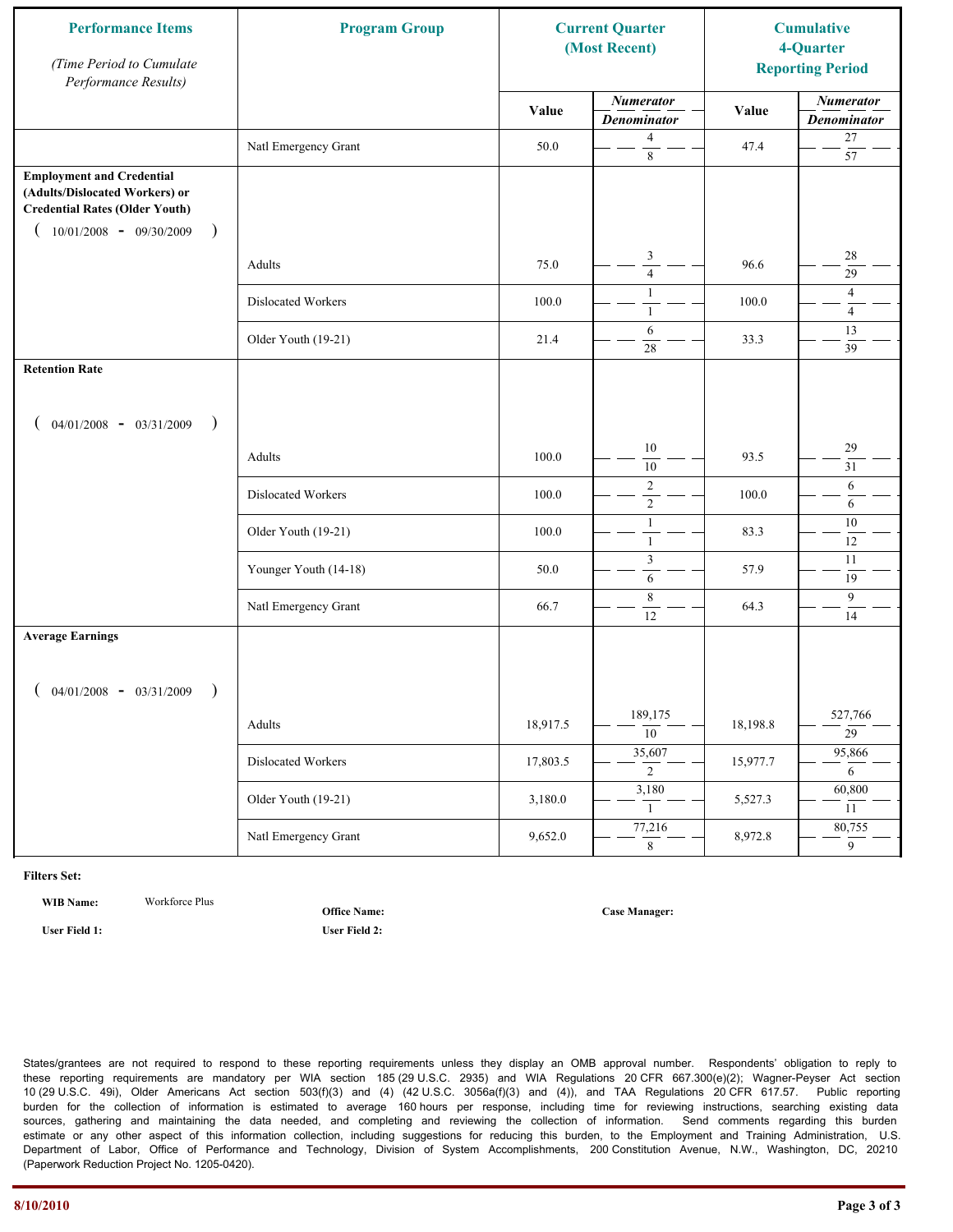| Performance Items *(Time Period to Cumulate Performance Results)* | Program Group | Current Quarter (Most Recent) | | Cumulative 4-Quarter Reporting Period | |
|---|---|---|---|---|---|
| | | Value | *Numerator* / *Denominator* | Value | *Numerator* / *Denominator* |
| | Natl Emergency Grant | 50.0 | 4 / 8 | 47.4 | 27 / 57 |
| **Employment and Credential (Adults/Dislocated Workers) or Credential Rates (Older Youth)** ( 10/01/2008 - 09/30/2009 ) | | | | | |
| | Adults | 75.0 | 3 / 4 | 96.6 | 28 / 29 |
| | Dislocated Workers | 100.0 | 1 / 1 | 100.0 | 4 / 4 |
| | Older Youth (19-21) | 21.4 | 6 / 28 | 33.3 | 13 / 39 |
| **Retention Rate** ( 04/01/2008 - 03/31/2009 ) | | | | | |
| | Adults | 100.0 | 10 / 10 | 93.5 | 29 / 31 |
| | Dislocated Workers | 100.0 | 2 / 2 | 100.0 | 6 / 6 |
| | Older Youth (19-21) | 100.0 | 1 / 1 | 83.3 | 10 / 12 |
| | Younger Youth (14-18) | 50.0 | 3 / 6 | 57.9 | 11 / 19 |
| | Natl Emergency Grant | 66.7 | 8 / 12 | 64.3 | 9 / 14 |
| **Average Earnings** ( 04/01/2008 - 03/31/2009 ) | | | | | |
| | Adults | 18,917.5 | 189,175 / 10 | 18,198.8 | 527,766 / 29 |
| | Dislocated Workers | 17,803.5 | 35,607 / 2 | 15,977.7 | 95,866 / 6 |
| | Older Youth (19-21) | 3,180.0 | 3,180 / 1 | 5,527.3 | 60,800 / 11 |
| | Natl Emergency Grant | 9,652.0 | 77,216 / 8 | 8,972.8 | 80,755 / 9 |

**Filters Set:**

**WIB Name:** Workforce Plus

**Office Name:**

**Case Manager:**

**User Field 1:**

**User Field 2:**

States/grantees are not required to respond to these reporting requirements unless they display an OMB approval number. Respondents' obligation to reply to these reporting requirements are mandatory per WIA section 185 (29 U.S.C. 2935) and WIA Regulations 20 CFR 667.300(e)(2); Wagner-Peyser Act section 10 (29 U.S.C. 49i), Older Americans Act section 503(f)(3) and (4) (42 U.S.C. 3056a(f)(3) and (4)), and TAA Regulations 20 CFR 617.57. Public reporting burden for the collection of information is estimated to average 160 hours per response, including time for reviewing instructions, searching existing data sources, gathering and maintaining the data needed, and completing and reviewing the collection of information. Send comments regarding this burden estimate or any other aspect of this information collection, including suggestions for reducing this burden, to the Employment and Training Administration, U.S. Department of Labor, Office of Performance and Technology, Division of System Accomplishments, 200 Constitution Avenue, N.W., Washington, DC, 20210 (Paperwork Reduction Project No. 1205-0420).

8/10/2010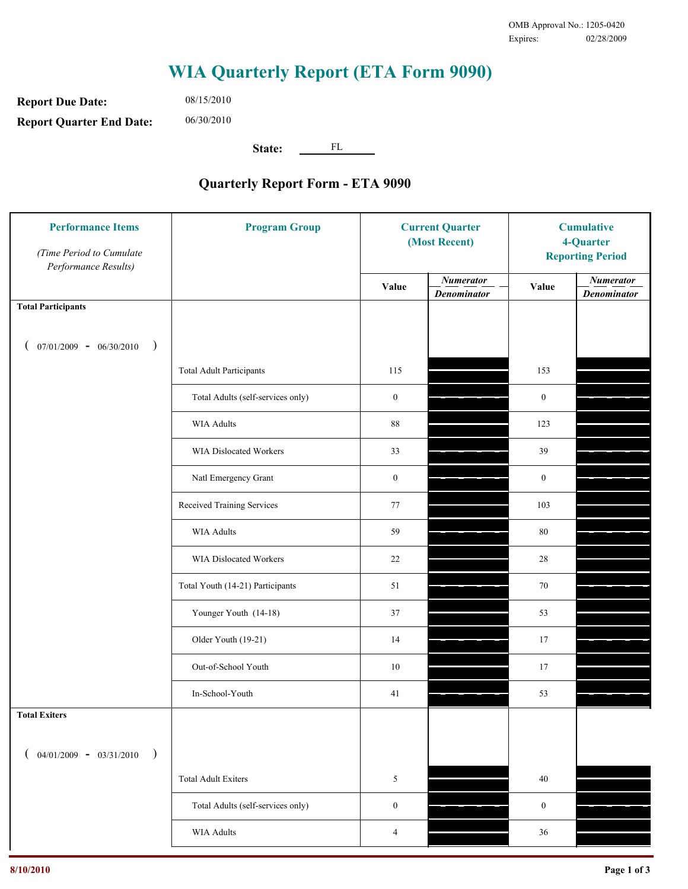OMB Approval No.: 1205-0420
Expires: 02/28/2009

# WIA Quarterly Report (ETA Form 9090)

**Report Due Date:** 08/15/2010

**Report Quarter End Date:** 06/30/2010

**State:** FL

## Quarterly Report Form - ETA 9090

| Performance Items *(Time Period to Cumulate Performance Results)* | Program Group | Current Quarter (Most Recent) Value | Current Quarter Numerator / Denominator | Cumulative 4-Quarter Reporting Period Value | Cumulative 4-Quarter Numerator / Denominator |
|---|---|---|---|---|---|
| **Total Participants** ( 07/01/2009 - 06/30/2010 ) | | | | | |
| | Total Adult Participants | 115 | | 153 | |
| | Total Adults (self-services only) | 0 | | 0 | |
| | WIA Adults | 88 | | 123 | |
| | WIA Dislocated Workers | 33 | | 39 | |
| | Natl Emergency Grant | 0 | | 0 | |
| | Received Training Services | 77 | | 103 | |
| | WIA Adults | 59 | | 80 | |
| | WIA Dislocated Workers | 22 | | 28 | |
| | Total Youth (14-21) Participants | 51 | | 70 | |
| | Younger Youth (14-18) | 37 | | 53 | |
| | Older Youth (19-21) | 14 | | 17 | |
| | Out-of-School Youth | 10 | | 17 | |
| | In-School-Youth | 41 | | 53 | |
| **Total Exiters** ( 04/01/2009 - 03/31/2010 ) | | | | | |
| | Total Adult Exiters | 5 | | 40 | |
| | Total Adults (self-services only) | 0 | | 0 | |
| | WIA Adults | 4 | | 36 | |

8/10/2010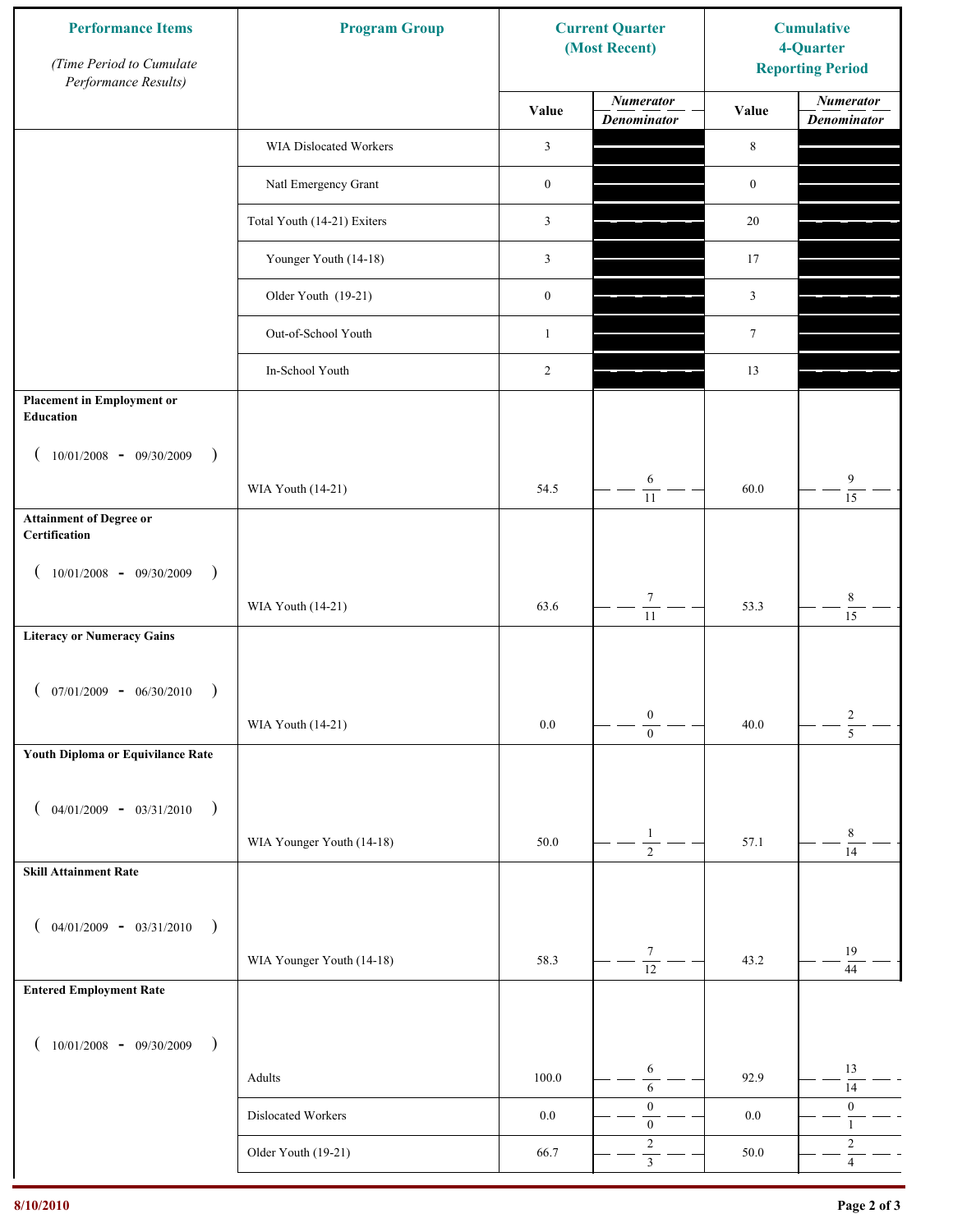| Performance Items *(Time Period to Cumulate Performance Results)* | Program Group | Current Quarter (Most Recent) | | Cumulative 4-Quarter Reporting Period | |
|---|---|---|---|---|---|
| | | Value | *Numerator* / *Denominator* | Value | *Numerator* / *Denominator* |
| | WIA Dislocated Workers | 3 | | 8 | |
| | Natl Emergency Grant | 0 | | 0 | |
| | Total Youth (14-21) Exiters | 3 | | 20 | |
| | Younger Youth (14-18) | 3 | | 17 | |
| | Older Youth (19-21) | 0 | | 3 | |
| | Out-of-School Youth | 1 | | 7 | |
| | In-School Youth | 2 | | 13 | |
| **Placement in Employment or Education** ( 10/01/2008 - 09/30/2009 ) | WIA Youth (14-21) | 54.5 | 6 / 11 | 60.0 | 9 / 15 |
| **Attainment of Degree or Certification** ( 10/01/2008 - 09/30/2009 ) | WIA Youth (14-21) | 63.6 | 7 / 11 | 53.3 | 8 / 15 |
| **Literacy or Numeracy Gains** ( 07/01/2009 - 06/30/2010 ) | WIA Youth (14-21) | 0.0 | 0 / 0 | 40.0 | 2 / 5 |
| **Youth Diploma or Equivilance Rate** ( 04/01/2009 - 03/31/2010 ) | WIA Younger Youth (14-18) | 50.0 | 1 / 2 | 57.1 | 8 / 14 |
| **Skill Attainment Rate** ( 04/01/2009 - 03/31/2010 ) | WIA Younger Youth (14-18) | 58.3 | 7 / 12 | 43.2 | 19 / 44 |
| **Entered Employment Rate** ( 10/01/2008 - 09/30/2009 ) | Adults | 100.0 | 6 / 6 | 92.9 | 13 / 14 |
| | Dislocated Workers | 0.0 | 0 / 0 | 0.0 | 0 / 1 |
| | Older Youth (19-21) | 66.7 | 2 / 3 | 50.0 | 2 / 4 |

8/10/2010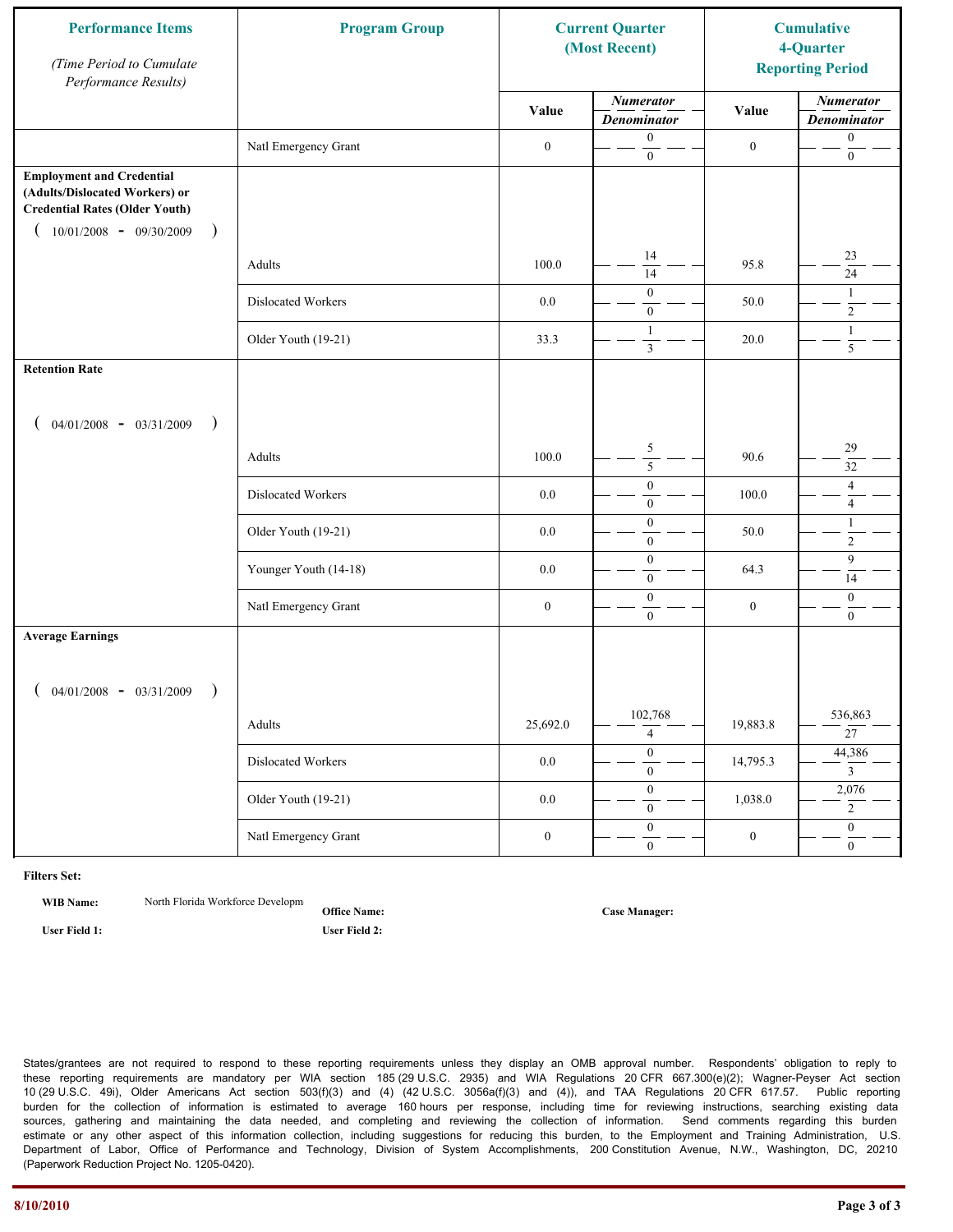| Performance Items *(Time Period to Cumulate Performance Results)* | Program Group | Current Quarter (Most Recent) | | Cumulative 4-Quarter Reporting Period | |
|---|---|---|---|---|---|
| | | Value | *Numerator* / *Denominator* | Value | *Numerator* / *Denominator* |
| | Natl Emergency Grant | 0 | 0 / 0 | 0 | 0 / 0 |
| **Employment and Credential (Adults/Dislocated Workers) or Credential Rates (Older Youth)** ( 10/01/2008 - 09/30/2009 ) | Adults | 100.0 | 14 / 14 | 95.8 | 23 / 24 |
| | Dislocated Workers | 0.0 | 0 / 0 | 50.0 | 1 / 2 |
| | Older Youth (19-21) | 33.3 | 1 / 3 | 20.0 | 1 / 5 |
| **Retention Rate** ( 04/01/2008 - 03/31/2009 ) | Adults | 100.0 | 5 / 5 | 90.6 | 29 / 32 |
| | Dislocated Workers | 0.0 | 0 / 0 | 100.0 | 4 / 4 |
| | Older Youth (19-21) | 0.0 | 0 / 0 | 50.0 | 1 / 2 |
| | Younger Youth (14-18) | 0.0 | 0 / 0 | 64.3 | 9 / 14 |
| | Natl Emergency Grant | 0 | 0 / 0 | 0 | 0 / 0 |
| **Average Earnings** ( 04/01/2008 - 03/31/2009 ) | Adults | 25,692.0 | 102,768 / 4 | 19,883.8 | 536,863 / 27 |
| | Dislocated Workers | 0.0 | 0 / 0 | 14,795.3 | 44,386 / 3 |
| | Older Youth (19-21) | 0.0 | 0 / 0 | 1,038.0 | 2,076 / 2 |
| | Natl Emergency Grant | 0 | 0 / 0 | 0 | 0 / 0 |

**Filters Set:**

**WIB Name:** North Florida Workforce Developm **Office Name:** **Case Manager:**

**User Field 1:** **User Field 2:**

States/grantees are not required to respond to these reporting requirements unless they display an OMB approval number. Respondents' obligation to reply to these reporting requirements are mandatory per WIA section 185 (29 U.S.C. 2935) and WIA Regulations 20 CFR 667.300(e)(2); Wagner-Peyser Act section 10 (29 U.S.C. 49i), Older Americans Act section 503(f)(3) and (4) (42 U.S.C. 3056a(f)(3) and (4)), and TAA Regulations 20 CFR 617.57. Public reporting burden for the collection of information is estimated to average 160 hours per response, including time for reviewing instructions, searching existing data sources, gathering and maintaining the data needed, and completing and reviewing the collection of information. Send comments regarding this burden estimate or any other aspect of this information collection, including suggestions for reducing this burden, to the Employment and Training Administration, U.S. Department of Labor, Office of Performance and Technology, Division of System Accomplishments, 200 Constitution Avenue, N.W., Washington, DC, 20210 (Paperwork Reduction Project No. 1205-0420).

8/10/2010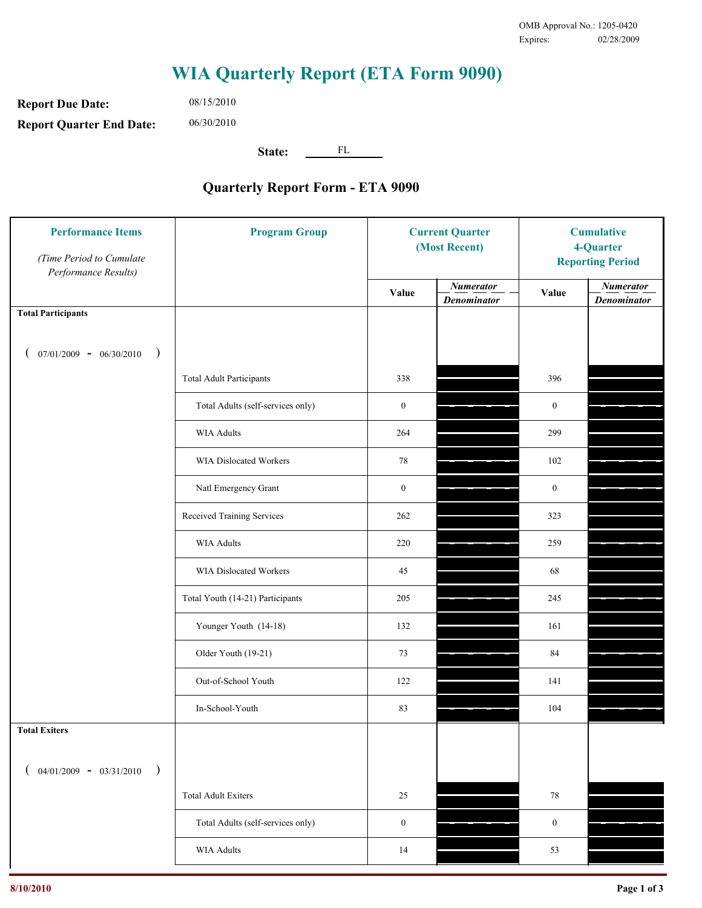OMB Approval No.: 1205-0420
Expires: 02/28/2009

# WIA Quarterly Report (ETA Form 9090)

**Report Due Date:** 08/15/2010

**Report Quarter End Date:** 06/30/2010

**State:** FL

## Quarterly Report Form - ETA 9090

| Performance Items (Time Period to Cumulate Performance Results) | Program Group | Current Quarter (Most Recent) | | Cumulative 4-Quarter Reporting Period | |
|---|---|---|---|---|---|
| | | Value | Numerator / Denominator | Value | Numerator / Denominator |
| **Total Participants** ( 07/01/2009 - 06/30/2010 ) | | | | | |
| | Total Adult Participants | 338 | | 396 | |
| | Total Adults (self-services only) | 0 | | 0 | |
| | WIA Adults | 264 | | 299 | |
| | WIA Dislocated Workers | 78 | | 102 | |
| | Natl Emergency Grant | 0 | | 0 | |
| | Received Training Services | 262 | | 323 | |
| | WIA Adults | 220 | | 259 | |
| | WIA Dislocated Workers | 45 | | 68 | |
| | Total Youth (14-21) Participants | 205 | | 245 | |
| | Younger Youth (14-18) | 132 | | 161 | |
| | Older Youth (19-21) | 73 | | 84 | |
| | Out-of-School Youth | 122 | | 141 | |
| | In-School-Youth | 83 | | 104 | |
| **Total Exiters** ( 04/01/2009 - 03/31/2010 ) | | | | | |
| | Total Adult Exiters | 25 | | 78 | |
| | Total Adults (self-services only) | 0 | | 0 | |
| | WIA Adults | 14 | | 53 | |

8/10/2010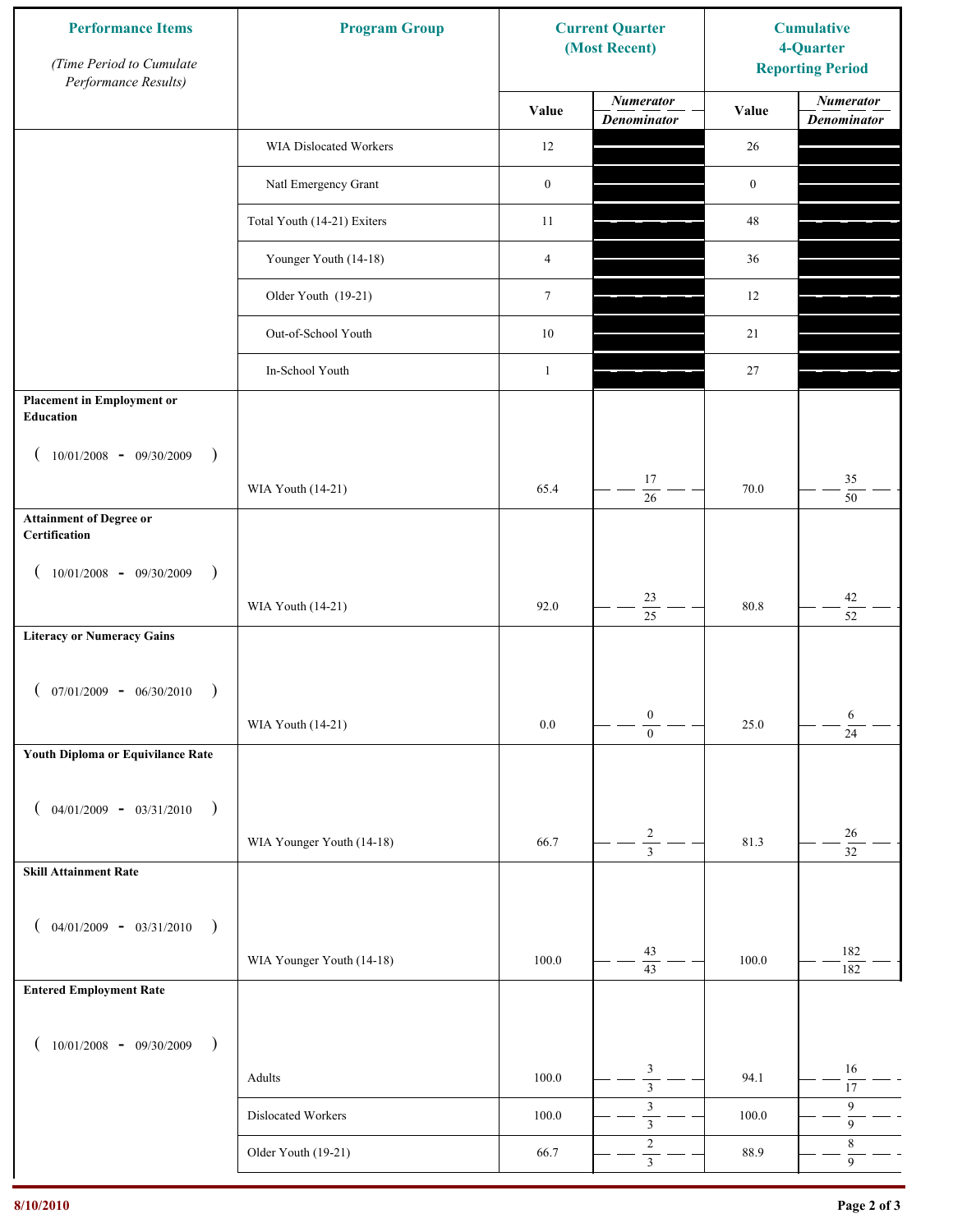| Performance Items (Time Period to Cumulate Performance Results) | Program Group | Current Quarter (Most Recent) | | Cumulative 4-Quarter Reporting Period | |
|---|---|---|---|---|---|
| | | Value | Numerator / Denominator | Value | Numerator / Denominator |
| | WIA Dislocated Workers | 12 | | 26 | |
| | Natl Emergency Grant | 0 | | 0 | |
| | Total Youth (14-21) Exiters | 11 | | 48 | |
| | Younger Youth (14-18) | 4 | | 36 | |
| | Older Youth (19-21) | 7 | | 12 | |
| | Out-of-School Youth | 10 | | 21 | |
| | In-School Youth | 1 | | 27 | |
| **Placement in Employment or Education** (10/01/2008 - 09/30/2009) | WIA Youth (14-21) | 65.4 | 17 / 26 | 70.0 | 35 / 50 |
| **Attainment of Degree or Certification** (10/01/2008 - 09/30/2009) | WIA Youth (14-21) | 92.0 | 23 / 25 | 80.8 | 42 / 52 |
| **Literacy or Numeracy Gains** (07/01/2009 - 06/30/2010) | WIA Youth (14-21) | 0.0 | 0 / 0 | 25.0 | 6 / 24 |
| **Youth Diploma or Equivilance Rate** (04/01/2009 - 03/31/2010) | WIA Younger Youth (14-18) | 66.7 | 2 / 3 | 81.3 | 26 / 32 |
| **Skill Attainment Rate** (04/01/2009 - 03/31/2010) | WIA Younger Youth (14-18) | 100.0 | 43 / 43 | 100.0 | 182 / 182 |
| **Entered Employment Rate** (10/01/2008 - 09/30/2009) | Adults | 100.0 | 3 / 3 | 94.1 | 16 / 17 |
| | Dislocated Workers | 100.0 | 3 / 3 | 100.0 | 9 / 9 |
| | Older Youth (19-21) | 66.7 | 2 / 3 | 88.9 | 8 / 9 |

8/10/2010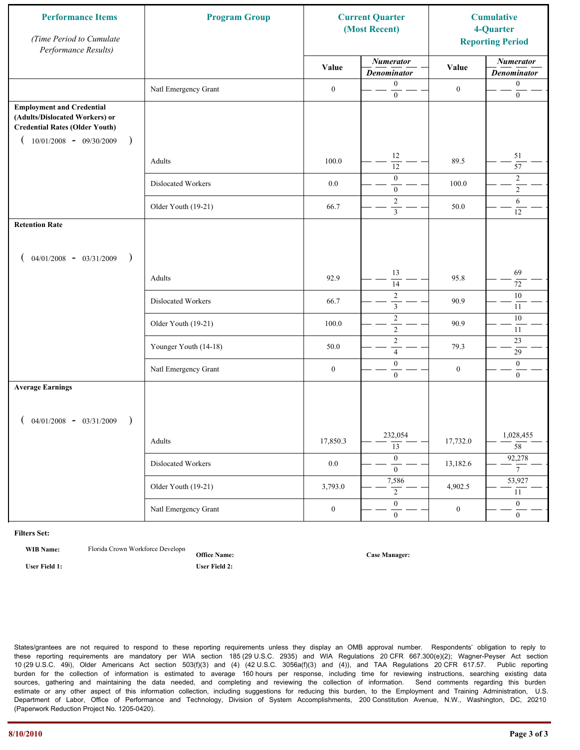| Performance Items *(Time Period to Cumulate Performance Results)* | Program Group | Current Quarter (Most Recent) | | Cumulative 4-Quarter Reporting Period | |
|---|---|---|---|---|---|
| | | Value | *Numerator* / *Denominator* | Value | *Numerator* / *Denominator* |
| | Natl Emergency Grant | 0 | 0 / 0 | 0 | 0 / 0 |
| **Employment and Credential (Adults/Dislocated Workers) or Credential Rates (Older Youth)** ( 10/01/2008 - 09/30/2009 ) | Adults | 100.0 | 12 / 12 | 89.5 | 51 / 57 |
| | Dislocated Workers | 0.0 | 0 / 0 | 100.0 | 2 / 2 |
| | Older Youth (19-21) | 66.7 | 2 / 3 | 50.0 | 6 / 12 |
| **Retention Rate** ( 04/01/2008 - 03/31/2009 ) | Adults | 92.9 | 13 / 14 | 95.8 | 69 / 72 |
| | Dislocated Workers | 66.7 | 2 / 3 | 90.9 | 10 / 11 |
| | Older Youth (19-21) | 100.0 | 2 / 2 | 90.9 | 10 / 11 |
| | Younger Youth (14-18) | 50.0 | 2 / 4 | 79.3 | 23 / 29 |
| | Natl Emergency Grant | 0 | 0 / 0 | 0 | 0 / 0 |
| **Average Earnings** ( 04/01/2008 - 03/31/2009 ) | Adults | 17,850.3 | 232,054 / 13 | 17,732.0 | 1,028,455 / 58 |
| | Dislocated Workers | 0.0 | 0 / 0 | 13,182.6 | 92,278 / 7 |
| | Older Youth (19-21) | 3,793.0 | 7,586 / 2 | 4,902.5 | 53,927 / 11 |
| | Natl Emergency Grant | 0 | 0 / 0 | 0 | 0 / 0 |

**Filters Set:**

**WIB Name:** Florida Crown Workforce Developn **Office Name:** **Case Manager:**

**User Field 1:** **User Field 2:**

States/grantees are not required to respond to these reporting requirements unless they display an OMB approval number. Respondents' obligation to reply to these reporting requirements are mandatory per WIA section 185 (29 U.S.C. 2935) and WIA Regulations 20 CFR 667.300(e)(2); Wagner-Peyser Act section 10 (29 U.S.C. 49i), Older Americans Act section 503(f)(3) and (4) (42 U.S.C. 3056a(f)(3) and (4)), and TAA Regulations 20 CFR 617.57. Public reporting burden for the collection of information is estimated to average 160 hours per response, including time for reviewing instructions, searching existing data sources, gathering and maintaining the data needed, and completing and reviewing the collection of information. Send comments regarding this burden estimate or any other aspect of this information collection, including suggestions for reducing this burden, to the Employment and Training Administration, U.S. Department of Labor, Office of Performance and Technology, Division of System Accomplishments, 200 Constitution Avenue, N.W., Washington, DC, 20210 (Paperwork Reduction Project No. 1205-0420).

8/10/2010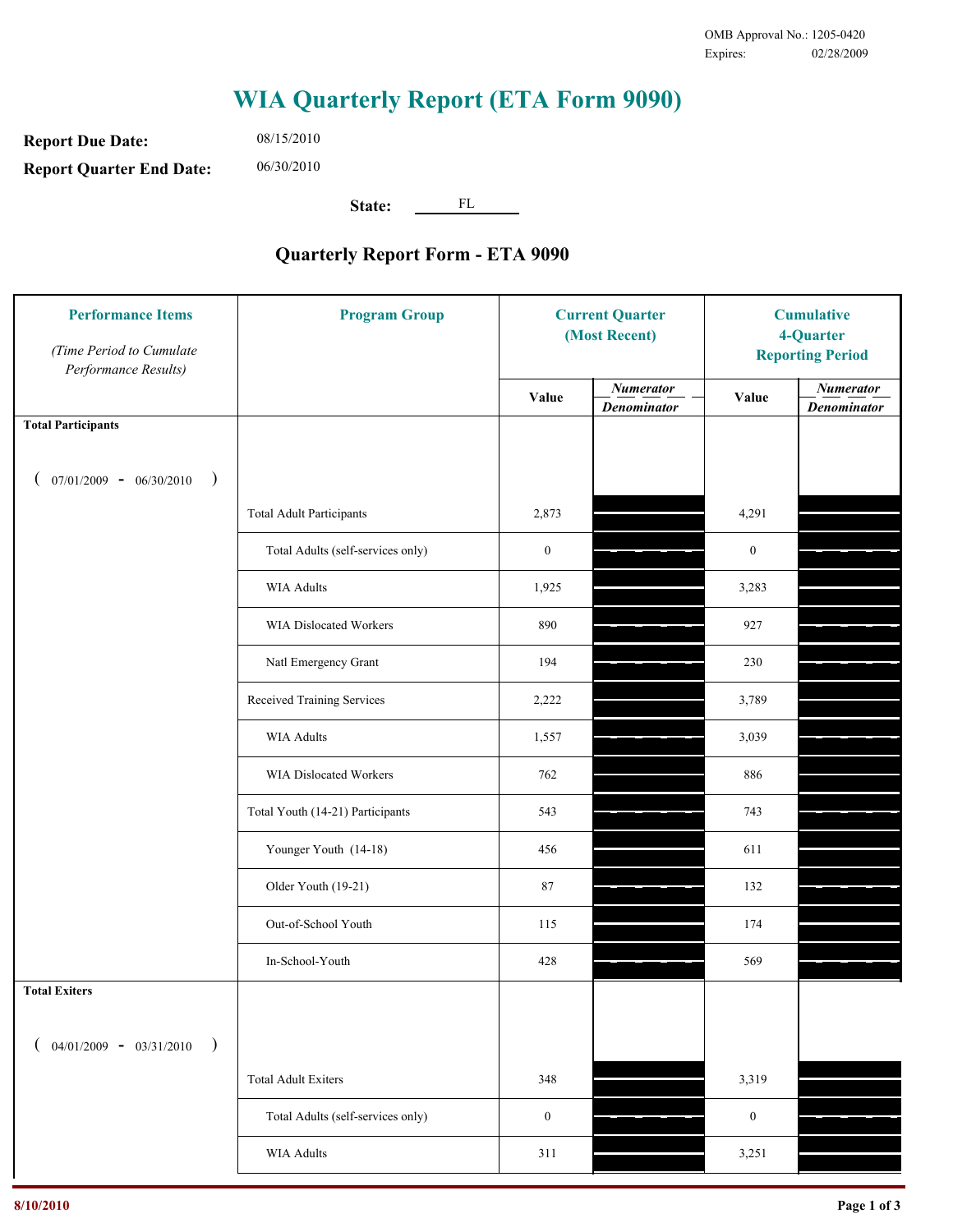OMB Approval No.: 1205-0420
Expires: 02/28/2009

# WIA Quarterly Report (ETA Form 9090)

**Report Due Date:** 08/15/2010

**Report Quarter End Date:** 06/30/2010

**State:** FL

## Quarterly Report Form - ETA 9090

| Performance Items *(Time Period to Cumulate Performance Results)* | Program Group | Current Quarter (Most Recent) Value | Current Quarter Numerator / Denominator | Cumulative 4-Quarter Reporting Period Value | Cumulative Numerator / Denominator |
|---|---|---|---|---|---|
| **Total Participants** ( 07/01/2009 - 06/30/2010 ) | | | | | |
| | Total Adult Participants | 2,873 | | 4,291 | |
| | Total Adults (self-services only) | 0 | | 0 | |
| | WIA Adults | 1,925 | | 3,283 | |
| | WIA Dislocated Workers | 890 | | 927 | |
| | Natl Emergency Grant | 194 | | 230 | |
| | Received Training Services | 2,222 | | 3,789 | |
| | WIA Adults | 1,557 | | 3,039 | |
| | WIA Dislocated Workers | 762 | | 886 | |
| | Total Youth (14-21) Participants | 543 | | 743 | |
| | Younger Youth (14-18) | 456 | | 611 | |
| | Older Youth (19-21) | 87 | | 132 | |
| | Out-of-School Youth | 115 | | 174 | |
| | In-School-Youth | 428 | | 569 | |
| **Total Exiters** ( 04/01/2009 - 03/31/2010 ) | | | | | |
| | Total Adult Exiters | 348 | | 3,319 | |
| | Total Adults (self-services only) | 0 | | 0 | |
| | WIA Adults | 311 | | 3,251 | |

8/10/2010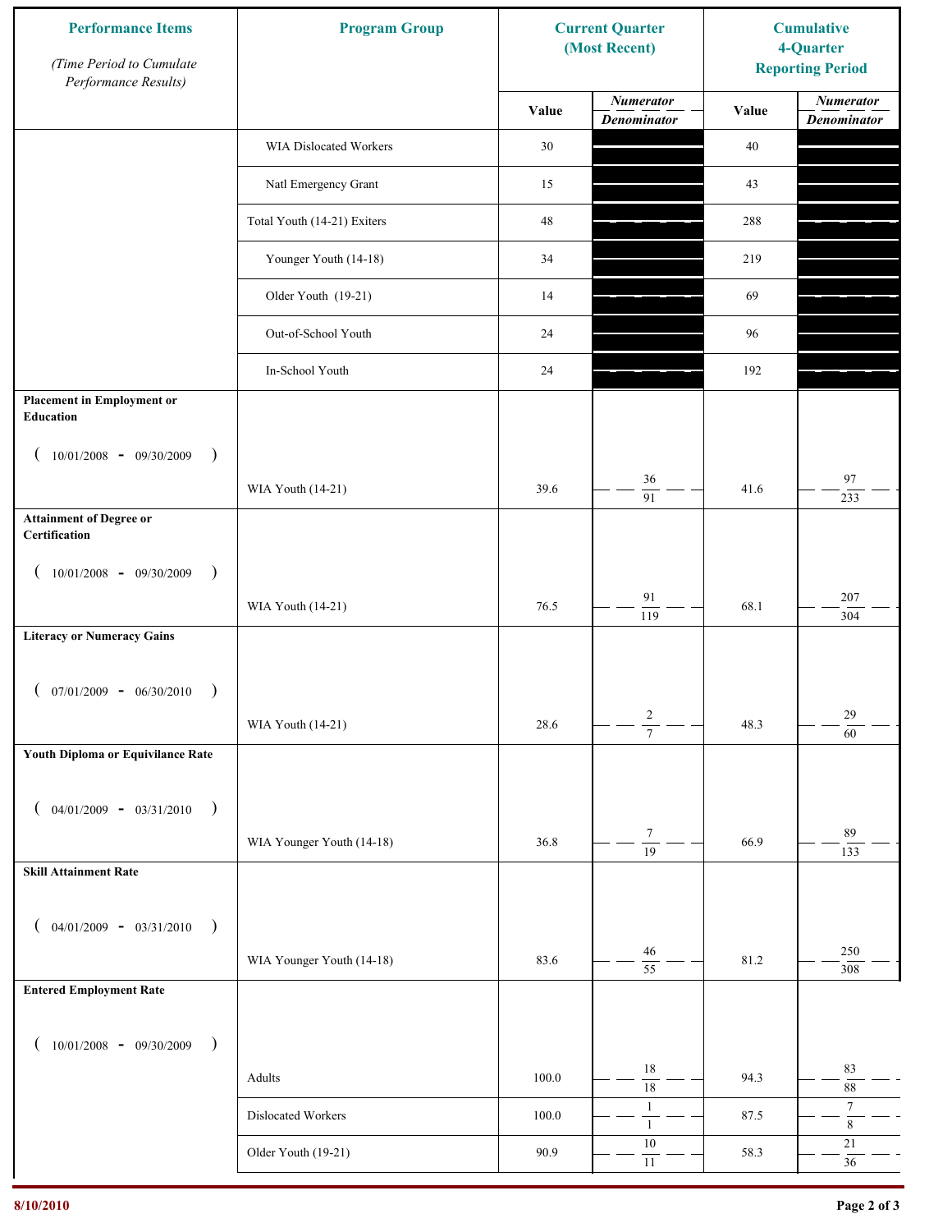| Performance Items (Time Period to Cumulate Performance Results) | Program Group | Current Quarter (Most Recent) Value | Current Quarter Numerator / Denominator | Cumulative 4-Quarter Reporting Period Value | Cumulative Numerator / Denominator |
|---|---|---|---|---|---|
| | WIA Dislocated Workers | 30 | | 40 | |
| | Natl Emergency Grant | 15 | | 43 | |
| | Total Youth (14-21) Exiters | 48 | | 288 | |
| | Younger Youth (14-18) | 34 | | 219 | |
| | Older Youth (19-21) | 14 | | 69 | |
| | Out-of-School Youth | 24 | | 96 | |
| | In-School Youth | 24 | | 192 | |
| **Placement in Employment or Education** ( 10/01/2008 - 09/30/2009 ) | WIA Youth (14-21) | 39.6 | 36 / 91 | 41.6 | 97 / 233 |
| **Attainment of Degree or Certification** ( 10/01/2008 - 09/30/2009 ) | WIA Youth (14-21) | 76.5 | 91 / 119 | 68.1 | 207 / 304 |
| **Literacy or Numeracy Gains** ( 07/01/2009 - 06/30/2010 ) | WIA Youth (14-21) | 28.6 | 2 / 7 | 48.3 | 29 / 60 |
| **Youth Diploma or Equivilance Rate** ( 04/01/2009 - 03/31/2010 ) | WIA Younger Youth (14-18) | 36.8 | 7 / 19 | 66.9 | 89 / 133 |
| **Skill Attainment Rate** ( 04/01/2009 - 03/31/2010 ) | WIA Younger Youth (14-18) | 83.6 | 46 / 55 | 81.2 | 250 / 308 |
| **Entered Employment Rate** ( 10/01/2008 - 09/30/2009 ) | Adults | 100.0 | 18 / 18 | 94.3 | 83 / 88 |
| | Dislocated Workers | 100.0 | 1 / 1 | 87.5 | 7 / 8 |
| | Older Youth (19-21) | 90.9 | 10 / 11 | 58.3 | 21 / 36 |

8/10/2010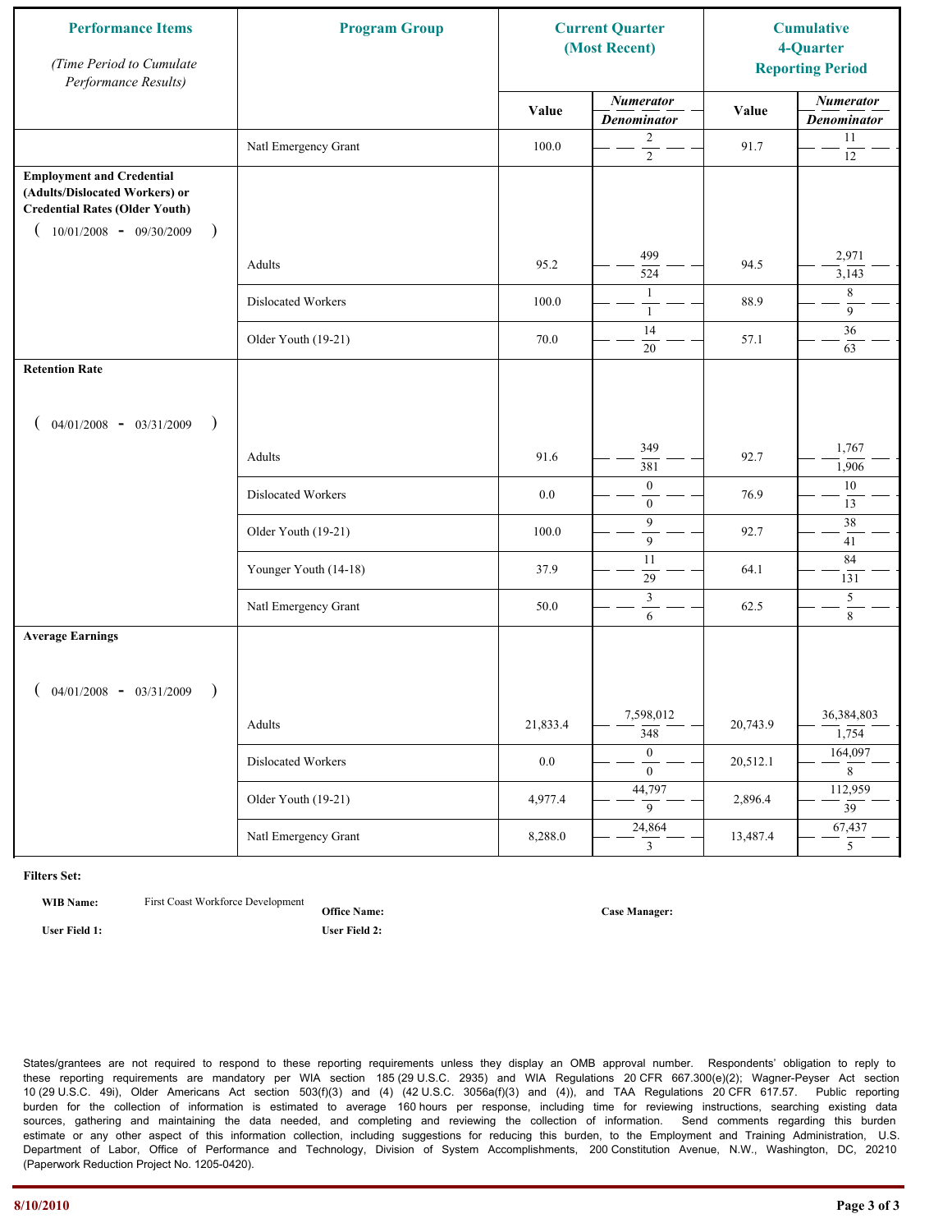| Performance Items *(Time Period to Cumulate Performance Results)* | Program Group | Current Quarter (Most Recent) | | Cumulative 4-Quarter Reporting Period | |
|---|---|---|---|---|---|
| | | Value | *Numerator* / *Denominator* | Value | *Numerator* / *Denominator* |
| | Natl Emergency Grant | 100.0 | 2 / 2 | 91.7 | 11 / 12 |
| **Employment and Credential (Adults/Dislocated Workers) or Credential Rates (Older Youth)** ( 10/01/2008 - 09/30/2009 ) | Adults | 95.2 | 499 / 524 | 94.5 | 2,971 / 3,143 |
| | Dislocated Workers | 100.0 | 1 / 1 | 88.9 | 8 / 9 |
| | Older Youth (19-21) | 70.0 | 14 / 20 | 57.1 | 36 / 63 |
| **Retention Rate** ( 04/01/2008 - 03/31/2009 ) | Adults | 91.6 | 349 / 381 | 92.7 | 1,767 / 1,906 |
| | Dislocated Workers | 0.0 | 0 / 0 | 76.9 | 10 / 13 |
| | Older Youth (19-21) | 100.0 | 9 / 9 | 92.7 | 38 / 41 |
| | Younger Youth (14-18) | 37.9 | 11 / 29 | 64.1 | 84 / 131 |
| | Natl Emergency Grant | 50.0 | 3 / 6 | 62.5 | 5 / 8 |
| **Average Earnings** ( 04/01/2008 - 03/31/2009 ) | Adults | 21,833.4 | 7,598,012 / 348 | 20,743.9 | 36,384,803 / 1,754 |
| | Dislocated Workers | 0.0 | 0 / 0 | 20,512.1 | 164,097 / 8 |
| | Older Youth (19-21) | 4,977.4 | 44,797 / 9 | 2,896.4 | 112,959 / 39 |
| | Natl Emergency Grant | 8,288.0 | 24,864 / 3 | 13,487.4 | 67,437 / 5 |

**Filters Set:**

**WIB Name:** First Coast Workforce Development  **Office Name:**  **Case Manager:**

**User Field 1:**  **User Field 2:**

States/grantees are not required to respond to these reporting requirements unless they display an OMB approval number. Respondents' obligation to reply to these reporting requirements are mandatory per WIA section 185 (29 U.S.C. 2935) and WIA Regulations 20 CFR 667.300(e)(2); Wagner-Peyser Act section 10 (29 U.S.C. 49i), Older Americans Act section 503(f)(3) and (4) (42 U.S.C. 3056a(f)(3) and (4)), and TAA Regulations 20 CFR 617.57. Public reporting burden for the collection of information is estimated to average 160 hours per response, including time for reviewing instructions, searching existing data sources, gathering and maintaining the data needed, and completing and reviewing the collection of information. Send comments regarding this burden estimate or any other aspect of this information collection, including suggestions for reducing this burden, to the Employment and Training Administration, U.S. Department of Labor, Office of Performance and Technology, Division of System Accomplishments, 200 Constitution Avenue, N.W., Washington, DC, 20210 (Paperwork Reduction Project No. 1205-0420).

8/10/2010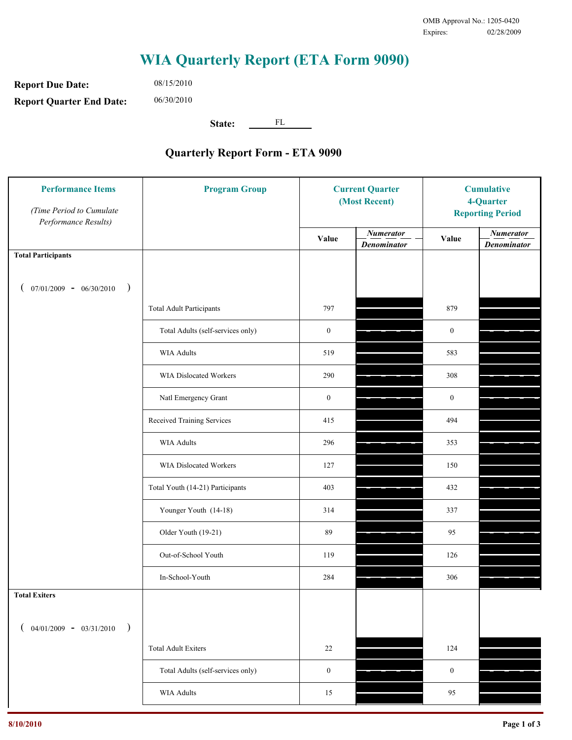OMB Approval No.: 1205-0420
Expires: 02/28/2009

# WIA Quarterly Report (ETA Form 9090)

**Report Due Date:** 08/15/2010

**Report Quarter End Date:** 06/30/2010

**State:** FL

## Quarterly Report Form - ETA 9090

| Performance Items *(Time Period to Cumulate Performance Results)* | Program Group | Current Quarter (Most Recent) | | Cumulative 4-Quarter Reporting Period | |
|---|---|---|---|---|---|
| | | Value | *Numerator* / *Denominator* | Value | *Numerator* / *Denominator* |
| **Total Participants** ( 07/01/2009 - 06/30/2010 ) | | | | | |
| | Total Adult Participants | 797 | | 879 | |
| | Total Adults (self-services only) | 0 | | 0 | |
| | WIA Adults | 519 | | 583 | |
| | WIA Dislocated Workers | 290 | | 308 | |
| | Natl Emergency Grant | 0 | | 0 | |
| | Received Training Services | 415 | | 494 | |
| | WIA Adults | 296 | | 353 | |
| | WIA Dislocated Workers | 127 | | 150 | |
| | Total Youth (14-21) Participants | 403 | | 432 | |
| | Younger Youth (14-18) | 314 | | 337 | |
| | Older Youth (19-21) | 89 | | 95 | |
| | Out-of-School Youth | 119 | | 126 | |
| | In-School-Youth | 284 | | 306 | |
| **Total Exiters** ( 04/01/2009 - 03/31/2010 ) | | | | | |
| | Total Adult Exiters | 22 | | 124 | |
| | Total Adults (self-services only) | 0 | | 0 | |
| | WIA Adults | 15 | | 95 | |

8/10/2010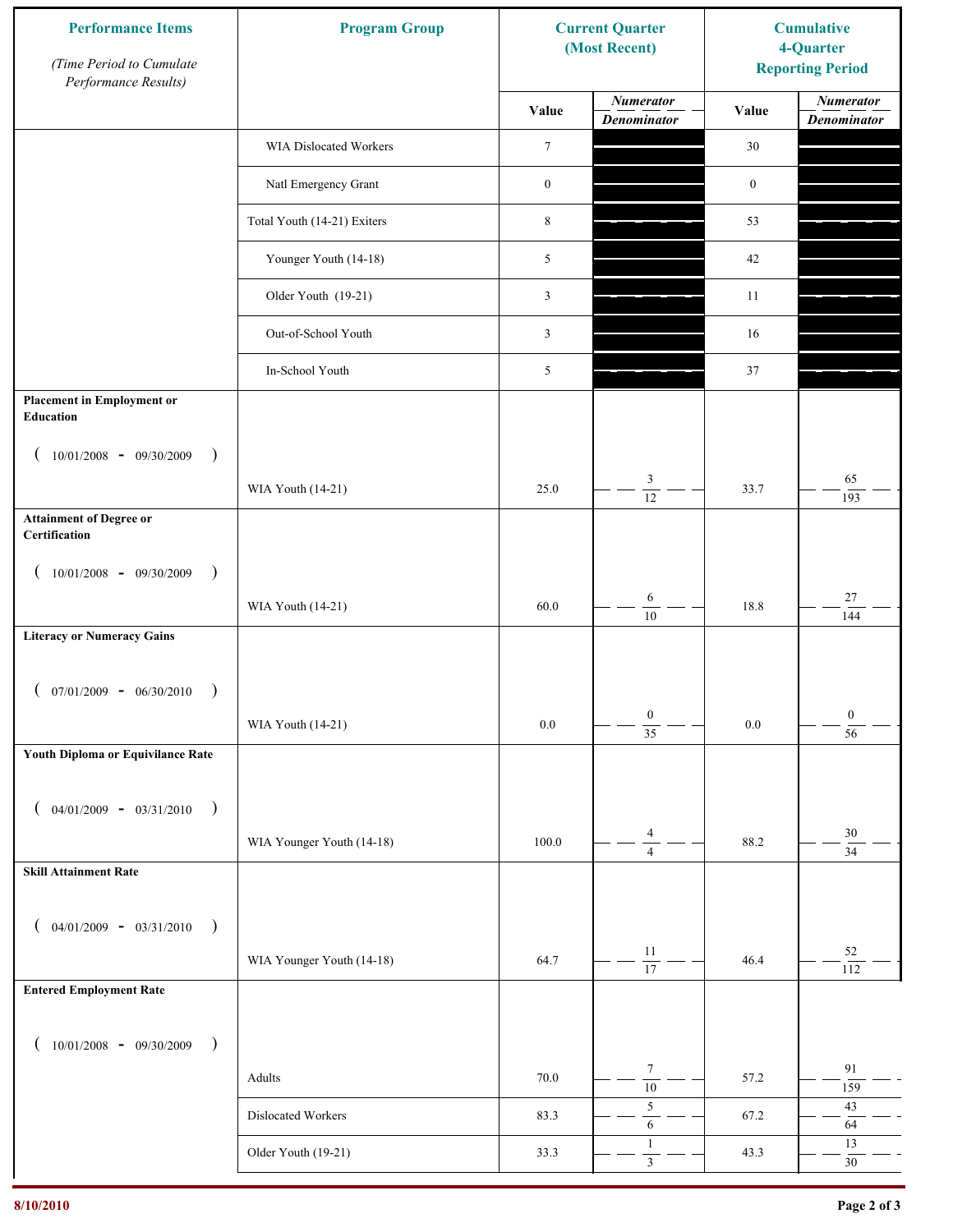| Performance Items (Time Period to Cumulate Performance Results) | Program Group | Current Quarter (Most Recent) | | Cumulative 4-Quarter Reporting Period | |
|---|---|---|---|---|---|
| | | Value | Numerator / Denominator | Value | Numerator / Denominator |
| | WIA Dislocated Workers | 7 | | 30 | |
| | Natl Emergency Grant | 0 | | 0 | |
| | Total Youth (14-21) Exiters | 8 | | 53 | |
| | Younger Youth (14-18) | 5 | | 42 | |
| | Older Youth (19-21) | 3 | | 11 | |
| | Out-of-School Youth | 3 | | 16 | |
| | In-School Youth | 5 | | 37 | |
| **Placement in Employment or Education** ( 10/01/2008 - 09/30/2009 ) | WIA Youth (14-21) | 25.0 | 3 / 12 | 33.7 | 65 / 193 |
| **Attainment of Degree or Certification** ( 10/01/2008 - 09/30/2009 ) | WIA Youth (14-21) | 60.0 | 6 / 10 | 18.8 | 27 / 144 |
| **Literacy or Numeracy Gains** ( 07/01/2009 - 06/30/2010 ) | WIA Youth (14-21) | 0.0 | 0 / 35 | 0.0 | 0 / 56 |
| **Youth Diploma or Equivilance Rate** ( 04/01/2009 - 03/31/2010 ) | WIA Younger Youth (14-18) | 100.0 | 4 / 4 | 88.2 | 30 / 34 |
| **Skill Attainment Rate** ( 04/01/2009 - 03/31/2010 ) | WIA Younger Youth (14-18) | 64.7 | 11 / 17 | 46.4 | 52 / 112 |
| **Entered Employment Rate** ( 10/01/2008 - 09/30/2009 ) | Adults | 70.0 | 7 / 10 | 57.2 | 91 / 159 |
| | Dislocated Workers | 83.3 | 5 / 6 | 67.2 | 43 / 64 |
| | Older Youth (19-21) | 33.3 | 1 / 3 | 43.3 | 13 / 30 |

8/10/2010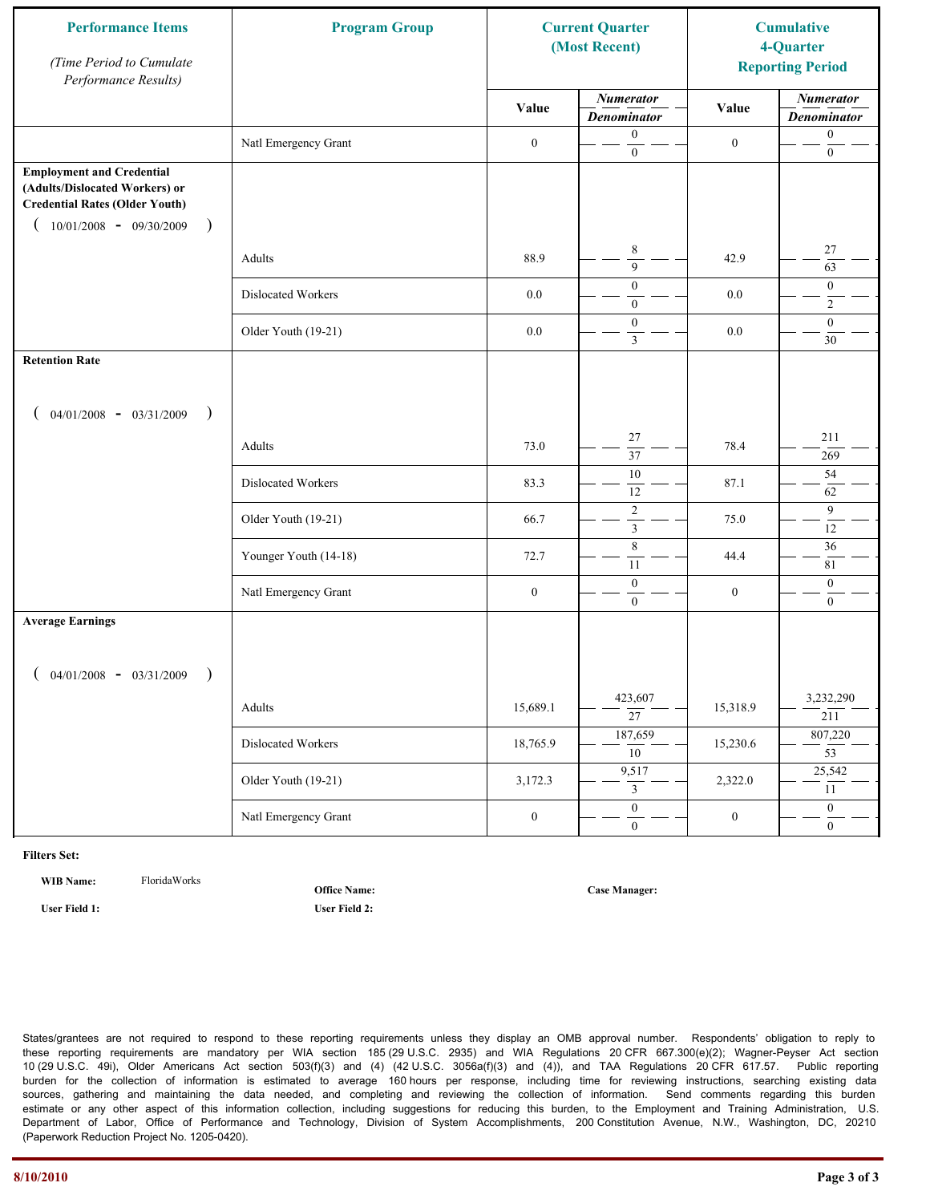| Performance Items *(Time Period to Cumulate Performance Results)* | Program Group | Current Quarter (Most Recent) | | Cumulative 4-Quarter Reporting Period | |
|---|---|---|---|---|---|
| | | Value | *Numerator* / *Denominator* | Value | *Numerator* / *Denominator* |
| | Natl Emergency Grant | 0 | 0 / 0 | 0 | 0 / 0 |
| **Employment and Credential (Adults/Dislocated Workers) or Credential Rates (Older Youth)** ( 10/01/2008 - 09/30/2009 ) | | | | | |
| | Adults | 88.9 | 8 / 9 | 42.9 | 27 / 63 |
| | Dislocated Workers | 0.0 | 0 / 0 | 0.0 | 0 / 2 |
| | Older Youth (19-21) | 0.0 | 0 / 3 | 0.0 | 0 / 30 |
| **Retention Rate** ( 04/01/2008 - 03/31/2009 ) | | | | | |
| | Adults | 73.0 | 27 / 37 | 78.4 | 211 / 269 |
| | Dislocated Workers | 83.3 | 10 / 12 | 87.1 | 54 / 62 |
| | Older Youth (19-21) | 66.7 | 2 / 3 | 75.0 | 9 / 12 |
| | Younger Youth (14-18) | 72.7 | 8 / 11 | 44.4 | 36 / 81 |
| | Natl Emergency Grant | 0 | 0 / 0 | 0 | 0 / 0 |
| **Average Earnings** ( 04/01/2008 - 03/31/2009 ) | | | | | |
| | Adults | 15,689.1 | 423,607 / 27 | 15,318.9 | 3,232,290 / 211 |
| | Dislocated Workers | 18,765.9 | 187,659 / 10 | 15,230.6 | 807,220 / 53 |
| | Older Youth (19-21) | 3,172.3 | 9,517 / 3 | 2,322.0 | 25,542 / 11 |
| | Natl Emergency Grant | 0 | 0 / 0 | 0 | 0 / 0 |

**Filters Set:**

**WIB Name:** FloridaWorks

**Office Name:**

**Case Manager:**

**User Field 1:**

**User Field 2:**

States/grantees are not required to respond to these reporting requirements unless they display an OMB approval number. Respondents' obligation to reply to these reporting requirements are mandatory per WIA section 185 (29 U.S.C. 2935) and WIA Regulations 20 CFR 667.300(e)(2); Wagner-Peyser Act section 10 (29 U.S.C. 49i), Older Americans Act section 503(f)(3) and (4) (42 U.S.C. 3056a(f)(3) and (4)), and TAA Regulations 20 CFR 617.57. Public reporting burden for the collection of information is estimated to average 160 hours per response, including time for reviewing instructions, searching existing data sources, gathering and maintaining the data needed, and completing and reviewing the collection of information. Send comments regarding this burden estimate or any other aspect of this information collection, including suggestions for reducing this burden, to the Employment and Training Administration, U.S. Department of Labor, Office of Performance and Technology, Division of System Accomplishments, 200 Constitution Avenue, N.W., Washington, DC, 20210 (Paperwork Reduction Project No. 1205-0420).

8/10/2010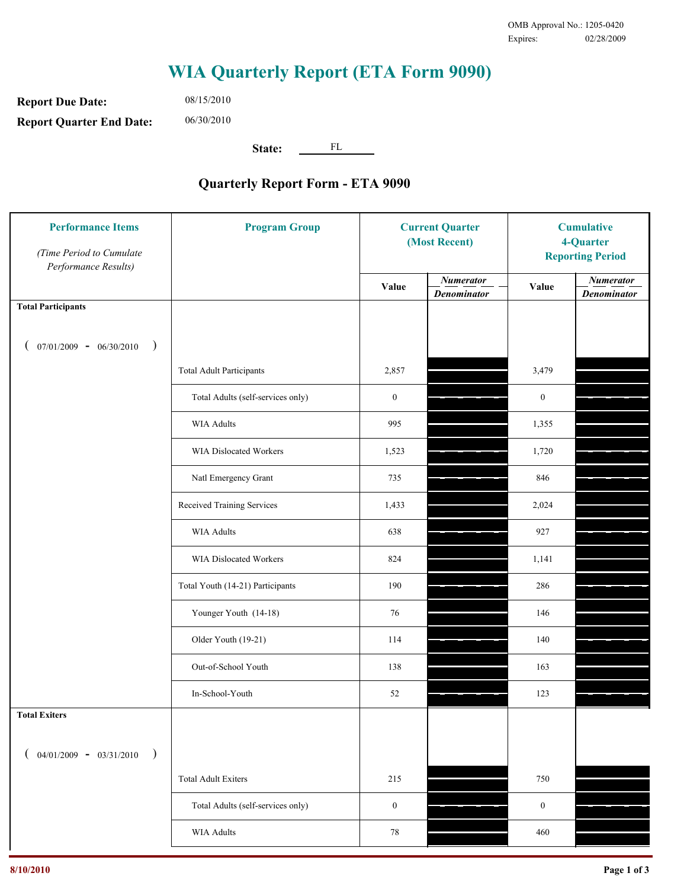OMB Approval No.: 1205-0420
Expires: 02/28/2009

# WIA Quarterly Report (ETA Form 9090)

**Report Due Date:** 08/15/2010

**Report Quarter End Date:** 06/30/2010

**State:** FL

## Quarterly Report Form - ETA 9090

| Performance Items *(Time Period to Cumulate Performance Results)* | Program Group | Current Quarter (Most Recent) | | Cumulative 4-Quarter Reporting Period | |
|---|---|---|---|---|---|
| | | Value | *Numerator / Denominator* | Value | *Numerator / Denominator* |
| **Total Participants** ( 07/01/2009 - 06/30/2010 ) | | | | | |
| | Total Adult Participants | 2,857 | | 3,479 | |
| | Total Adults (self-services only) | 0 | | 0 | |
| | WIA Adults | 995 | | 1,355 | |
| | WIA Dislocated Workers | 1,523 | | 1,720 | |
| | Natl Emergency Grant | 735 | | 846 | |
| | Received Training Services | 1,433 | | 2,024 | |
| | WIA Adults | 638 | | 927 | |
| | WIA Dislocated Workers | 824 | | 1,141 | |
| | Total Youth (14-21) Participants | 190 | | 286 | |
| | Younger Youth (14-18) | 76 | | 146 | |
| | Older Youth (19-21) | 114 | | 140 | |
| | Out-of-School Youth | 138 | | 163 | |
| | In-School-Youth | 52 | | 123 | |
| **Total Exiters** ( 04/01/2009 - 03/31/2010 ) | | | | | |
| | Total Adult Exiters | 215 | | 750 | |
| | Total Adults (self-services only) | 0 | | 0 | |
| | WIA Adults | 78 | | 460 | |

8/10/2010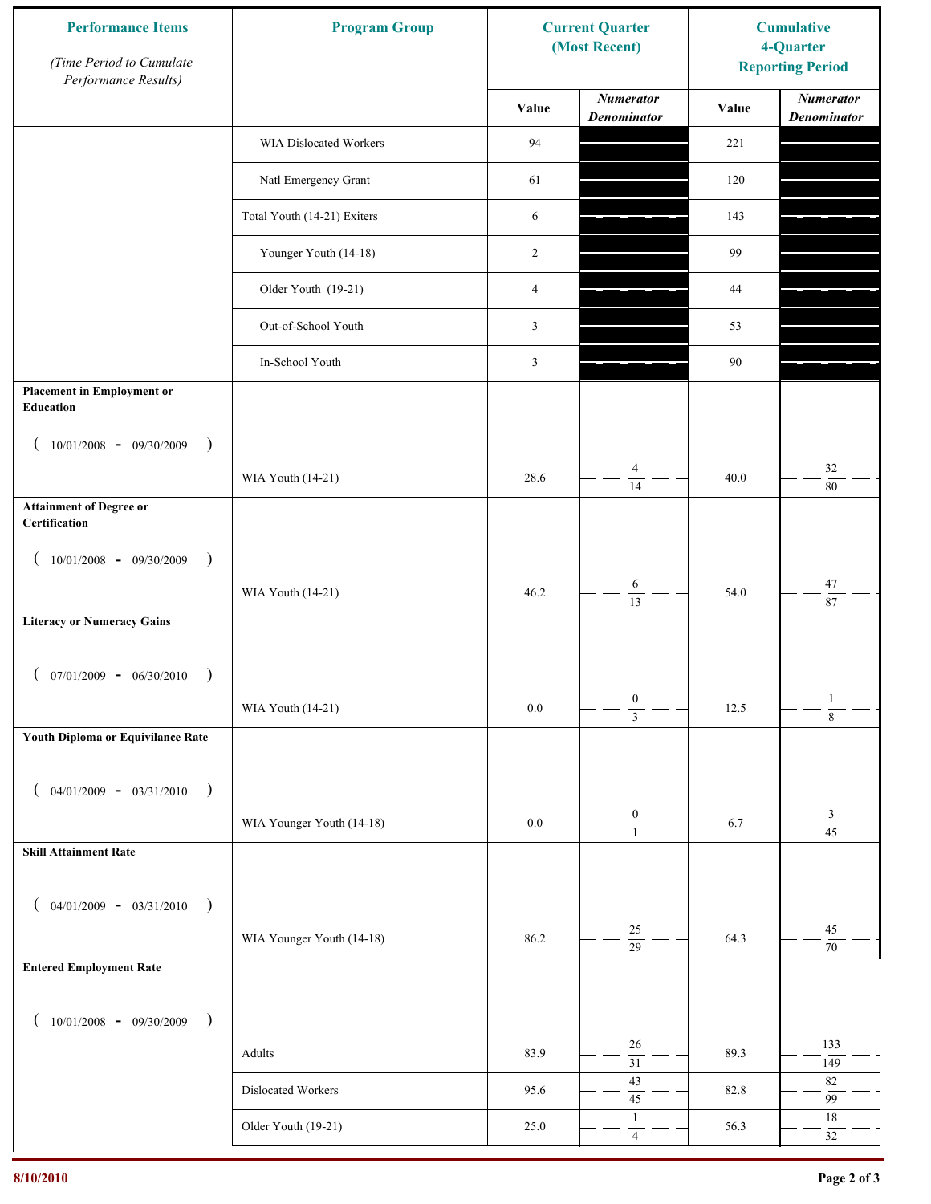| Performance Items *(Time Period to Cumulate Performance Results)* | Program Group | Current Quarter (Most Recent) | | Cumulative 4-Quarter Reporting Period | |
|---|---|---|---|---|---|
| | | Value | *Numerator* / *Denominator* | Value | *Numerator* / *Denominator* |
| | WIA Dislocated Workers | 94 | | 221 | |
| | Natl Emergency Grant | 61 | | 120 | |
| | Total Youth (14-21) Exiters | 6 | | 143 | |
| | Younger Youth (14-18) | 2 | | 99 | |
| | Older Youth (19-21) | 4 | | 44 | |
| | Out-of-School Youth | 3 | | 53 | |
| | In-School Youth | 3 | | 90 | |
| **Placement in Employment or Education** ( 10/01/2008 - 09/30/2009 ) | WIA Youth (14-21) | 28.6 | 4 / 14 | 40.0 | 32 / 80 |
| **Attainment of Degree or Certification** ( 10/01/2008 - 09/30/2009 ) | WIA Youth (14-21) | 46.2 | 6 / 13 | 54.0 | 47 / 87 |
| **Literacy or Numeracy Gains** ( 07/01/2009 - 06/30/2010 ) | WIA Youth (14-21) | 0.0 | 0 / 3 | 12.5 | 1 / 8 |
| **Youth Diploma or Equivilance Rate** ( 04/01/2009 - 03/31/2010 ) | WIA Younger Youth (14-18) | 0.0 | 0 / 1 | 6.7 | 3 / 45 |
| **Skill Attainment Rate** ( 04/01/2009 - 03/31/2010 ) | WIA Younger Youth (14-18) | 86.2 | 25 / 29 | 64.3 | 45 / 70 |
| **Entered Employment Rate** ( 10/01/2008 - 09/30/2009 ) | Adults | 83.9 | 26 / 31 | 89.3 | 133 / 149 |
| | Dislocated Workers | 95.6 | 43 / 45 | 82.8 | 82 / 99 |
| | Older Youth (19-21) | 25.0 | 1 / 4 | 56.3 | 18 / 32 |

8/10/2010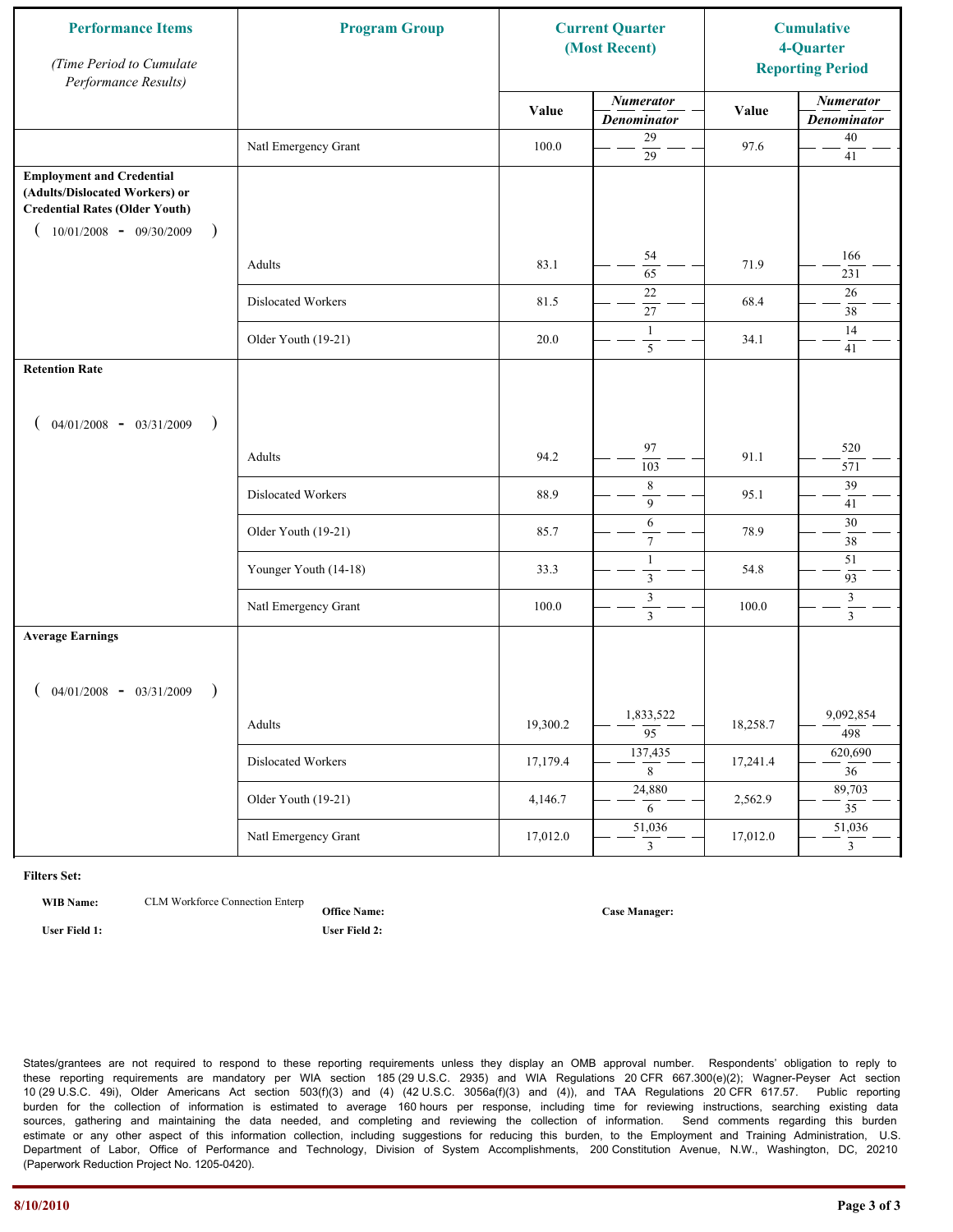| Performance Items *(Time Period to Cumulate Performance Results)* | Program Group | Current Quarter (Most Recent) | | Cumulative 4-Quarter Reporting Period | |
|---|---|---|---|---|---|
| | | Value | *Numerator* / *Denominator* | Value | *Numerator* / *Denominator* |
| | Natl Emergency Grant | 100.0 | 29 / 29 | 97.6 | 40 / 41 |
| **Employment and Credential (Adults/Dislocated Workers) or Credential Rates (Older Youth)** ( 10/01/2008 - 09/30/2009 ) | | | | | |
| | Adults | 83.1 | 54 / 65 | 71.9 | 166 / 231 |
| | Dislocated Workers | 81.5 | 22 / 27 | 68.4 | 26 / 38 |
| | Older Youth (19-21) | 20.0 | 1 / 5 | 34.1 | 14 / 41 |
| **Retention Rate** ( 04/01/2008 - 03/31/2009 ) | | | | | |
| | Adults | 94.2 | 97 / 103 | 91.1 | 520 / 571 |
| | Dislocated Workers | 88.9 | 8 / 9 | 95.1 | 39 / 41 |
| | Older Youth (19-21) | 85.7 | 6 / 7 | 78.9 | 30 / 38 |
| | Younger Youth (14-18) | 33.3 | 1 / 3 | 54.8 | 51 / 93 |
| | Natl Emergency Grant | 100.0 | 3 / 3 | 100.0 | 3 / 3 |
| **Average Earnings** ( 04/01/2008 - 03/31/2009 ) | | | | | |
| | Adults | 19,300.2 | 1,833,522 / 95 | 18,258.7 | 9,092,854 / 498 |
| | Dislocated Workers | 17,179.4 | 137,435 / 8 | 17,241.4 | 620,690 / 36 |
| | Older Youth (19-21) | 4,146.7 | 24,880 / 6 | 2,562.9 | 89,703 / 35 |
| | Natl Emergency Grant | 17,012.0 | 51,036 / 3 | 17,012.0 | 51,036 / 3 |

**Filters Set:**

**WIB Name:** CLM Workforce Connection Enterp **Office Name:** **Case Manager:**

**User Field 1:** **User Field 2:**

States/grantees are not required to respond to these reporting requirements unless they display an OMB approval number. Respondents' obligation to reply to these reporting requirements are mandatory per WIA section 185 (29 U.S.C. 2935) and WIA Regulations 20 CFR 667.300(e)(2); Wagner-Peyser Act section 10 (29 U.S.C. 49i), Older Americans Act section 503(f)(3) and (4) (42 U.S.C. 3056a(f)(3) and (4)), and TAA Regulations 20 CFR 617.57. Public reporting burden for the collection of information is estimated to average 160 hours per response, including time for reviewing instructions, searching existing data sources, gathering and maintaining the data needed, and completing and reviewing the collection of information. Send comments regarding this burden estimate or any other aspect of this information collection, including suggestions for reducing this burden, to the Employment and Training Administration, U.S. Department of Labor, Office of Performance and Technology, Division of System Accomplishments, 200 Constitution Avenue, N.W., Washington, DC, 20210 (Paperwork Reduction Project No. 1205-0420).

8/10/2010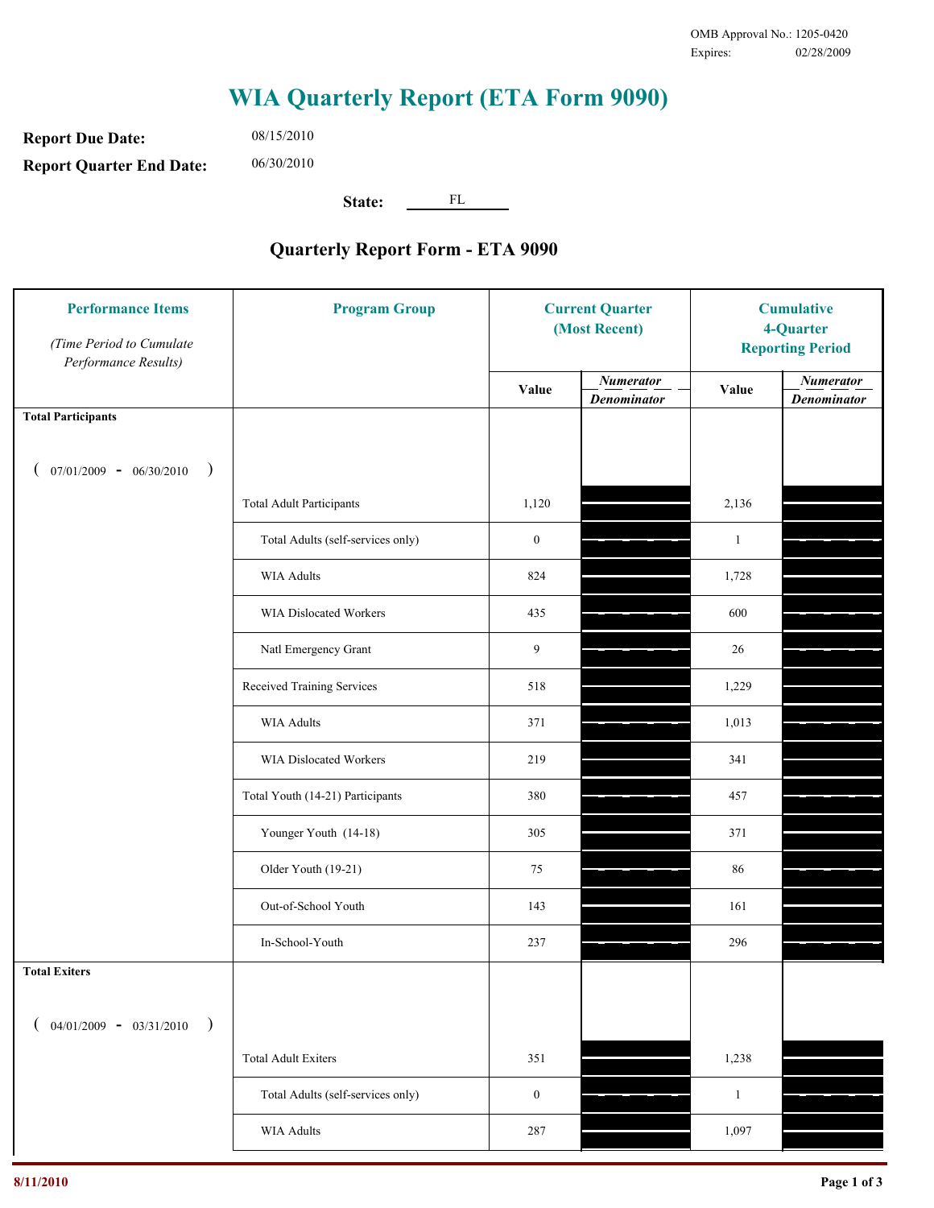OMB Approval No.: 1205-0420
Expires: 02/28/2009

# WIA Quarterly Report (ETA Form 9090)

**Report Due Date:** 08/15/2010

**Report Quarter End Date:** 06/30/2010

**State:** FL

## Quarterly Report Form - ETA 9090

| Performance Items *(Time Period to Cumulate Performance Results)* | Program Group | Current Quarter (Most Recent) Value | Current Quarter *Numerator / Denominator* | Cumulative 4-Quarter Reporting Period Value | Cumulative 4-Quarter *Numerator / Denominator* |
|---|---|---|---|---|---|
| **Total Participants** ( 07/01/2009 - 06/30/2010 ) | | | | | |
| | Total Adult Participants | 1,120 | | 2,136 | |
| | Total Adults (self-services only) | 0 | | 1 | |
| | WIA Adults | 824 | | 1,728 | |
| | WIA Dislocated Workers | 435 | | 600 | |
| | Natl Emergency Grant | 9 | | 26 | |
| | Received Training Services | 518 | | 1,229 | |
| | WIA Adults | 371 | | 1,013 | |
| | WIA Dislocated Workers | 219 | | 341 | |
| | Total Youth (14-21) Participants | 380 | | 457 | |
| | Younger Youth (14-18) | 305 | | 371 | |
| | Older Youth (19-21) | 75 | | 86 | |
| | Out-of-School Youth | 143 | | 161 | |
| | In-School-Youth | 237 | | 296 | |
| **Total Exiters** ( 04/01/2009 - 03/31/2010 ) | | | | | |
| | Total Adult Exiters | 351 | | 1,238 | |
| | Total Adults (self-services only) | 0 | | 1 | |
| | WIA Adults | 287 | | 1,097 | |

8/11/2010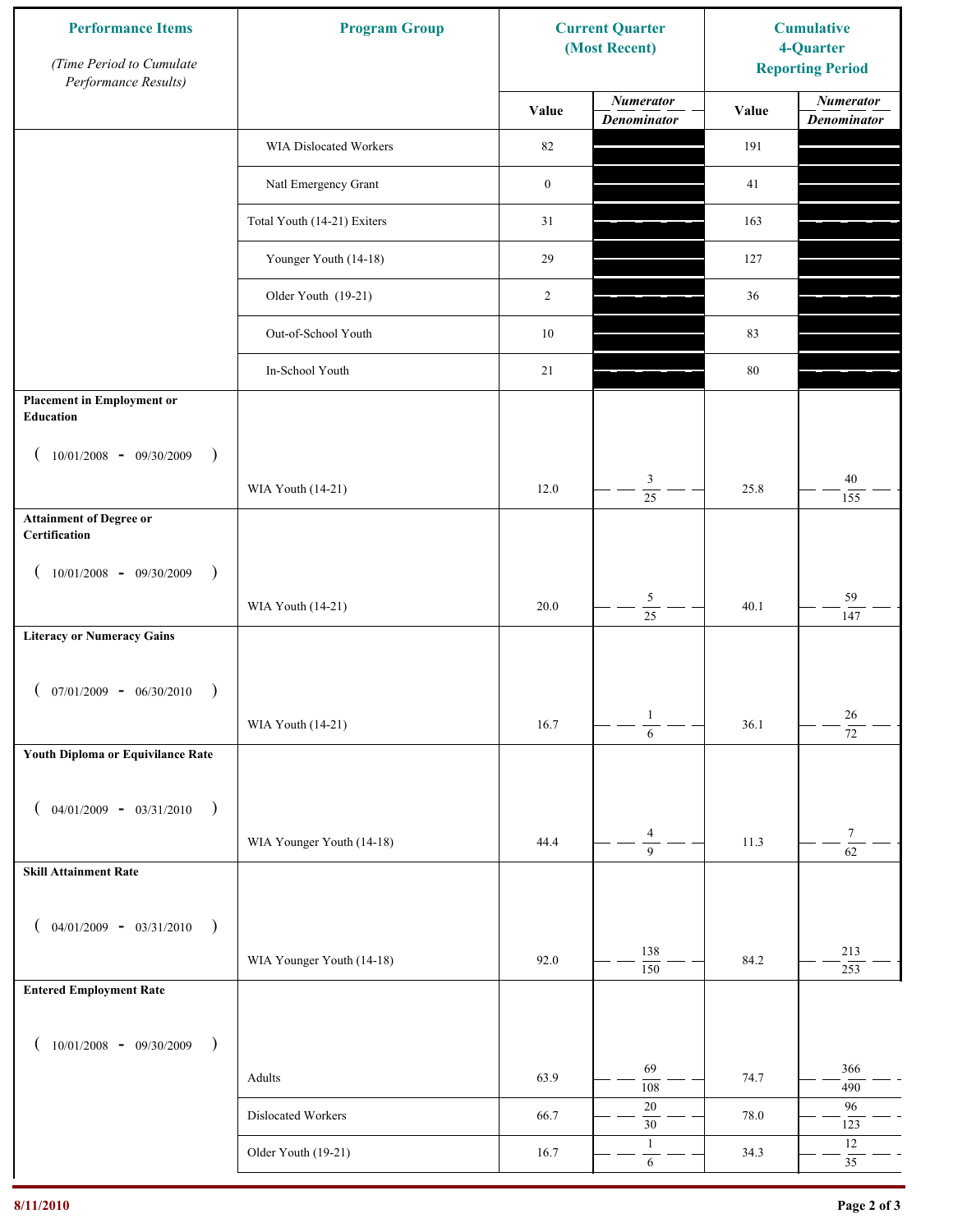| Performance Items (Time Period to Cumulate Performance Results) | Program Group | Current Quarter (Most Recent) | | Cumulative 4-Quarter Reporting Period | |
|---|---|---|---|---|---|
| | | Value | Numerator / Denominator | Value | Numerator / Denominator |
| | WIA Dislocated Workers | 82 | | 191 | |
| | Natl Emergency Grant | 0 | | 41 | |
| | Total Youth (14-21) Exiters | 31 | | 163 | |
| | Younger Youth (14-18) | 29 | | 127 | |
| | Older Youth (19-21) | 2 | | 36 | |
| | Out-of-School Youth | 10 | | 83 | |
| | In-School Youth | 21 | | 80 | |
| **Placement in Employment or Education** ( 10/01/2008 - 09/30/2009 ) | WIA Youth (14-21) | 12.0 | 3 / 25 | 25.8 | 40 / 155 |
| **Attainment of Degree or Certification** ( 10/01/2008 - 09/30/2009 ) | WIA Youth (14-21) | 20.0 | 5 / 25 | 40.1 | 59 / 147 |
| **Literacy or Numeracy Gains** ( 07/01/2009 - 06/30/2010 ) | WIA Youth (14-21) | 16.7 | 1 / 6 | 36.1 | 26 / 72 |
| **Youth Diploma or Equivilance Rate** ( 04/01/2009 - 03/31/2010 ) | WIA Younger Youth (14-18) | 44.4 | 4 / 9 | 11.3 | 7 / 62 |
| **Skill Attainment Rate** ( 04/01/2009 - 03/31/2010 ) | WIA Younger Youth (14-18) | 92.0 | 138 / 150 | 84.2 | 213 / 253 |
| **Entered Employment Rate** ( 10/01/2008 - 09/30/2009 ) | Adults | 63.9 | 69 / 108 | 74.7 | 366 / 490 |
| | Dislocated Workers | 66.7 | 20 / 30 | 78.0 | 96 / 123 |
| | Older Youth (19-21) | 16.7 | 1 / 6 | 34.3 | 12 / 35 |

8/11/2010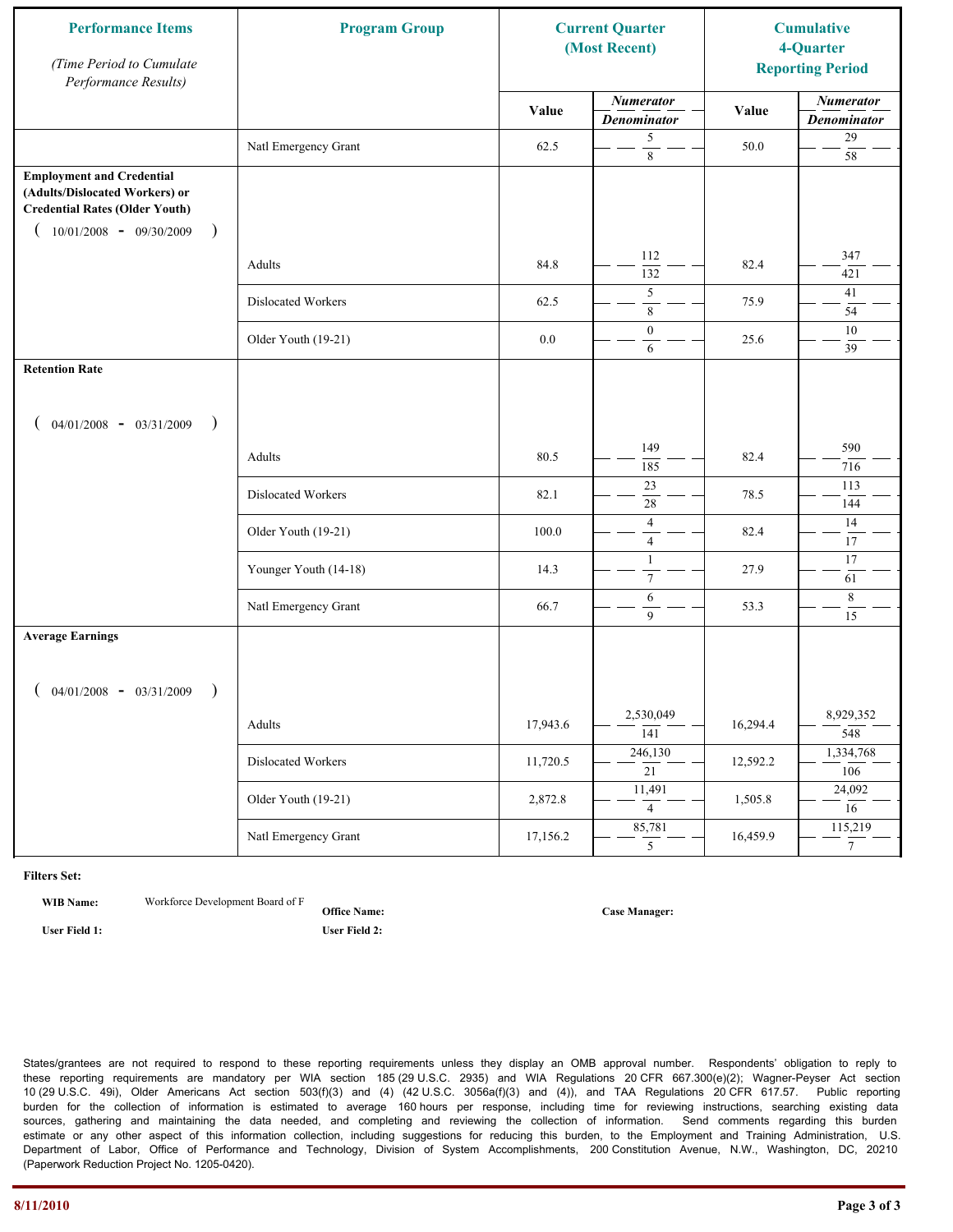| Performance Items *(Time Period to Cumulate Performance Results)* | Program Group | Current Quarter (Most Recent) | | Cumulative 4-Quarter Reporting Period | |
|---|---|---|---|---|---|
| | | Value | *Numerator* / *Denominator* | Value | *Numerator* / *Denominator* |
| | Natl Emergency Grant | 62.5 | 5 / 8 | 50.0 | 29 / 58 |
| **Employment and Credential (Adults/Dislocated Workers) or Credential Rates (Older Youth)** ( 10/01/2008 - 09/30/2009 ) | | | | | |
| | Adults | 84.8 | 112 / 132 | 82.4 | 347 / 421 |
| | Dislocated Workers | 62.5 | 5 / 8 | 75.9 | 41 / 54 |
| | Older Youth (19-21) | 0.0 | 0 / 6 | 25.6 | 10 / 39 |
| **Retention Rate** ( 04/01/2008 - 03/31/2009 ) | | | | | |
| | Adults | 80.5 | 149 / 185 | 82.4 | 590 / 716 |
| | Dislocated Workers | 82.1 | 23 / 28 | 78.5 | 113 / 144 |
| | Older Youth (19-21) | 100.0 | 4 / 4 | 82.4 | 14 / 17 |
| | Younger Youth (14-18) | 14.3 | 1 / 7 | 27.9 | 17 / 61 |
| | Natl Emergency Grant | 66.7 | 6 / 9 | 53.3 | 8 / 15 |
| **Average Earnings** ( 04/01/2008 - 03/31/2009 ) | | | | | |
| | Adults | 17,943.6 | 2,530,049 / 141 | 16,294.4 | 8,929,352 / 548 |
| | Dislocated Workers | 11,720.5 | 246,130 / 21 | 12,592.2 | 1,334,768 / 106 |
| | Older Youth (19-21) | 2,872.8 | 11,491 / 4 | 1,505.8 | 24,092 / 16 |
| | Natl Emergency Grant | 17,156.2 | 85,781 / 5 | 16,459.9 | 115,219 / 7 |

**Filters Set:**

**WIB Name:** Workforce Development Board of F  **Office Name:**  **Case Manager:**

**User Field 1:**  **User Field 2:**

States/grantees are not required to respond to these reporting requirements unless they display an OMB approval number. Respondents' obligation to reply to these reporting requirements are mandatory per WIA section 185 (29 U.S.C. 2935) and WIA Regulations 20 CFR 667.300(e)(2); Wagner-Peyser Act section 10 (29 U.S.C. 49i), Older Americans Act section 503(f)(3) and (4) (42 U.S.C. 3056a(f)(3) and (4)), and TAA Regulations 20 CFR 617.57. Public reporting burden for the collection of information is estimated to average 160 hours per response, including time for reviewing instructions, searching existing data sources, gathering and maintaining the data needed, and completing and reviewing the collection of information. Send comments regarding this burden estimate or any other aspect of this information collection, including suggestions for reducing this burden, to the Employment and Training Administration, U.S. Department of Labor, Office of Performance and Technology, Division of System Accomplishments, 200 Constitution Avenue, N.W., Washington, DC, 20210 (Paperwork Reduction Project No. 1205-0420).

8/11/2010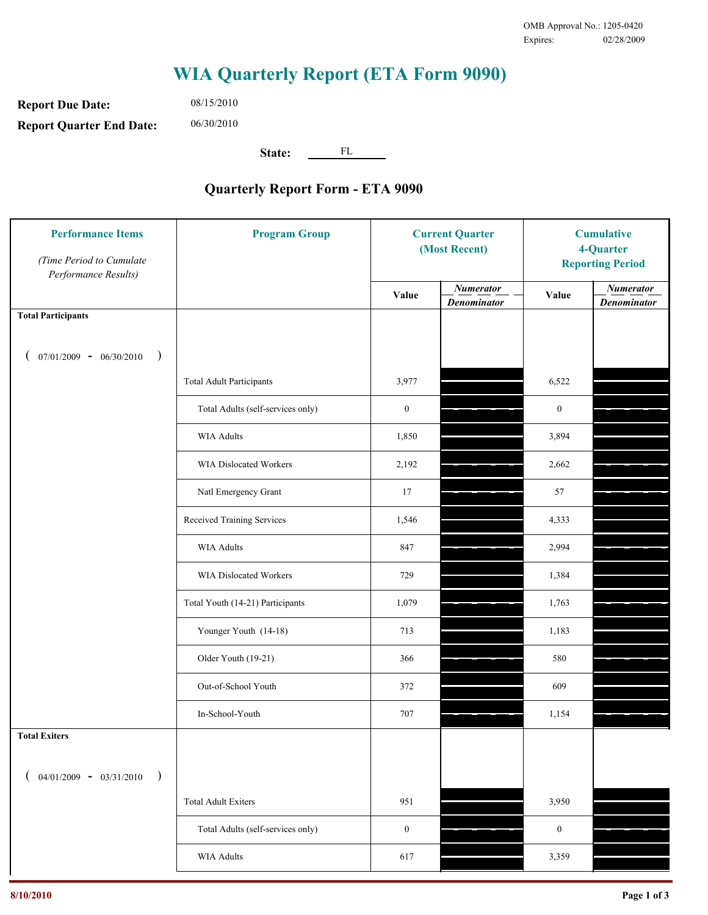OMB Approval No.: 1205-0420
Expires: 02/28/2009

# WIA Quarterly Report (ETA Form 9090)

**Report Due Date:** 08/15/2010

**Report Quarter End Date:** 06/30/2010

**State:** FL

## Quarterly Report Form - ETA 9090

| Performance Items *(Time Period to Cumulate Performance Results)* | Program Group | Current Quarter (Most Recent) Value | Current Quarter Numerator / Denominator | Cumulative 4-Quarter Reporting Period Value | Cumulative 4-Quarter Numerator / Denominator |
|---|---|---|---|---|---|
| **Total Participants** ( 07/01/2009 - 06/30/2010 ) | | | | | |
| | Total Adult Participants | 3,977 | | 6,522 | |
| | Total Adults (self-services only) | 0 | | 0 | |
| | WIA Adults | 1,850 | | 3,894 | |
| | WIA Dislocated Workers | 2,192 | | 2,662 | |
| | Natl Emergency Grant | 17 | | 57 | |
| | Received Training Services | 1,546 | | 4,333 | |
| | WIA Adults | 847 | | 2,994 | |
| | WIA Dislocated Workers | 729 | | 1,384 | |
| | Total Youth (14-21) Participants | 1,079 | | 1,763 | |
| | Younger Youth (14-18) | 713 | | 1,183 | |
| | Older Youth (19-21) | 366 | | 580 | |
| | Out-of-School Youth | 372 | | 609 | |
| | In-School-Youth | 707 | | 1,154 | |
| **Total Exiters** ( 04/01/2009 - 03/31/2010 ) | | | | | |
| | Total Adult Exiters | 951 | | 3,950 | |
| | Total Adults (self-services only) | 0 | | 0 | |
| | WIA Adults | 617 | | 3,359 | |

8/10/2010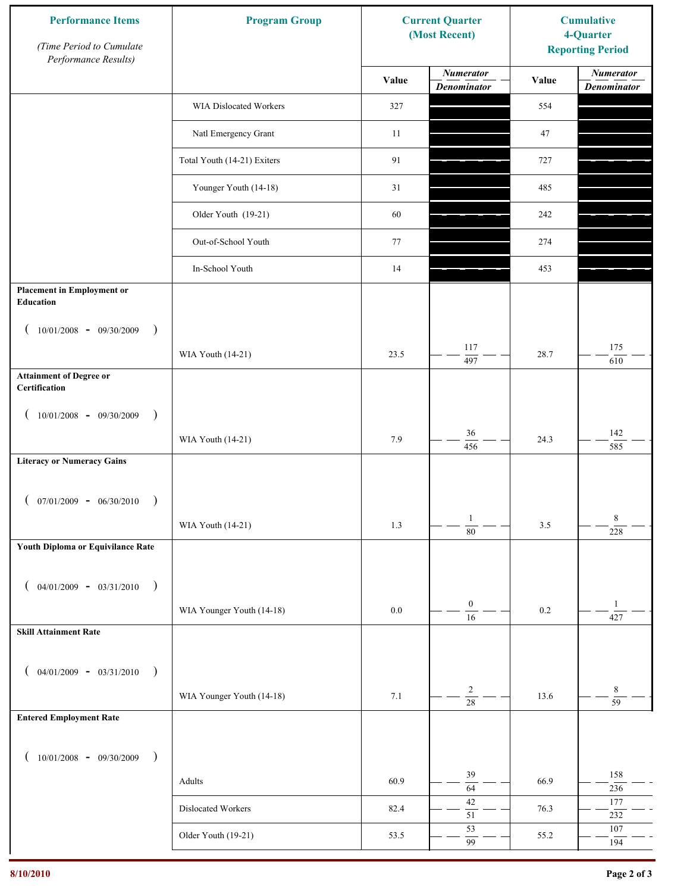| Performance Items *(Time Period to Cumulate Performance Results)* | Program Group | Current Quarter (Most Recent) | | Cumulative 4-Quarter Reporting Period | |
|---|---|---|---|---|---|
| | | Value | *Numerator* / *Denominator* | Value | *Numerator* / *Denominator* |
| | WIA Dislocated Workers | 327 | | 554 | |
| | Natl Emergency Grant | 11 | | 47 | |
| | Total Youth (14-21) Exiters | 91 | | 727 | |
| | Younger Youth (14-18) | 31 | | 485 | |
| | Older Youth (19-21) | 60 | | 242 | |
| | Out-of-School Youth | 77 | | 274 | |
| | In-School Youth | 14 | | 453 | |
| **Placement in Employment or Education** ( 10/01/2008 - 09/30/2009 ) | WIA Youth (14-21) | 23.5 | 117 / 497 | 28.7 | 175 / 610 |
| **Attainment of Degree or Certification** ( 10/01/2008 - 09/30/2009 ) | WIA Youth (14-21) | 7.9 | 36 / 456 | 24.3 | 142 / 585 |
| **Literacy or Numeracy Gains** ( 07/01/2009 - 06/30/2010 ) | WIA Youth (14-21) | 1.3 | 1 / 80 | 3.5 | 8 / 228 |
| **Youth Diploma or Equivilance Rate** ( 04/01/2009 - 03/31/2010 ) | WIA Younger Youth (14-18) | 0.0 | 0 / 16 | 0.2 | 1 / 427 |
| **Skill Attainment Rate** ( 04/01/2009 - 03/31/2010 ) | WIA Younger Youth (14-18) | 7.1 | 2 / 28 | 13.6 | 8 / 59 |
| **Entered Employment Rate** ( 10/01/2008 - 09/30/2009 ) | Adults | 60.9 | 39 / 64 | 66.9 | 158 / 236 |
| | Dislocated Workers | 82.4 | 42 / 51 | 76.3 | 177 / 232 |
| | Older Youth (19-21) | 53.5 | 53 / 99 | 55.2 | 107 / 194 |

8/10/2010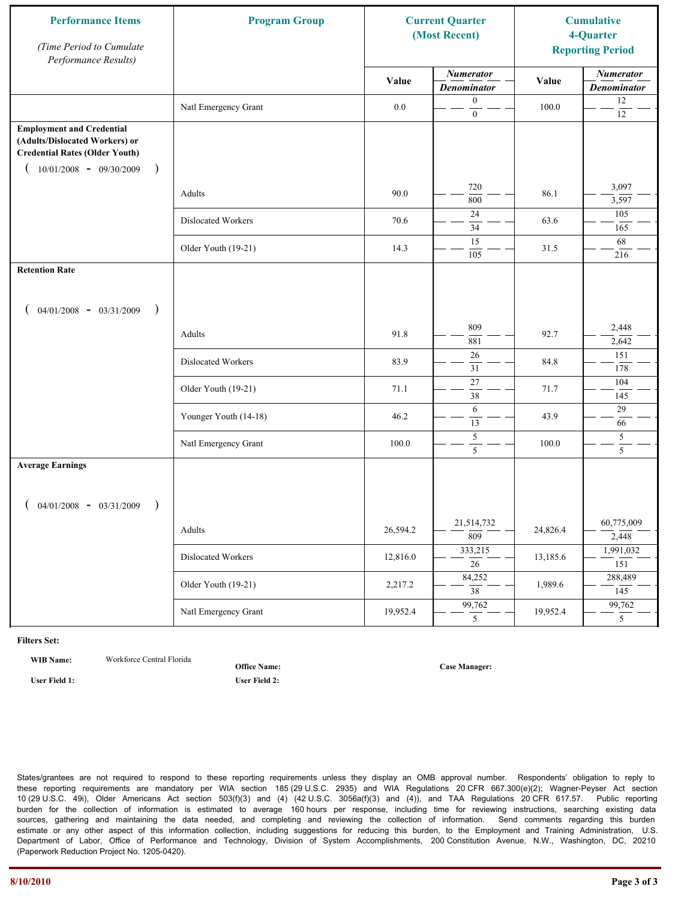| Performance Items *(Time Period to Cumulate Performance Results)* | Program Group | Current Quarter (Most Recent) Value | Current Quarter Numerator / Denominator | Cumulative 4-Quarter Reporting Period Value | Cumulative 4-Quarter Numerator / Denominator |
|---|---|---|---|---|---|
| | Natl Emergency Grant | 0.0 | 0 / 0 | 100.0 | 12 / 12 |
| **Employment and Credential (Adults/Dislocated Workers) or Credential Rates (Older Youth)** ( 10/01/2008 - 09/30/2009 ) | Adults | 90.0 | 720 / 800 | 86.1 | 3,097 / 3,597 |
| | Dislocated Workers | 70.6 | 24 / 34 | 63.6 | 105 / 165 |
| | Older Youth (19-21) | 14.3 | 15 / 105 | 31.5 | 68 / 216 |
| **Retention Rate** ( 04/01/2008 - 03/31/2009 ) | Adults | 91.8 | 809 / 881 | 92.7 | 2,448 / 2,642 |
| | Dislocated Workers | 83.9 | 26 / 31 | 84.8 | 151 / 178 |
| | Older Youth (19-21) | 71.1 | 27 / 38 | 71.7 | 104 / 145 |
| | Younger Youth (14-18) | 46.2 | 6 / 13 | 43.9 | 29 / 66 |
| | Natl Emergency Grant | 100.0 | 5 / 5 | 100.0 | 5 / 5 |
| **Average Earnings** ( 04/01/2008 - 03/31/2009 ) | Adults | 26,594.2 | 21,514,732 / 809 | 24,826.4 | 60,775,009 / 2,448 |
| | Dislocated Workers | 12,816.0 | 333,215 / 26 | 13,185.6 | 1,991,032 / 151 |
| | Older Youth (19-21) | 2,217.2 | 84,252 / 38 | 1,989.6 | 288,489 / 145 |
| | Natl Emergency Grant | 19,952.4 | 99,762 / 5 | 19,952.4 | 99,762 / 5 |

**Filters Set:**

**WIB Name:** Workforce Central Florida

**Office Name:**

**Case Manager:**

**User Field 1:**

**User Field 2:**

States/grantees are not required to respond to these reporting requirements unless they display an OMB approval number. Respondents' obligation to reply to these reporting requirements are mandatory per WIA section 185 (29 U.S.C. 2935) and WIA Regulations 20 CFR 667.300(e)(2); Wagner-Peyser Act section 10 (29 U.S.C. 49i), Older Americans Act section 503(f)(3) and (4) (42 U.S.C. 3056a(f)(3) and (4)), and TAA Regulations 20 CFR 617.57. Public reporting burden for the collection of information is estimated to average 160 hours per response, including time for reviewing instructions, searching existing data sources, gathering and maintaining the data needed, and completing and reviewing the collection of information. Send comments regarding this burden estimate or any other aspect of this information collection, including suggestions for reducing this burden, to the Employment and Training Administration, U.S. Department of Labor, Office of Performance and Technology, Division of System Accomplishments, 200 Constitution Avenue, N.W., Washington, DC, 20210 (Paperwork Reduction Project No. 1205-0420).

8/10/2010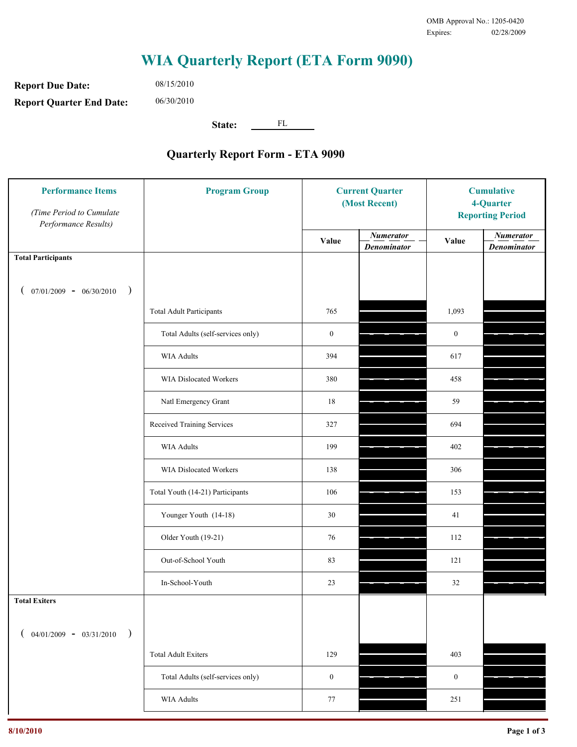OMB Approval No.: 1205-0420
Expires: 02/28/2009

# WIA Quarterly Report (ETA Form 9090)

**Report Due Date:** 08/15/2010

**Report Quarter End Date:** 06/30/2010

**State:** FL

## Quarterly Report Form - ETA 9090

| Performance Items *(Time Period to Cumulate Performance Results)* | Program Group | Current Quarter (Most Recent) Value | Current Quarter *Numerator / Denominator* | Cumulative 4-Quarter Reporting Period Value | Cumulative *Numerator / Denominator* |
|---|---|---|---|---|---|
| **Total Participants** ( 07/01/2009 - 06/30/2010 ) | | | | | |
| | Total Adult Participants | 765 | | 1,093 | |
| | Total Adults (self-services only) | 0 | | 0 | |
| | WIA Adults | 394 | | 617 | |
| | WIA Dislocated Workers | 380 | | 458 | |
| | Natl Emergency Grant | 18 | | 59 | |
| | Received Training Services | 327 | | 694 | |
| | WIA Adults | 199 | | 402 | |
| | WIA Dislocated Workers | 138 | | 306 | |
| | Total Youth (14-21) Participants | 106 | | 153 | |
| | Younger Youth (14-18) | 30 | | 41 | |
| | Older Youth (19-21) | 76 | | 112 | |
| | Out-of-School Youth | 83 | | 121 | |
| | In-School-Youth | 23 | | 32 | |
| **Total Exiters** ( 04/01/2009 - 03/31/2010 ) | | | | | |
| | Total Adult Exiters | 129 | | 403 | |
| | Total Adults (self-services only) | 0 | | 0 | |
| | WIA Adults | 77 | | 251 | |

8/10/2010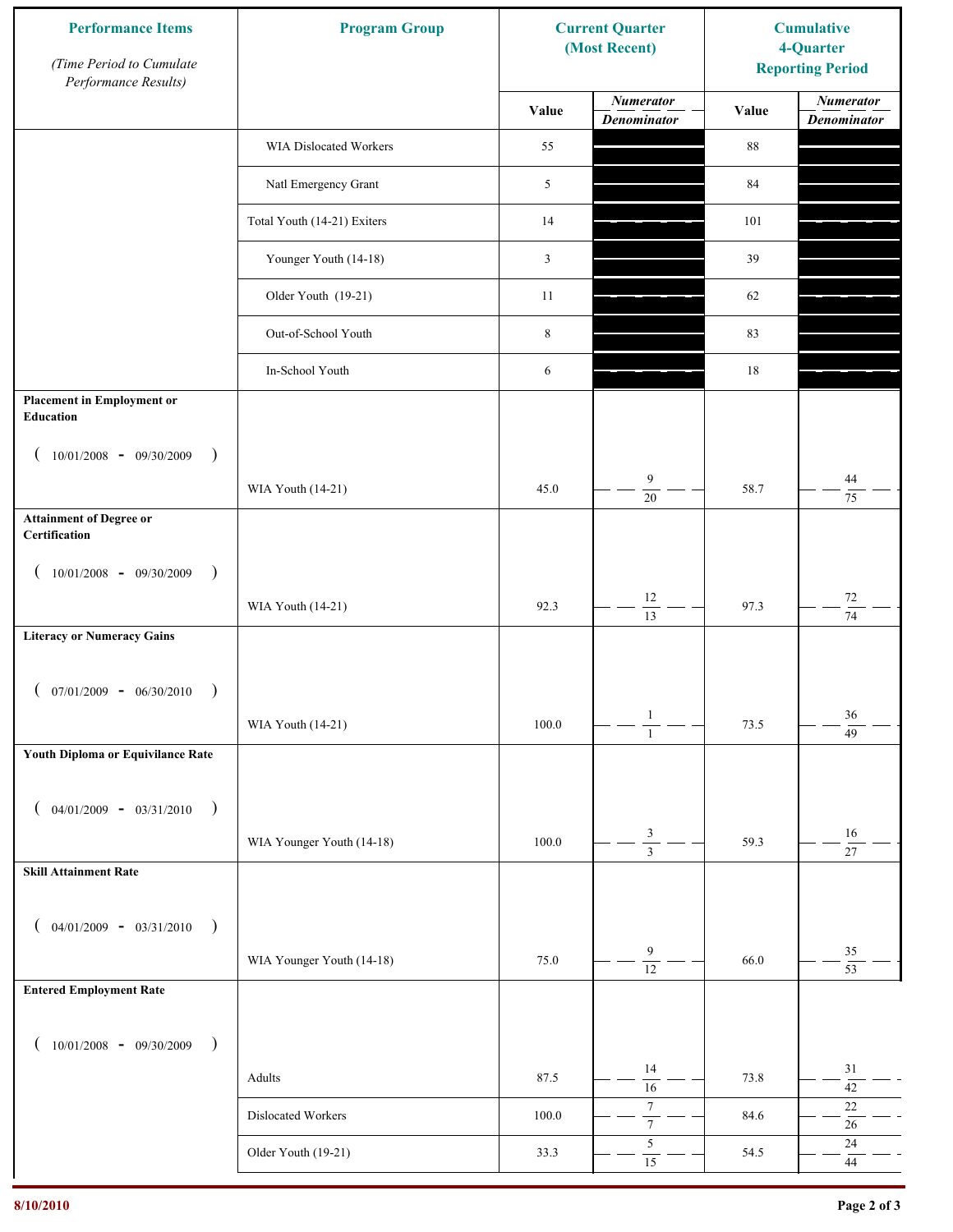| Performance Items *(Time Period to Cumulate Performance Results)* | Program Group | Current Quarter (Most Recent) | | Cumulative 4-Quarter Reporting Period | |
|---|---|---|---|---|---|
| | | Value | *Numerator* / *Denominator* | Value | *Numerator* / *Denominator* |
| | WIA Dislocated Workers | 55 | | 88 | |
| | Natl Emergency Grant | 5 | | 84 | |
| | Total Youth (14-21) Exiters | 14 | | 101 | |
| | Younger Youth (14-18) | 3 | | 39 | |
| | Older Youth (19-21) | 11 | | 62 | |
| | Out-of-School Youth | 8 | | 83 | |
| | In-School Youth | 6 | | 18 | |
| **Placement in Employment or Education** ( 10/01/2008 - 09/30/2009 ) | WIA Youth (14-21) | 45.0 | 9 / 20 | 58.7 | 44 / 75 |
| **Attainment of Degree or Certification** ( 10/01/2008 - 09/30/2009 ) | WIA Youth (14-21) | 92.3 | 12 / 13 | 97.3 | 72 / 74 |
| **Literacy or Numeracy Gains** ( 07/01/2009 - 06/30/2010 ) | WIA Youth (14-21) | 100.0 | 1 / 1 | 73.5 | 36 / 49 |
| **Youth Diploma or Equivilance Rate** ( 04/01/2009 - 03/31/2010 ) | WIA Younger Youth (14-18) | 100.0 | 3 / 3 | 59.3 | 16 / 27 |
| **Skill Attainment Rate** ( 04/01/2009 - 03/31/2010 ) | WIA Younger Youth (14-18) | 75.0 | 9 / 12 | 66.0 | 35 / 53 |
| **Entered Employment Rate** ( 10/01/2008 - 09/30/2009 ) | Adults | 87.5 | 14 / 16 | 73.8 | 31 / 42 |
| | Dislocated Workers | 100.0 | 7 / 7 | 84.6 | 22 / 26 |
| | Older Youth (19-21) | 33.3 | 5 / 15 | 54.5 | 24 / 44 |

8/10/2010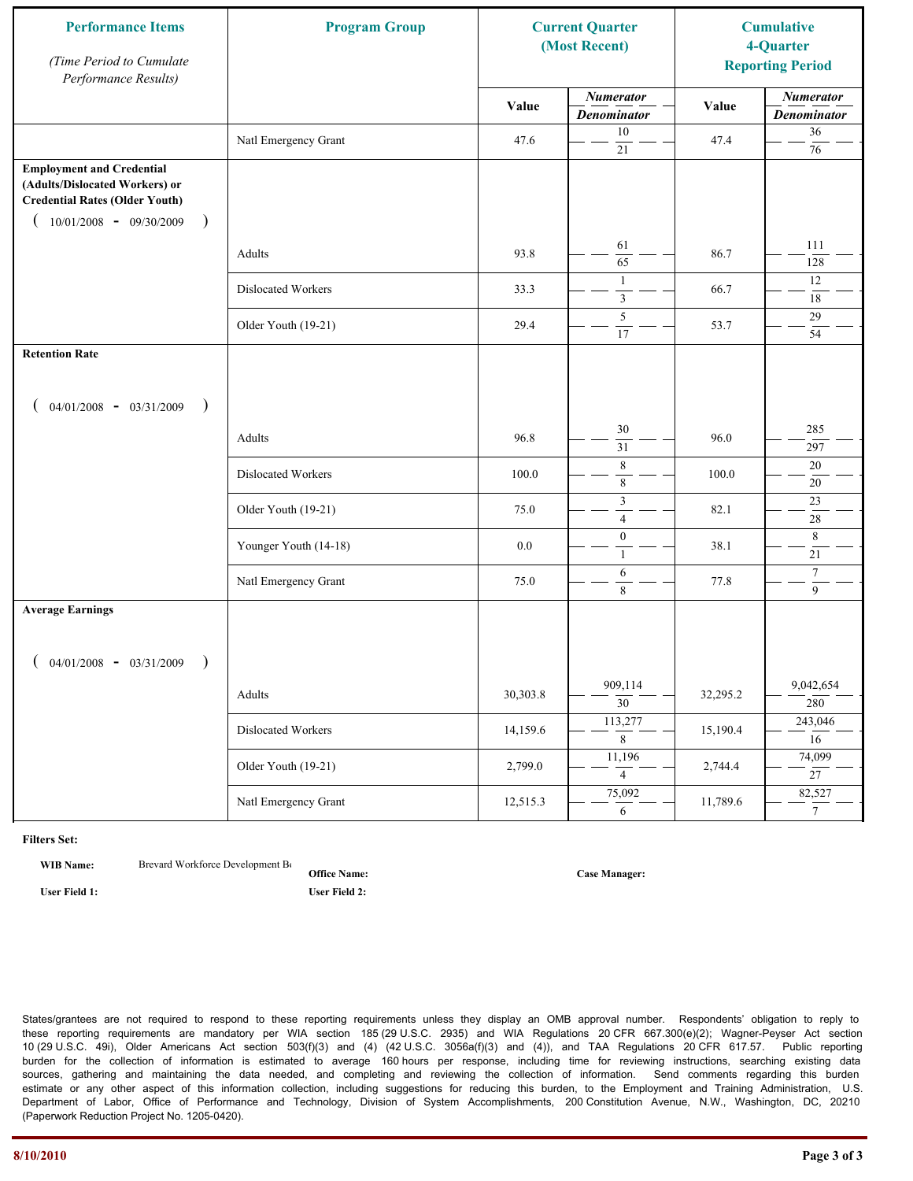| Performance Items<br>*(Time Period to Cumulate Performance Results)* | Program Group | Current Quarter (Most Recent) | | Cumulative 4-Quarter Reporting Period | |
|---|---|---|---|---|---|
| | | Value | *Numerator / Denominator* | Value | *Numerator / Denominator* |
| | Natl Emergency Grant | 47.6 | 10 / 21 | 47.4 | 36 / 76 |
| **Employment and Credential (Adults/Dislocated Workers) or Credential Rates (Older Youth)** ( 10/01/2008 - 09/30/2009 ) | | | | | |
| | Adults | 93.8 | 61 / 65 | 86.7 | 111 / 128 |
| | Dislocated Workers | 33.3 | 1 / 3 | 66.7 | 12 / 18 |
| | Older Youth (19-21) | 29.4 | 5 / 17 | 53.7 | 29 / 54 |
| **Retention Rate** ( 04/01/2008 - 03/31/2009 ) | | | | | |
| | Adults | 96.8 | 30 / 31 | 96.0 | 285 / 297 |
| | Dislocated Workers | 100.0 | 8 / 8 | 100.0 | 20 / 20 |
| | Older Youth (19-21) | 75.0 | 3 / 4 | 82.1 | 23 / 28 |
| | Younger Youth (14-18) | 0.0 | 0 / 1 | 38.1 | 8 / 21 |
| | Natl Emergency Grant | 75.0 | 6 / 8 | 77.8 | 7 / 9 |
| **Average Earnings** ( 04/01/2008 - 03/31/2009 ) | | | | | |
| | Adults | 30,303.8 | 909,114 / 30 | 32,295.2 | 9,042,654 / 280 |
| | Dislocated Workers | 14,159.6 | 113,277 / 8 | 15,190.4 | 243,046 / 16 |
| | Older Youth (19-21) | 2,799.0 | 11,196 / 4 | 2,744.4 | 74,099 / 27 |
| | Natl Emergency Grant | 12,515.3 | 75,092 / 6 | 11,789.6 | 82,527 / 7 |

**Filters Set:**

**WIB Name:** Brevard Workforce Development Bo

**Office Name:**

**Case Manager:**

**User Field 1:**

**User Field 2:**

States/grantees are not required to respond to these reporting requirements unless they display an OMB approval number. Respondents' obligation to reply to these reporting requirements are mandatory per WIA section 185 (29 U.S.C. 2935) and WIA Regulations 20 CFR 667.300(e)(2); Wagner-Peyser Act section 10 (29 U.S.C. 49i), Older Americans Act section 503(f)(3) and (4) (42 U.S.C. 3056a(f)(3) and (4)), and TAA Regulations 20 CFR 617.57. Public reporting burden for the collection of information is estimated to average 160 hours per response, including time for reviewing instructions, searching existing data sources, gathering and maintaining the data needed, and completing and reviewing the collection of information. Send comments regarding this burden estimate or any other aspect of this information collection, including suggestions for reducing this burden, to the Employment and Training Administration, U.S. Department of Labor, Office of Performance and Technology, Division of System Accomplishments, 200 Constitution Avenue, N.W., Washington, DC, 20210 (Paperwork Reduction Project No. 1205-0420).

8/10/2010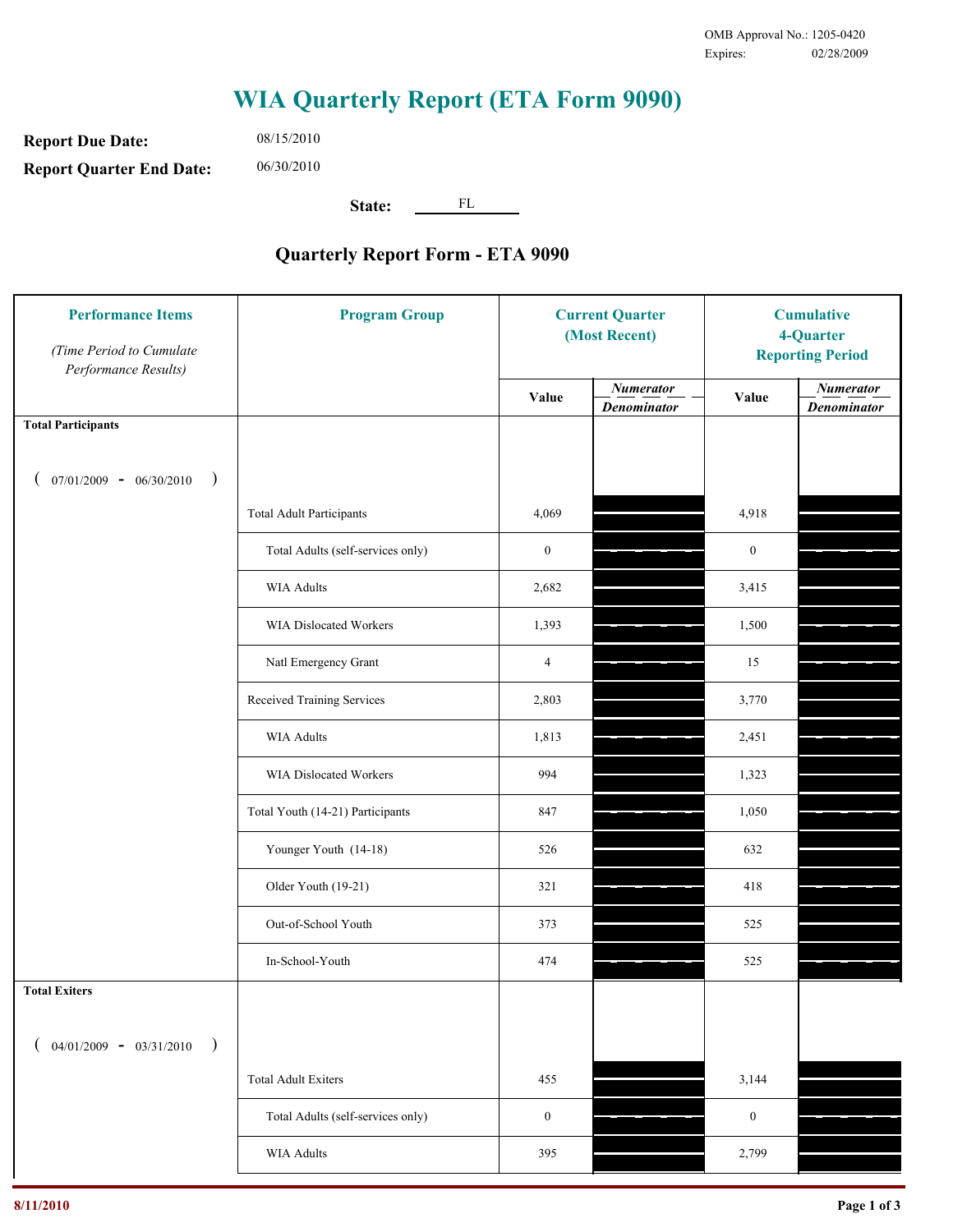OMB Approval No.: 1205-0420
Expires: 02/28/2009

# WIA Quarterly Report (ETA Form 9090)

**Report Due Date:** 08/15/2010

**Report Quarter End Date:** 06/30/2010

**State:** FL

## Quarterly Report Form - ETA 9090

| Performance Items *(Time Period to Cumulate Performance Results)* | Program Group | Current Quarter (Most Recent) | | Cumulative 4-Quarter Reporting Period | |
|---|---|---|---|---|---|
| | | Value | *Numerator / Denominator* | Value | *Numerator / Denominator* |
| **Total Participants** ( 07/01/2009 - 06/30/2010 ) | | | | | |
| | Total Adult Participants | 4,069 | | 4,918 | |
| | Total Adults (self-services only) | 0 | | 0 | |
| | WIA Adults | 2,682 | | 3,415 | |
| | WIA Dislocated Workers | 1,393 | | 1,500 | |
| | Natl Emergency Grant | 4 | | 15 | |
| | Received Training Services | 2,803 | | 3,770 | |
| | WIA Adults | 1,813 | | 2,451 | |
| | WIA Dislocated Workers | 994 | | 1,323 | |
| | Total Youth (14-21) Participants | 847 | | 1,050 | |
| | Younger Youth (14-18) | 526 | | 632 | |
| | Older Youth (19-21) | 321 | | 418 | |
| | Out-of-School Youth | 373 | | 525 | |
| | In-School-Youth | 474 | | 525 | |
| **Total Exiters** ( 04/01/2009 - 03/31/2010 ) | | | | | |
| | Total Adult Exiters | 455 | | 3,144 | |
| | Total Adults (self-services only) | 0 | | 0 | |
| | WIA Adults | 395 | | 2,799 | |

8/11/2010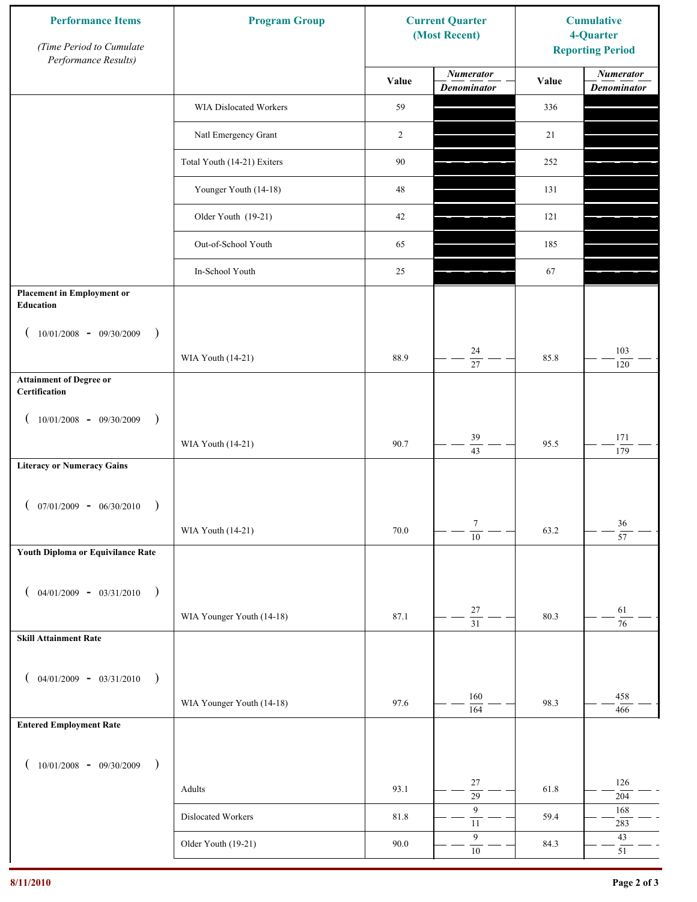| Performance Items (Time Period to Cumulate Performance Results) | Program Group | Current Quarter (Most Recent) Value | Current Quarter Numerator / Denominator | Cumulative 4-Quarter Reporting Period Value | Cumulative 4-Quarter Numerator / Denominator |
|---|---|---|---|---|---|
| | WIA Dislocated Workers | 59 | | 336 | |
| | Natl Emergency Grant | 2 | | 21 | |
| | Total Youth (14-21) Exiters | 90 | | 252 | |
| | Younger Youth (14-18) | 48 | | 131 | |
| | Older Youth (19-21) | 42 | | 121 | |
| | Out-of-School Youth | 65 | | 185 | |
| | In-School Youth | 25 | | 67 | |
| **Placement in Employment or Education** ( 10/01/2008 - 09/30/2009 ) | WIA Youth (14-21) | 88.9 | 24 / 27 | 85.8 | 103 / 120 |
| **Attainment of Degree or Certification** ( 10/01/2008 - 09/30/2009 ) | WIA Youth (14-21) | 90.7 | 39 / 43 | 95.5 | 171 / 179 |
| **Literacy or Numeracy Gains** ( 07/01/2009 - 06/30/2010 ) | WIA Youth (14-21) | 70.0 | 7 / 10 | 63.2 | 36 / 57 |
| **Youth Diploma or Equivilance Rate** ( 04/01/2009 - 03/31/2010 ) | WIA Younger Youth (14-18) | 87.1 | 27 / 31 | 80.3 | 61 / 76 |
| **Skill Attainment Rate** ( 04/01/2009 - 03/31/2010 ) | WIA Younger Youth (14-18) | 97.6 | 160 / 164 | 98.3 | 458 / 466 |
| **Entered Employment Rate** ( 10/01/2008 - 09/30/2009 ) | Adults | 93.1 | 27 / 29 | 61.8 | 126 / 204 |
| | Dislocated Workers | 81.8 | 9 / 11 | 59.4 | 168 / 283 |
| | Older Youth (19-21) | 90.0 | 9 / 10 | 84.3 | 43 / 51 |

8/11/2010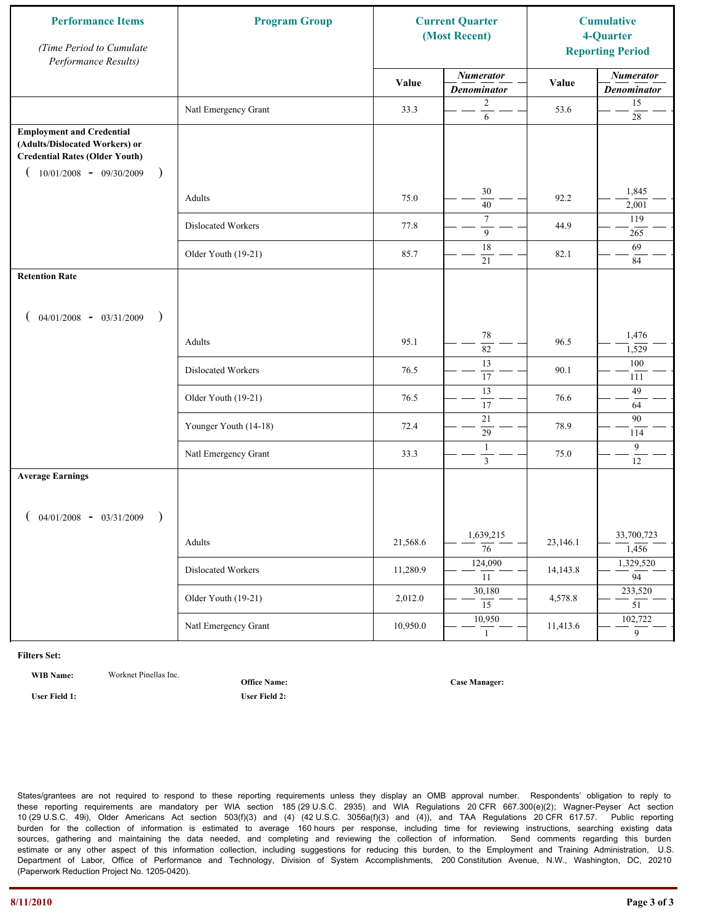| Performance Items *(Time Period to Cumulate Performance Results)* | Program Group | Current Quarter (Most Recent) | | Cumulative 4-Quarter Reporting Period | |
|---|---|---|---|---|---|
| | | Value | *Numerator* / *Denominator* | Value | *Numerator* / *Denominator* |
| | Natl Emergency Grant | 33.3 | 2 / 6 | 53.6 | 15 / 28 |
| **Employment and Credential (Adults/Dislocated Workers) or Credential Rates (Older Youth)** ( 10/01/2008 - 09/30/2009 ) | Adults | 75.0 | 30 / 40 | 92.2 | 1,845 / 2,001 |
| | Dislocated Workers | 77.8 | 7 / 9 | 44.9 | 119 / 265 |
| | Older Youth (19-21) | 85.7 | 18 / 21 | 82.1 | 69 / 84 |
| **Retention Rate** ( 04/01/2008 - 03/31/2009 ) | Adults | 95.1 | 78 / 82 | 96.5 | 1,476 / 1,529 |
| | Dislocated Workers | 76.5 | 13 / 17 | 90.1 | 100 / 111 |
| | Older Youth (19-21) | 76.5 | 13 / 17 | 76.6 | 49 / 64 |
| | Younger Youth (14-18) | 72.4 | 21 / 29 | 78.9 | 90 / 114 |
| | Natl Emergency Grant | 33.3 | 1 / 3 | 75.0 | 9 / 12 |
| **Average Earnings** ( 04/01/2008 - 03/31/2009 ) | Adults | 21,568.6 | 1,639,215 / 76 | 23,146.1 | 33,700,723 / 1,456 |
| | Dislocated Workers | 11,280.9 | 124,090 / 11 | 14,143.8 | 1,329,520 / 94 |
| | Older Youth (19-21) | 2,012.0 | 30,180 / 15 | 4,578.8 | 233,520 / 51 |
| | Natl Emergency Grant | 10,950.0 | 10,950 / 1 | 11,413.6 | 102,722 / 9 |

**Filters Set:**

**WIB Name:** Worknet Pinellas Inc. **Office Name:** **Case Manager:**

**User Field 1:** **User Field 2:**

States/grantees are not required to respond to these reporting requirements unless they display an OMB approval number. Respondents' obligation to reply to these reporting requirements are mandatory per WIA section 185 (29 U.S.C. 2935) and WIA Regulations 20 CFR 667.300(e)(2); Wagner-Peyser Act section 10 (29 U.S.C. 49i), Older Americans Act section 503(f)(3) and (4) (42 U.S.C. 3056a(f)(3) and (4)), and TAA Regulations 20 CFR 617.57. Public reporting burden for the collection of information is estimated to average 160 hours per response, including time for reviewing instructions, searching existing data sources, gathering and maintaining the data needed, and completing and reviewing the collection of information. Send comments regarding this burden estimate or any other aspect of this information collection, including suggestions for reducing this burden, to the Employment and Training Administration, U.S. Department of Labor, Office of Performance and Technology, Division of System Accomplishments, 200 Constitution Avenue, N.W., Washington, DC, 20210 (Paperwork Reduction Project No. 1205-0420).

8/11/2010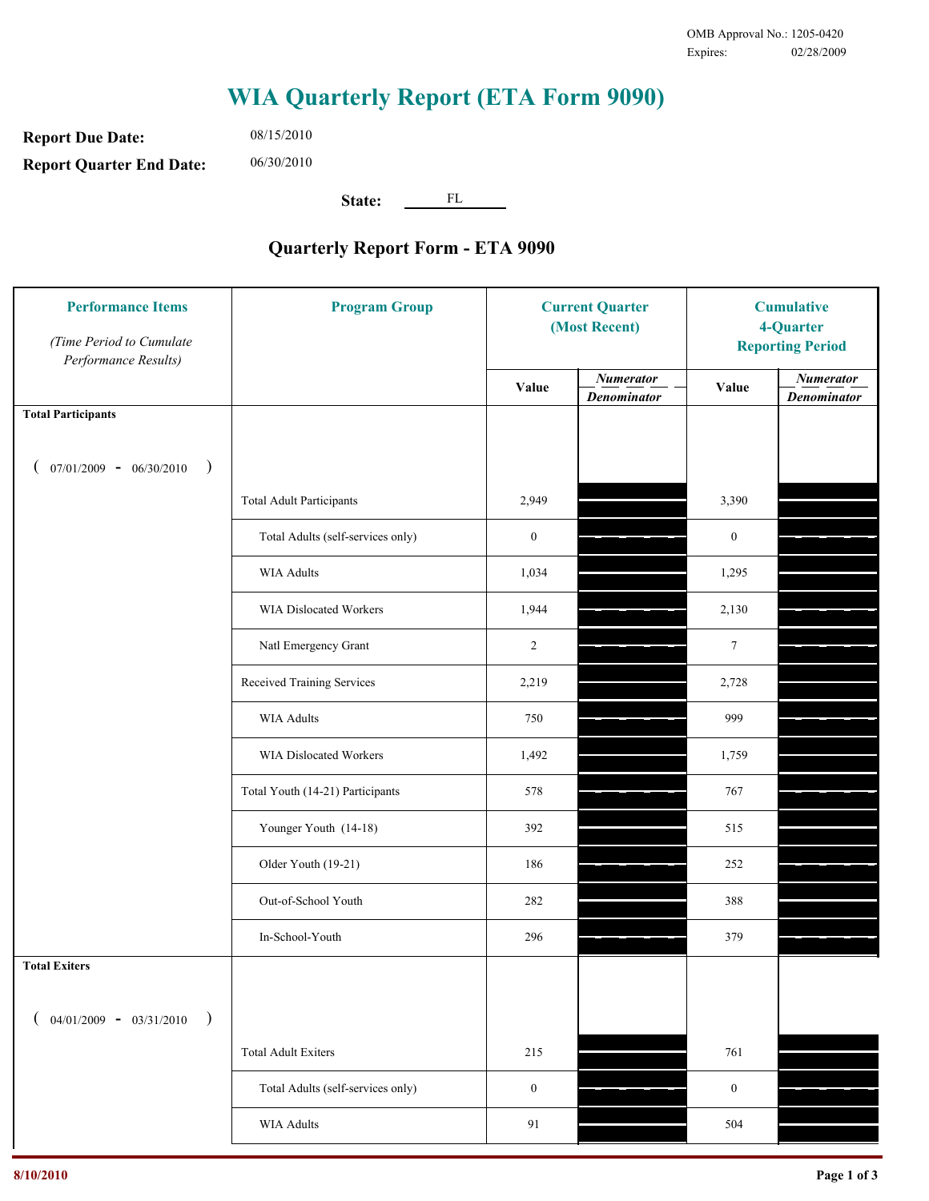OMB Approval No.: 1205-0420
Expires: 02/28/2009

# WIA Quarterly Report (ETA Form 9090)

**Report Due Date:** 08/15/2010

**Report Quarter End Date:** 06/30/2010

**State:** FL

## Quarterly Report Form - ETA 9090

| Performance Items *(Time Period to Cumulate Performance Results)* | Program Group | Current Quarter (Most Recent) | | Cumulative 4-Quarter Reporting Period | |
|---|---|---|---|---|---|
| | | Value | *Numerator / Denominator* | Value | *Numerator / Denominator* |
| **Total Participants** ( 07/01/2009 - 06/30/2010 ) | | | | | |
| | Total Adult Participants | 2,949 | | 3,390 | |
| | Total Adults (self-services only) | 0 | | 0 | |
| | WIA Adults | 1,034 | | 1,295 | |
| | WIA Dislocated Workers | 1,944 | | 2,130 | |
| | Natl Emergency Grant | 2 | | 7 | |
| | Received Training Services | 2,219 | | 2,728 | |
| | WIA Adults | 750 | | 999 | |
| | WIA Dislocated Workers | 1,492 | | 1,759 | |
| | Total Youth (14-21) Participants | 578 | | 767 | |
| | Younger Youth (14-18) | 392 | | 515 | |
| | Older Youth (19-21) | 186 | | 252 | |
| | Out-of-School Youth | 282 | | 388 | |
| | In-School-Youth | 296 | | 379 | |
| **Total Exiters** ( 04/01/2009 - 03/31/2010 ) | | | | | |
| | Total Adult Exiters | 215 | | 761 | |
| | Total Adults (self-services only) | 0 | | 0 | |
| | WIA Adults | 91 | | 504 | |

8/10/2010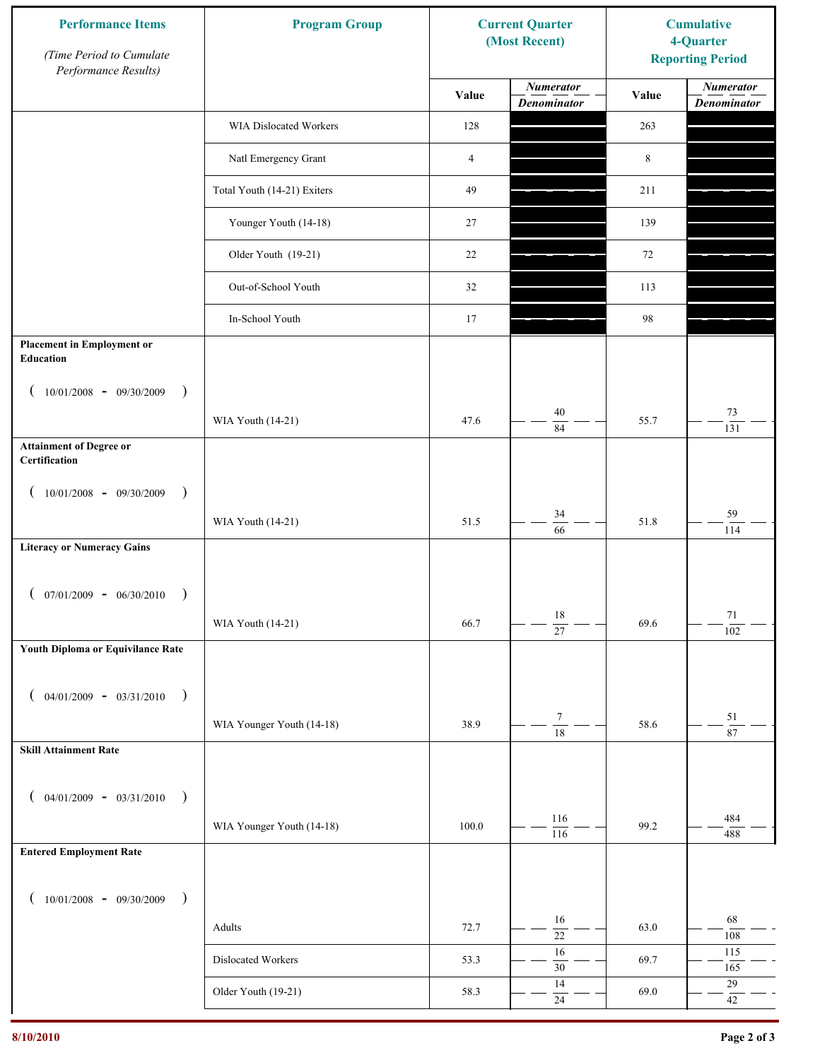| Performance Items<br>*(Time Period to Cumulate Performance Results)* | Program Group | Current Quarter (Most Recent) | | Cumulative 4-Quarter Reporting Period | |
|---|---|---|---|---|---|
| | | Value | *Numerator / Denominator* | Value | *Numerator / Denominator* |
| | WIA Dislocated Workers | 128 | | 263 | |
| | Natl Emergency Grant | 4 | | 8 | |
| | Total Youth (14-21) Exiters | 49 | | 211 | |
| | Younger Youth (14-18) | 27 | | 139 | |
| | Older Youth (19-21) | 22 | | 72 | |
| | Out-of-School Youth | 32 | | 113 | |
| | In-School Youth | 17 | | 98 | |
| **Placement in Employment or Education** ( 10/01/2008 - 09/30/2009 ) | WIA Youth (14-21) | 47.6 | 40 / 84 | 55.7 | 73 / 131 |
| **Attainment of Degree or Certification** ( 10/01/2008 - 09/30/2009 ) | WIA Youth (14-21) | 51.5 | 34 / 66 | 51.8 | 59 / 114 |
| **Literacy or Numeracy Gains** ( 07/01/2009 - 06/30/2010 ) | WIA Youth (14-21) | 66.7 | 18 / 27 | 69.6 | 71 / 102 |
| **Youth Diploma or Equivilance Rate** ( 04/01/2009 - 03/31/2010 ) | WIA Younger Youth (14-18) | 38.9 | 7 / 18 | 58.6 | 51 / 87 |
| **Skill Attainment Rate** ( 04/01/2009 - 03/31/2010 ) | WIA Younger Youth (14-18) | 100.0 | 116 / 116 | 99.2 | 484 / 488 |
| **Entered Employment Rate** ( 10/01/2008 - 09/30/2009 ) | Adults | 72.7 | 16 / 22 | 63.0 | 68 / 108 |
| | Dislocated Workers | 53.3 | 16 / 30 | 69.7 | 115 / 165 |
| | Older Youth (19-21) | 58.3 | 14 / 24 | 69.0 | 29 / 42 |

8/10/2010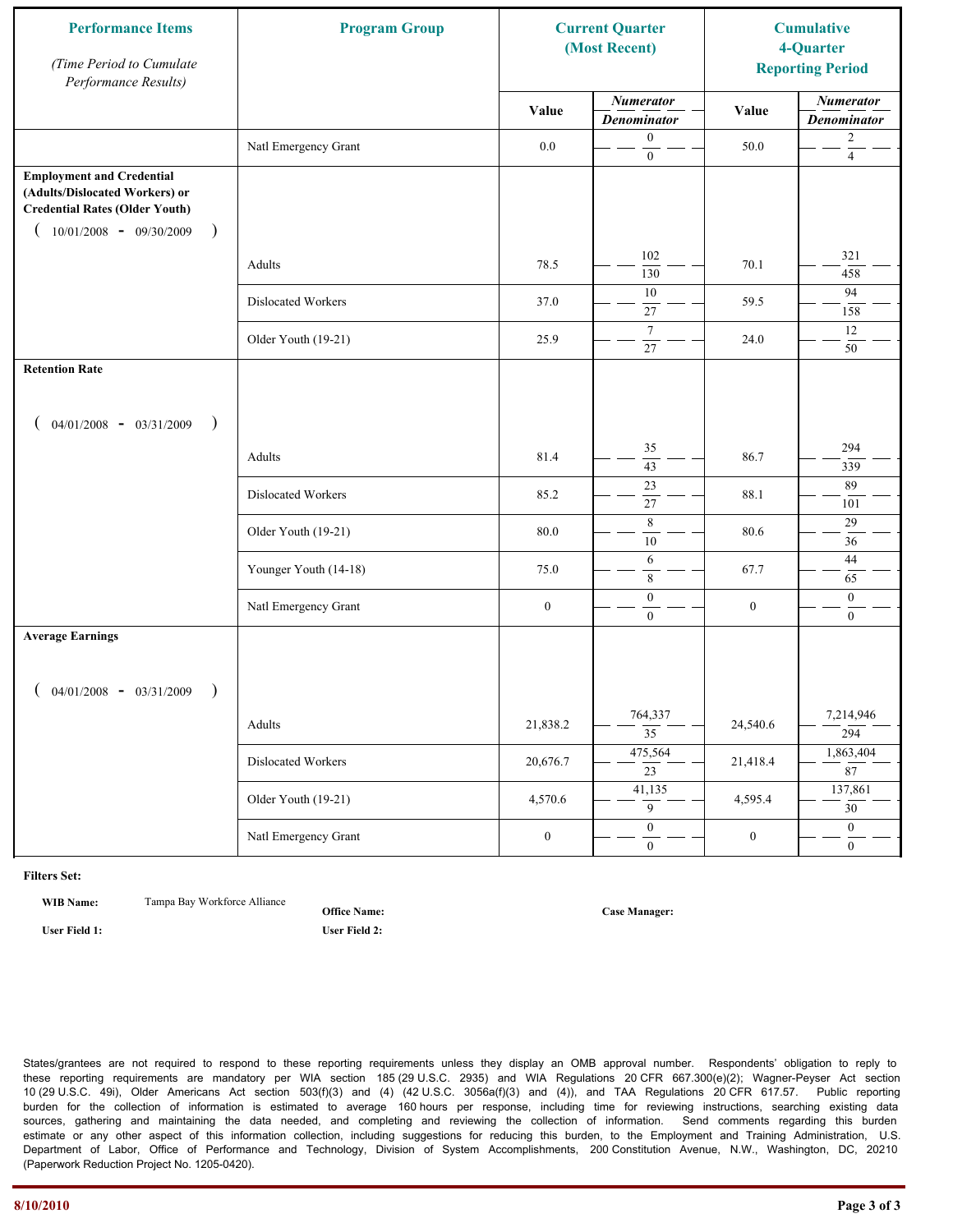| Performance Items *(Time Period to Cumulate Performance Results)* | Program Group | Current Quarter (Most Recent) | | Cumulative 4-Quarter Reporting Period | |
|---|---|---|---|---|---|
| | | Value | *Numerator / Denominator* | Value | *Numerator / Denominator* |
| | Natl Emergency Grant | 0.0 | 0 / 0 | 50.0 | 2 / 4 |
| **Employment and Credential (Adults/Dislocated Workers) or Credential Rates (Older Youth)** ( 10/01/2008 - 09/30/2009 ) | | | | | |
| | Adults | 78.5 | 102 / 130 | 70.1 | 321 / 458 |
| | Dislocated Workers | 37.0 | 10 / 27 | 59.5 | 94 / 158 |
| | Older Youth (19-21) | 25.9 | 7 / 27 | 24.0 | 12 / 50 |
| **Retention Rate** ( 04/01/2008 - 03/31/2009 ) | | | | | |
| | Adults | 81.4 | 35 / 43 | 86.7 | 294 / 339 |
| | Dislocated Workers | 85.2 | 23 / 27 | 88.1 | 89 / 101 |
| | Older Youth (19-21) | 80.0 | 8 / 10 | 80.6 | 29 / 36 |
| | Younger Youth (14-18) | 75.0 | 6 / 8 | 67.7 | 44 / 65 |
| | Natl Emergency Grant | 0 | 0 / 0 | 0 | 0 / 0 |
| **Average Earnings** ( 04/01/2008 - 03/31/2009 ) | | | | | |
| | Adults | 21,838.2 | 764,337 / 35 | 24,540.6 | 7,214,946 / 294 |
| | Dislocated Workers | 20,676.7 | 475,564 / 23 | 21,418.4 | 1,863,404 / 87 |
| | Older Youth (19-21) | 4,570.6 | 41,135 / 9 | 4,595.4 | 137,861 / 30 |
| | Natl Emergency Grant | 0 | 0 / 0 | 0 | 0 / 0 |

**Filters Set:**

**WIB Name:** Tampa Bay Workforce Alliance

**Office Name:**

**Case Manager:**

**User Field 1:**

**User Field 2:**

States/grantees are not required to respond to these reporting requirements unless they display an OMB approval number. Respondents' obligation to reply to these reporting requirements are mandatory per WIA section 185 (29 U.S.C. 2935) and WIA Regulations 20 CFR 667.300(e)(2); Wagner-Peyser Act section 10 (29 U.S.C. 49i), Older Americans Act section 503(f)(3) and (4) (42 U.S.C. 3056a(f)(3) and (4)), and TAA Regulations 20 CFR 617.57. Public reporting burden for the collection of information is estimated to average 160 hours per response, including time for reviewing instructions, searching existing data sources, gathering and maintaining the data needed, and completing and reviewing the collection of information. Send comments regarding this burden estimate or any other aspect of this information collection, including suggestions for reducing this burden, to the Employment and Training Administration, U.S. Department of Labor, Office of Performance and Technology, Division of System Accomplishments, 200 Constitution Avenue, N.W., Washington, DC, 20210 (Paperwork Reduction Project No. 1205-0420).

8/10/2010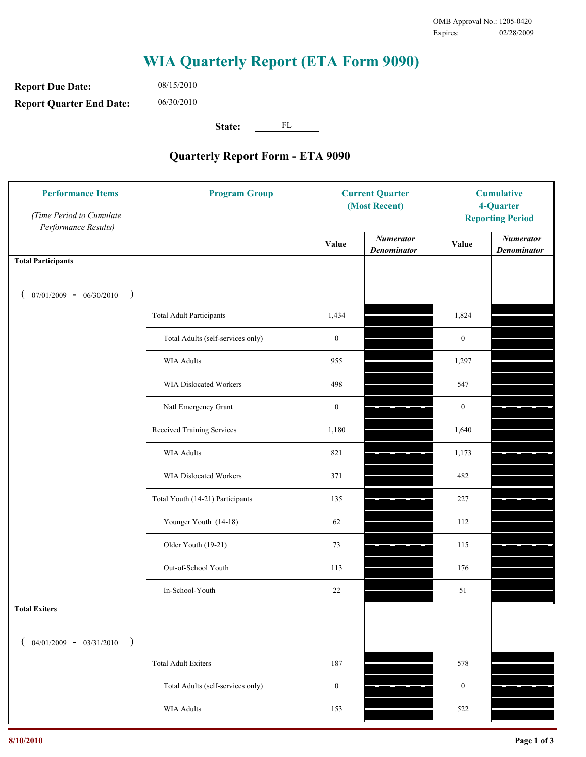OMB Approval No.: 1205-0420
Expires: 02/28/2009

# WIA Quarterly Report (ETA Form 9090)

**Report Due Date:** 08/15/2010

**Report Quarter End Date:** 06/30/2010

**State:** FL

## Quarterly Report Form - ETA 9090

| Performance Items *(Time Period to Cumulate Performance Results)* | Program Group | Current Quarter (Most Recent) | | Cumulative 4-Quarter Reporting Period | |
|---|---|---|---|---|---|
| | | Value | *Numerator* / *Denominator* | Value | *Numerator* / *Denominator* |
| **Total Participants** ( 07/01/2009 - 06/30/2010 ) | | | | | |
| | Total Adult Participants | 1,434 | | 1,824 | |
| | Total Adults (self-services only) | 0 | | 0 | |
| | WIA Adults | 955 | | 1,297 | |
| | WIA Dislocated Workers | 498 | | 547 | |
| | Natl Emergency Grant | 0 | | 0 | |
| | Received Training Services | 1,180 | | 1,640 | |
| | WIA Adults | 821 | | 1,173 | |
| | WIA Dislocated Workers | 371 | | 482 | |
| | Total Youth (14-21) Participants | 135 | | 227 | |
| | Younger Youth (14-18) | 62 | | 112 | |
| | Older Youth (19-21) | 73 | | 115 | |
| | Out-of-School Youth | 113 | | 176 | |
| | In-School-Youth | 22 | | 51 | |
| **Total Exiters** ( 04/01/2009 - 03/31/2010 ) | | | | | |
| | Total Adult Exiters | 187 | | 578 | |
| | Total Adults (self-services only) | 0 | | 0 | |
| | WIA Adults | 153 | | 522 | |

8/10/2010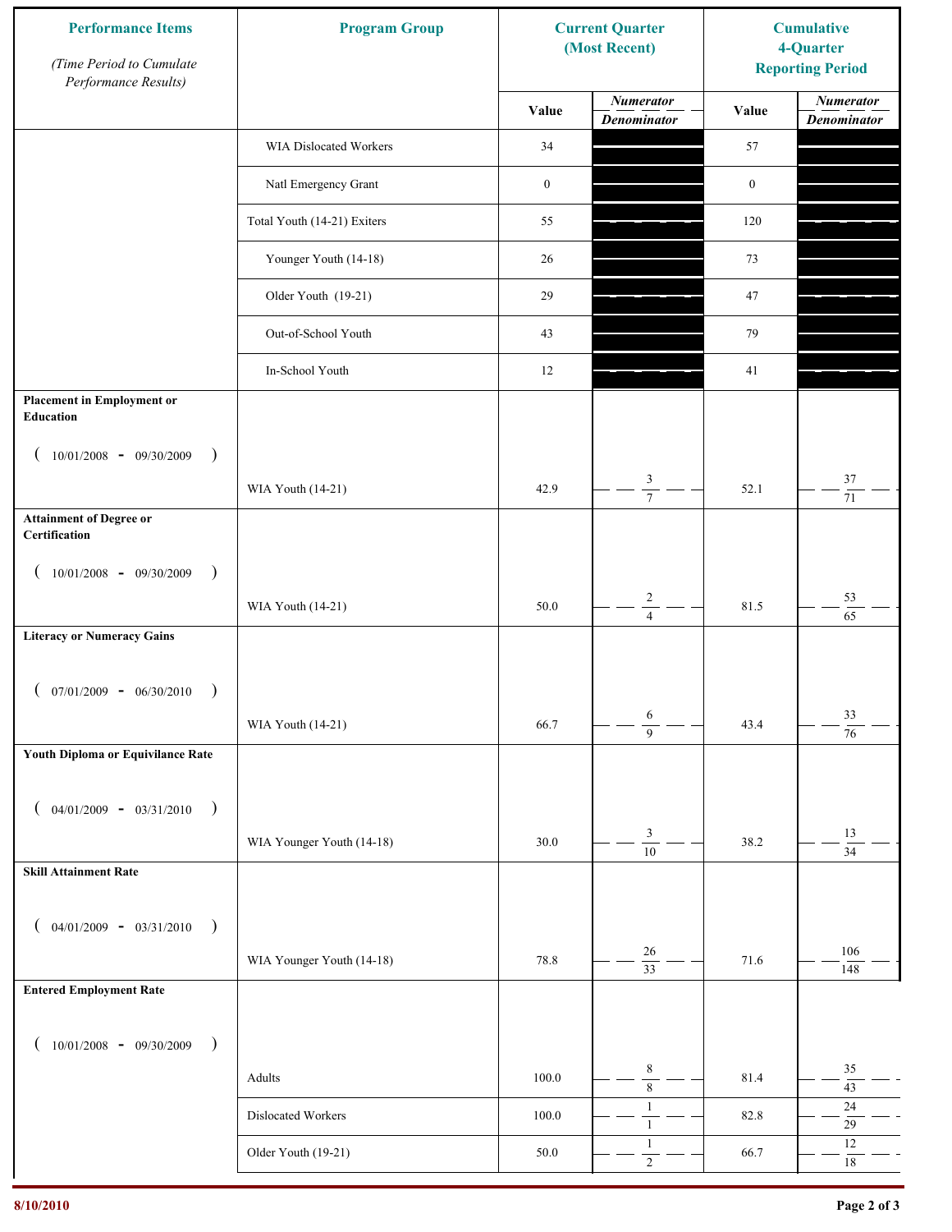| Performance Items *(Time Period to Cumulate Performance Results)* | Program Group | Current Quarter (Most Recent) | | Cumulative 4-Quarter Reporting Period | |
|---|---|---|---|---|---|
| | | Value | *Numerator* / *Denominator* | Value | *Numerator* / *Denominator* |
| | WIA Dislocated Workers | 34 | | 57 | |
| | Natl Emergency Grant | 0 | | 0 | |
| | Total Youth (14-21) Exiters | 55 | | 120 | |
| | Younger Youth (14-18) | 26 | | 73 | |
| | Older Youth (19-21) | 29 | | 47 | |
| | Out-of-School Youth | 43 | | 79 | |
| | In-School Youth | 12 | | 41 | |
| **Placement in Employment or Education** ( 10/01/2008 - 09/30/2009 ) | WIA Youth (14-21) | 42.9 | 3 / 7 | 52.1 | 37 / 71 |
| **Attainment of Degree or Certification** ( 10/01/2008 - 09/30/2009 ) | WIA Youth (14-21) | 50.0 | 2 / 4 | 81.5 | 53 / 65 |
| **Literacy or Numeracy Gains** ( 07/01/2009 - 06/30/2010 ) | WIA Youth (14-21) | 66.7 | 6 / 9 | 43.4 | 33 / 76 |
| **Youth Diploma or Equivilance Rate** ( 04/01/2009 - 03/31/2010 ) | WIA Younger Youth (14-18) | 30.0 | 3 / 10 | 38.2 | 13 / 34 |
| **Skill Attainment Rate** ( 04/01/2009 - 03/31/2010 ) | WIA Younger Youth (14-18) | 78.8 | 26 / 33 | 71.6 | 106 / 148 |
| **Entered Employment Rate** ( 10/01/2008 - 09/30/2009 ) | Adults | 100.0 | 8 / 8 | 81.4 | 35 / 43 |
| | Dislocated Workers | 100.0 | 1 / 1 | 82.8 | 24 / 29 |
| | Older Youth (19-21) | 50.0 | 1 / 2 | 66.7 | 12 / 18 |

8/10/2010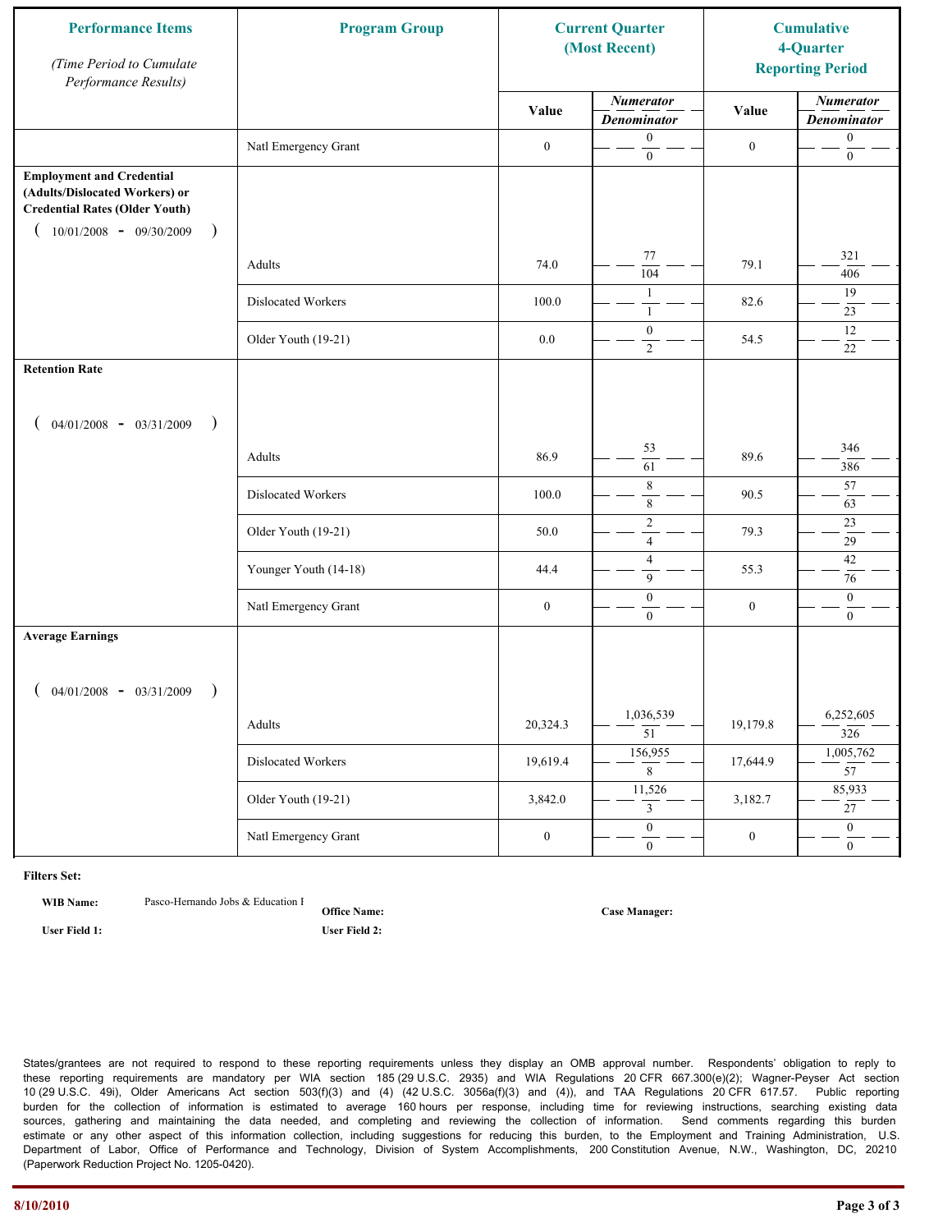| Performance Items *(Time Period to Cumulate Performance Results)* | Program Group | Current Quarter (Most Recent) | | Cumulative 4-Quarter Reporting Period | |
|---|---|---|---|---|---|
| | | Value | *Numerator* / *Denominator* | Value | *Numerator* / *Denominator* |
| | Natl Emergency Grant | 0 | 0 / 0 | 0 | 0 / 0 |
| **Employment and Credential (Adults/Dislocated Workers) or Credential Rates (Older Youth)** ( 10/01/2008 - 09/30/2009 ) | | | | | |
| | Adults | 74.0 | 77 / 104 | 79.1 | 321 / 406 |
| | Dislocated Workers | 100.0 | 1 / 1 | 82.6 | 19 / 23 |
| | Older Youth (19-21) | 0.0 | 0 / 2 | 54.5 | 12 / 22 |
| **Retention Rate** ( 04/01/2008 - 03/31/2009 ) | | | | | |
| | Adults | 86.9 | 53 / 61 | 89.6 | 346 / 386 |
| | Dislocated Workers | 100.0 | 8 / 8 | 90.5 | 57 / 63 |
| | Older Youth (19-21) | 50.0 | 2 / 4 | 79.3 | 23 / 29 |
| | Younger Youth (14-18) | 44.4 | 4 / 9 | 55.3 | 42 / 76 |
| | Natl Emergency Grant | 0 | 0 / 0 | 0 | 0 / 0 |
| **Average Earnings** ( 04/01/2008 - 03/31/2009 ) | | | | | |
| | Adults | 20,324.3 | 1,036,539 / 51 | 19,179.8 | 6,252,605 / 326 |
| | Dislocated Workers | 19,619.4 | 156,955 / 8 | 17,644.9 | 1,005,762 / 57 |
| | Older Youth (19-21) | 3,842.0 | 11,526 / 3 | 3,182.7 | 85,933 / 27 |
| | Natl Emergency Grant | 0 | 0 / 0 | 0 | 0 / 0 |

**Filters Set:**

**WIB Name:** Pasco-Hernando Jobs & Education I **Office Name:** **Case Manager:**

**User Field 1:** **User Field 2:**

States/grantees are not required to respond to these reporting requirements unless they display an OMB approval number. Respondents' obligation to reply to these reporting requirements are mandatory per WIA section 185 (29 U.S.C. 2935) and WIA Regulations 20 CFR 667.300(e)(2); Wagner-Peyser Act section 10 (29 U.S.C. 49i), Older Americans Act section 503(f)(3) and (4) (42 U.S.C. 3056a(f)(3) and (4)), and TAA Regulations 20 CFR 617.57. Public reporting burden for the collection of information is estimated to average 160 hours per response, including time for reviewing instructions, searching existing data sources, gathering and maintaining the data needed, and completing and reviewing the collection of information. Send comments regarding this burden estimate or any other aspect of this information collection, including suggestions for reducing this burden, to the Employment and Training Administration, U.S. Department of Labor, Office of Performance and Technology, Division of System Accomplishments, 200 Constitution Avenue, N.W., Washington, DC, 20210 (Paperwork Reduction Project No. 1205-0420).

8/10/2010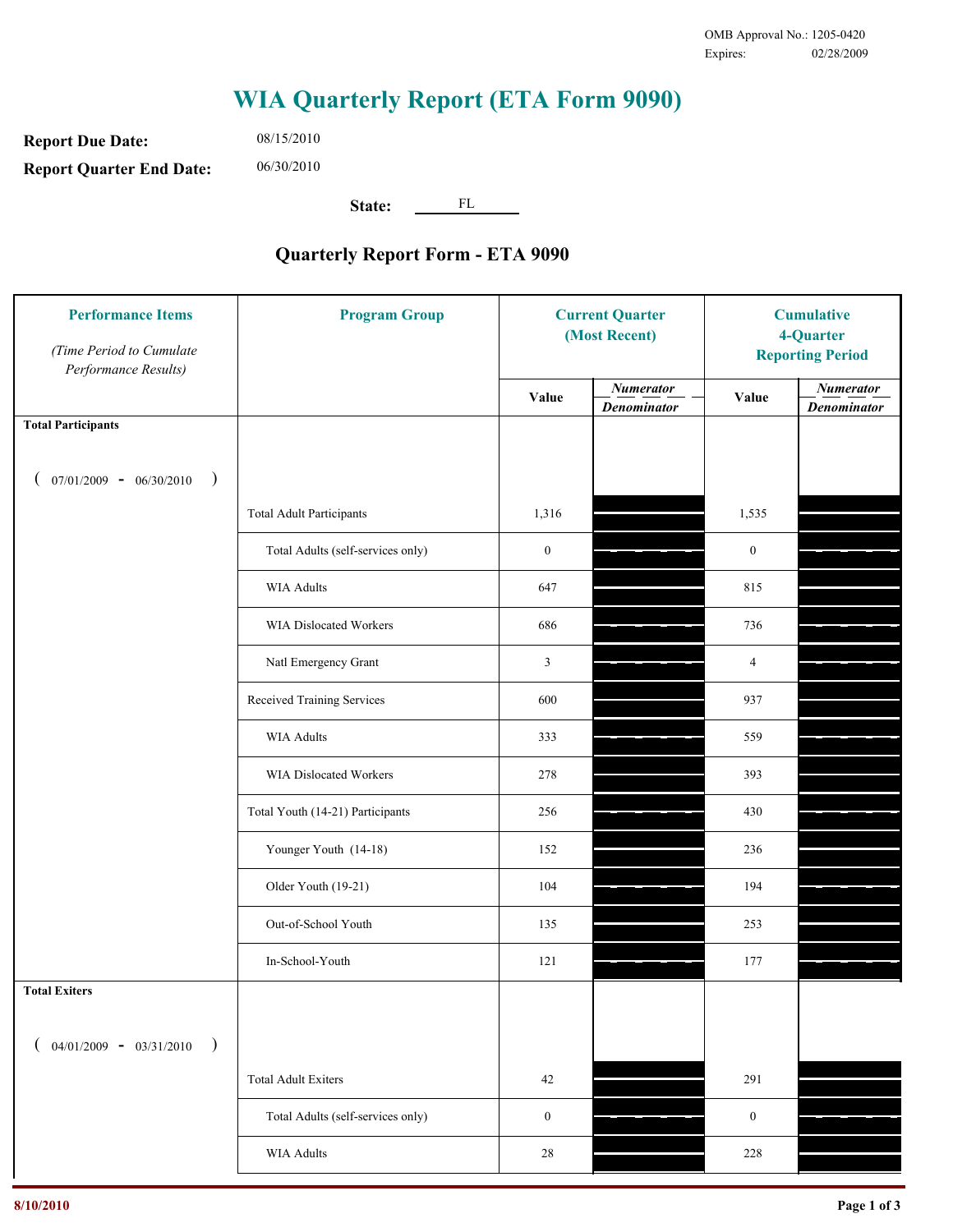OMB Approval No.: 1205-0420
Expires: 02/28/2009

# WIA Quarterly Report (ETA Form 9090)

**Report Due Date:** 08/15/2010

**Report Quarter End Date:** 06/30/2010

**State:** FL

## Quarterly Report Form - ETA 9090

| Performance Items *(Time Period to Cumulate Performance Results)* | Program Group | Current Quarter (Most Recent) Value | Current Quarter Numerator / Denominator | Cumulative 4-Quarter Reporting Period Value | Cumulative Numerator / Denominator |
|---|---|---|---|---|---|
| **Total Participants** ( 07/01/2009 - 06/30/2010 ) | | | | | |
| | Total Adult Participants | 1,316 | | 1,535 | |
| | Total Adults (self-services only) | 0 | | 0 | |
| | WIA Adults | 647 | | 815 | |
| | WIA Dislocated Workers | 686 | | 736 | |
| | Natl Emergency Grant | 3 | | 4 | |
| | Received Training Services | 600 | | 937 | |
| | WIA Adults | 333 | | 559 | |
| | WIA Dislocated Workers | 278 | | 393 | |
| | Total Youth (14-21) Participants | 256 | | 430 | |
| | Younger Youth (14-18) | 152 | | 236 | |
| | Older Youth (19-21) | 104 | | 194 | |
| | Out-of-School Youth | 135 | | 253 | |
| | In-School-Youth | 121 | | 177 | |
| **Total Exiters** ( 04/01/2009 - 03/31/2010 ) | | | | | |
| | Total Adult Exiters | 42 | | 291 | |
| | Total Adults (self-services only) | 0 | | 0 | |
| | WIA Adults | 28 | | 228 | |

8/10/2010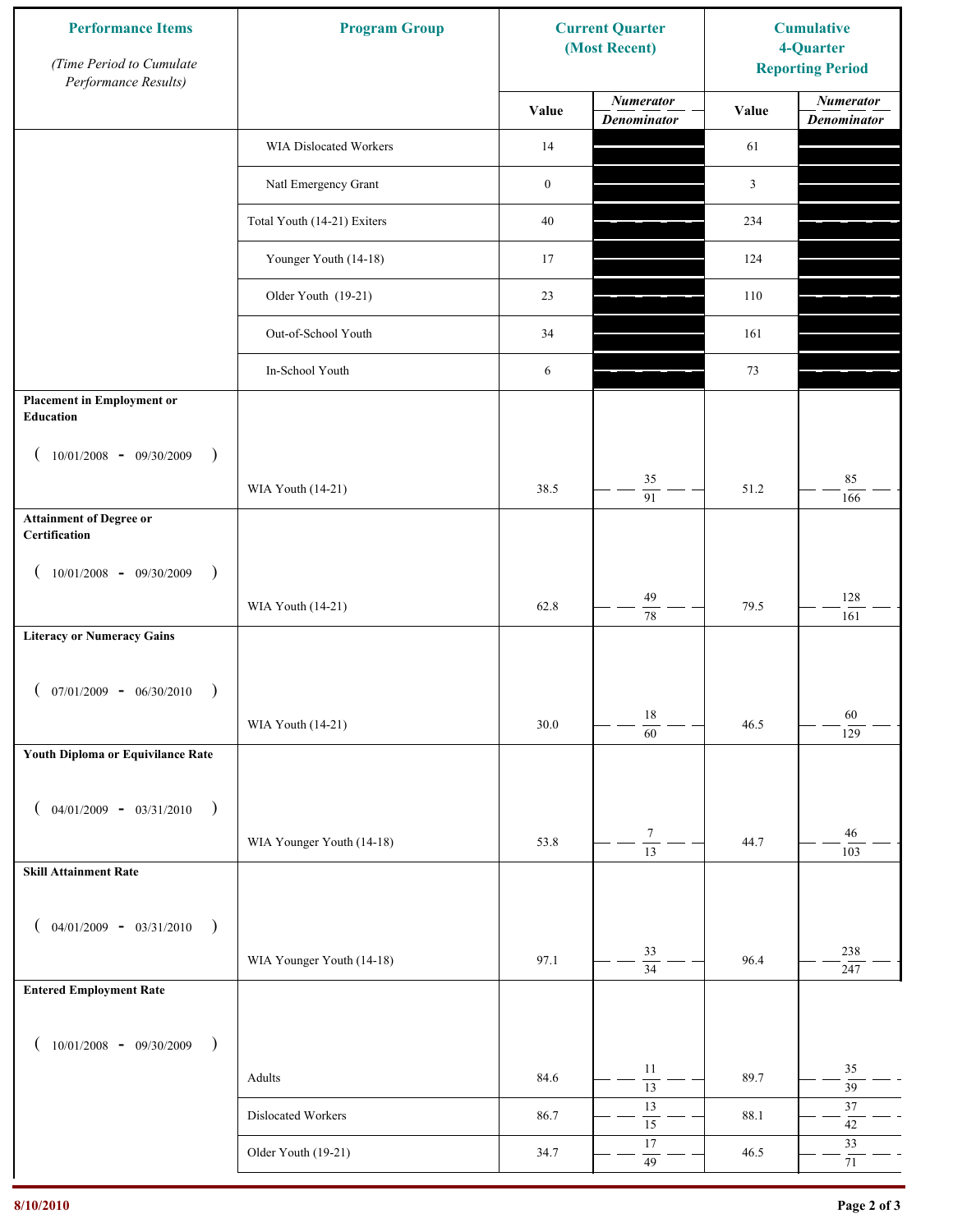| Performance Items *(Time Period to Cumulate Performance Results)* | Program Group | Current Quarter (Most Recent) Value | Current Quarter *Numerator / Denominator* | Cumulative 4-Quarter Reporting Period Value | Cumulative 4-Quarter *Numerator / Denominator* |
|---|---|---|---|---|---|
| | WIA Dislocated Workers | 14 | | 61 | |
| | Natl Emergency Grant | 0 | | 3 | |
| | Total Youth (14-21) Exiters | 40 | | 234 | |
| | Younger Youth (14-18) | 17 | | 124 | |
| | Older Youth (19-21) | 23 | | 110 | |
| | Out-of-School Youth | 34 | | 161 | |
| | In-School Youth | 6 | | 73 | |
| **Placement in Employment or Education** ( 10/01/2008 - 09/30/2009 ) | WIA Youth (14-21) | 38.5 | 35 / 91 | 51.2 | 85 / 166 |
| **Attainment of Degree or Certification** ( 10/01/2008 - 09/30/2009 ) | WIA Youth (14-21) | 62.8 | 49 / 78 | 79.5 | 128 / 161 |
| **Literacy or Numeracy Gains** ( 07/01/2009 - 06/30/2010 ) | WIA Youth (14-21) | 30.0 | 18 / 60 | 46.5 | 60 / 129 |
| **Youth Diploma or Equivilance Rate** ( 04/01/2009 - 03/31/2010 ) | WIA Younger Youth (14-18) | 53.8 | 7 / 13 | 44.7 | 46 / 103 |
| **Skill Attainment Rate** ( 04/01/2009 - 03/31/2010 ) | WIA Younger Youth (14-18) | 97.1 | 33 / 34 | 96.4 | 238 / 247 |
| **Entered Employment Rate** ( 10/01/2008 - 09/30/2009 ) | Adults | 84.6 | 11 / 13 | 89.7 | 35 / 39 |
| | Dislocated Workers | 86.7 | 13 / 15 | 88.1 | 37 / 42 |
| | Older Youth (19-21) | 34.7 | 17 / 49 | 46.5 | 33 / 71 |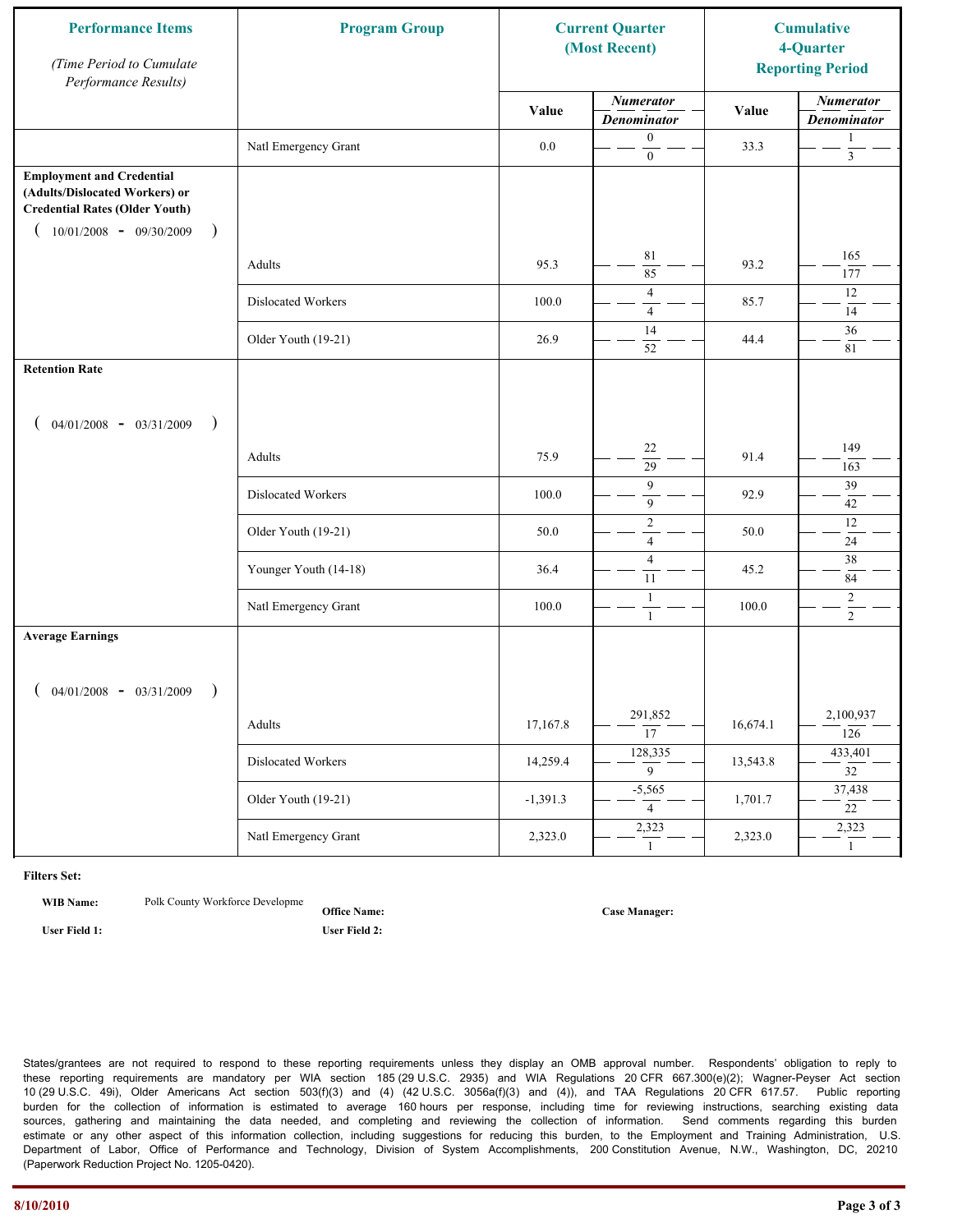| Performance Items *(Time Period to Cumulate Performance Results)* | Program Group | Current Quarter (Most Recent) | | Cumulative 4-Quarter Reporting Period | |
|---|---|---|---|---|---|
| | | Value | *Numerator* / *Denominator* | Value | *Numerator* / *Denominator* |
| | Natl Emergency Grant | 0.0 | 0 / 0 | 33.3 | 1 / 3 |
| **Employment and Credential (Adults/Dislocated Workers) or Credential Rates (Older Youth)** ( 10/01/2008 - 09/30/2009 ) | | | | | |
| | Adults | 95.3 | 81 / 85 | 93.2 | 165 / 177 |
| | Dislocated Workers | 100.0 | 4 / 4 | 85.7 | 12 / 14 |
| | Older Youth (19-21) | 26.9 | 14 / 52 | 44.4 | 36 / 81 |
| **Retention Rate** ( 04/01/2008 - 03/31/2009 ) | | | | | |
| | Adults | 75.9 | 22 / 29 | 91.4 | 149 / 163 |
| | Dislocated Workers | 100.0 | 9 / 9 | 92.9 | 39 / 42 |
| | Older Youth (19-21) | 50.0 | 2 / 4 | 50.0 | 12 / 24 |
| | Younger Youth (14-18) | 36.4 | 4 / 11 | 45.2 | 38 / 84 |
| | Natl Emergency Grant | 100.0 | 1 / 1 | 100.0 | 2 / 2 |
| **Average Earnings** ( 04/01/2008 - 03/31/2009 ) | | | | | |
| | Adults | 17,167.8 | 291,852 / 17 | 16,674.1 | 2,100,937 / 126 |
| | Dislocated Workers | 14,259.4 | 128,335 / 9 | 13,543.8 | 433,401 / 32 |
| | Older Youth (19-21) | -1,391.3 | -5,565 / 4 | 1,701.7 | 37,438 / 22 |
| | Natl Emergency Grant | 2,323.0 | 2,323 / 1 | 2,323.0 | 2,323 / 1 |

**Filters Set:**

**WIB Name:** Polk County Workforce Developme **Office Name:** **Case Manager:**

**User Field 1:** **User Field 2:**

States/grantees are not required to respond to these reporting requirements unless they display an OMB approval number. Respondents' obligation to reply to these reporting requirements are mandatory per WIA section 185 (29 U.S.C. 2935) and WIA Regulations 20 CFR 667.300(e)(2); Wagner-Peyser Act section 10 (29 U.S.C. 49i), Older Americans Act section 503(f)(3) and (4) (42 U.S.C. 3056a(f)(3) and (4)), and TAA Regulations 20 CFR 617.57. Public reporting burden for the collection of information is estimated to average 160 hours per response, including time for reviewing instructions, searching existing data sources, gathering and maintaining the data needed, and completing and reviewing the collection of information. Send comments regarding this burden estimate or any other aspect of this information collection, including suggestions for reducing this burden, to the Employment and Training Administration, U.S. Department of Labor, Office of Performance and Technology, Division of System Accomplishments, 200 Constitution Avenue, N.W., Washington, DC, 20210 (Paperwork Reduction Project No. 1205-0420).

8/10/2010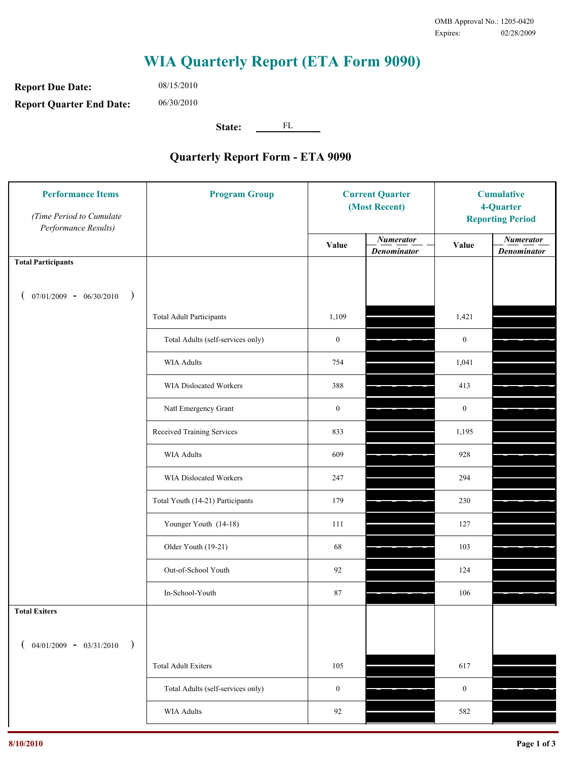OMB Approval No.: 1205-0420
Expires: 02/28/2009

# WIA Quarterly Report (ETA Form 9090)

**Report Due Date:** 08/15/2010

**Report Quarter End Date:** 06/30/2010

**State:** FL

## Quarterly Report Form - ETA 9090

| Performance Items *(Time Period to Cumulate Performance Results)* | Program Group | Current Quarter (Most Recent) Value | Current Quarter Numerator / Denominator | Cumulative 4-Quarter Reporting Period Value | Cumulative Numerator / Denominator |
|---|---|---|---|---|---|
| **Total Participants** ( 07/01/2009 - 06/30/2010 ) | | | | | |
| | Total Adult Participants | 1,109 | | 1,421 | |
| | Total Adults (self-services only) | 0 | | 0 | |
| | WIA Adults | 754 | | 1,041 | |
| | WIA Dislocated Workers | 388 | | 413 | |
| | Natl Emergency Grant | 0 | | 0 | |
| | Received Training Services | 833 | | 1,195 | |
| | WIA Adults | 609 | | 928 | |
| | WIA Dislocated Workers | 247 | | 294 | |
| | Total Youth (14-21) Participants | 179 | | 230 | |
| | Younger Youth (14-18) | 111 | | 127 | |
| | Older Youth (19-21) | 68 | | 103 | |
| | Out-of-School Youth | 92 | | 124 | |
| | In-School-Youth | 87 | | 106 | |
| **Total Exiters** ( 04/01/2009 - 03/31/2010 ) | | | | | |
| | Total Adult Exiters | 105 | | 617 | |
| | Total Adults (self-services only) | 0 | | 0 | |
| | WIA Adults | 92 | | 582 | |

8/10/2010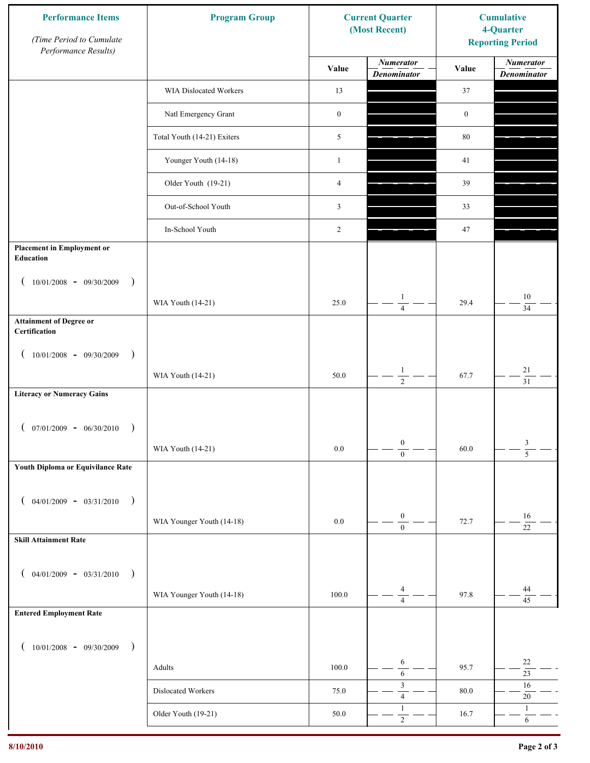| Performance Items *(Time Period to Cumulate Performance Results)* | Program Group | Current Quarter (Most Recent) | | Cumulative 4-Quarter Reporting Period | |
|---|---|---|---|---|---|
| | | Value | *Numerator* / *Denominator* | Value | *Numerator* / *Denominator* |
| | WIA Dislocated Workers | 13 | | 37 | |
| | Natl Emergency Grant | 0 | | 0 | |
| | Total Youth (14-21) Exiters | 5 | | 80 | |
| | Younger Youth (14-18) | 1 | | 41 | |
| | Older Youth (19-21) | 4 | | 39 | |
| | Out-of-School Youth | 3 | | 33 | |
| | In-School Youth | 2 | | 47 | |
| **Placement in Employment or Education** ( 10/01/2008 - 09/30/2009 ) | WIA Youth (14-21) | 25.0 | 1 / 4 | 29.4 | 10 / 34 |
| **Attainment of Degree or Certification** ( 10/01/2008 - 09/30/2009 ) | WIA Youth (14-21) | 50.0 | 1 / 2 | 67.7 | 21 / 31 |
| **Literacy or Numeracy Gains** ( 07/01/2009 - 06/30/2010 ) | WIA Youth (14-21) | 0.0 | 0 / 0 | 60.0 | 3 / 5 |
| **Youth Diploma or Equivilance Rate** ( 04/01/2009 - 03/31/2010 ) | WIA Younger Youth (14-18) | 0.0 | 0 / 0 | 72.7 | 16 / 22 |
| **Skill Attainment Rate** ( 04/01/2009 - 03/31/2010 ) | WIA Younger Youth (14-18) | 100.0 | 4 / 4 | 97.8 | 44 / 45 |
| **Entered Employment Rate** ( 10/01/2008 - 09/30/2009 ) | Adults | 100.0 | 6 / 6 | 95.7 | 22 / 23 |
| | Dislocated Workers | 75.0 | 3 / 4 | 80.0 | 16 / 20 |
| | Older Youth (19-21) | 50.0 | 1 / 2 | 16.7 | 1 / 6 |

8/10/2010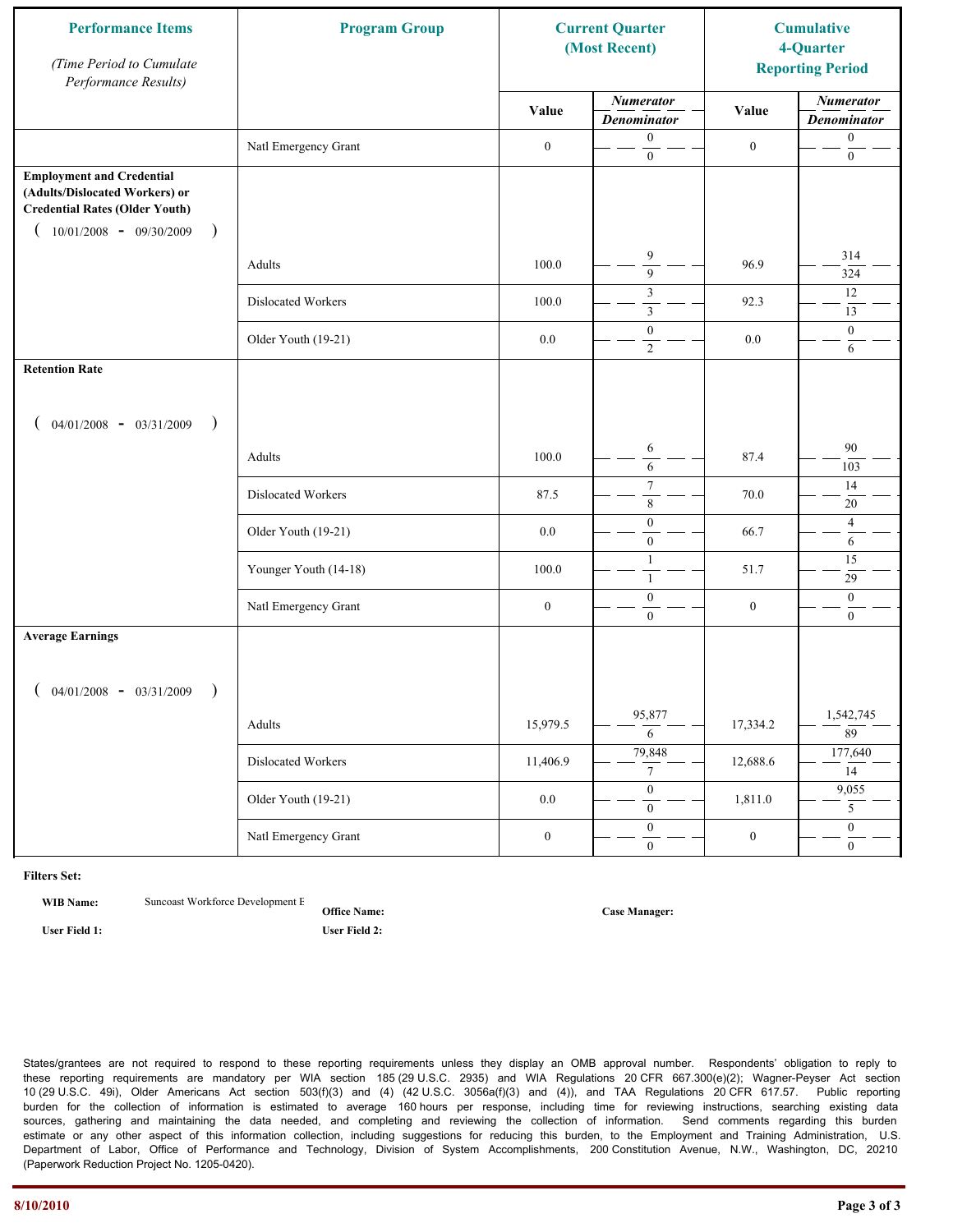| Performance Items *(Time Period to Cumulate Performance Results)* | Program Group | Current Quarter (Most Recent) | | Cumulative 4-Quarter Reporting Period | |
|---|---|---|---|---|---|
| | | Value | *Numerator* / *Denominator* | Value | *Numerator* / *Denominator* |
| | Natl Emergency Grant | 0 | 0 / 0 | 0 | 0 / 0 |
| **Employment and Credential (Adults/Dislocated Workers) or Credential Rates (Older Youth)** ( 10/01/2008 - 09/30/2009 ) | | | | | |
| | Adults | 100.0 | 9 / 9 | 96.9 | 314 / 324 |
| | Dislocated Workers | 100.0 | 3 / 3 | 92.3 | 12 / 13 |
| | Older Youth (19-21) | 0.0 | 0 / 2 | 0.0 | 0 / 6 |
| **Retention Rate** ( 04/01/2008 - 03/31/2009 ) | | | | | |
| | Adults | 100.0 | 6 / 6 | 87.4 | 90 / 103 |
| | Dislocated Workers | 87.5 | 7 / 8 | 70.0 | 14 / 20 |
| | Older Youth (19-21) | 0.0 | 0 / 0 | 66.7 | 4 / 6 |
| | Younger Youth (14-18) | 100.0 | 1 / 1 | 51.7 | 15 / 29 |
| | Natl Emergency Grant | 0 | 0 / 0 | 0 | 0 / 0 |
| **Average Earnings** ( 04/01/2008 - 03/31/2009 ) | | | | | |
| | Adults | 15,979.5 | 95,877 / 6 | 17,334.2 | 1,542,745 / 89 |
| | Dislocated Workers | 11,406.9 | 79,848 / 7 | 12,688.6 | 177,640 / 14 |
| | Older Youth (19-21) | 0.0 | 0 / 0 | 1,811.0 | 9,055 / 5 |
| | Natl Emergency Grant | 0 | 0 / 0 | 0 | 0 / 0 |

**Filters Set:**

**WIB Name:** Suncoast Workforce Development E **Office Name:** **Case Manager:**

**User Field 1:** **User Field 2:**

States/grantees are not required to respond to these reporting requirements unless they display an OMB approval number. Respondents' obligation to reply to these reporting requirements are mandatory per WIA section 185 (29 U.S.C. 2935) and WIA Regulations 20 CFR 667.300(e)(2); Wagner-Peyser Act section 10 (29 U.S.C. 49i), Older Americans Act section 503(f)(3) and (4) (42 U.S.C. 3056a(f)(3) and (4)), and TAA Regulations 20 CFR 617.57. Public reporting burden for the collection of information is estimated to average 160 hours per response, including time for reviewing instructions, searching existing data sources, gathering and maintaining the data needed, and completing and reviewing the collection of information. Send comments regarding this burden estimate or any other aspect of this information collection, including suggestions for reducing this burden, to the Employment and Training Administration, U.S. Department of Labor, Office of Performance and Technology, Division of System Accomplishments, 200 Constitution Avenue, N.W., Washington, DC, 20210 (Paperwork Reduction Project No. 1205-0420).

8/10/2010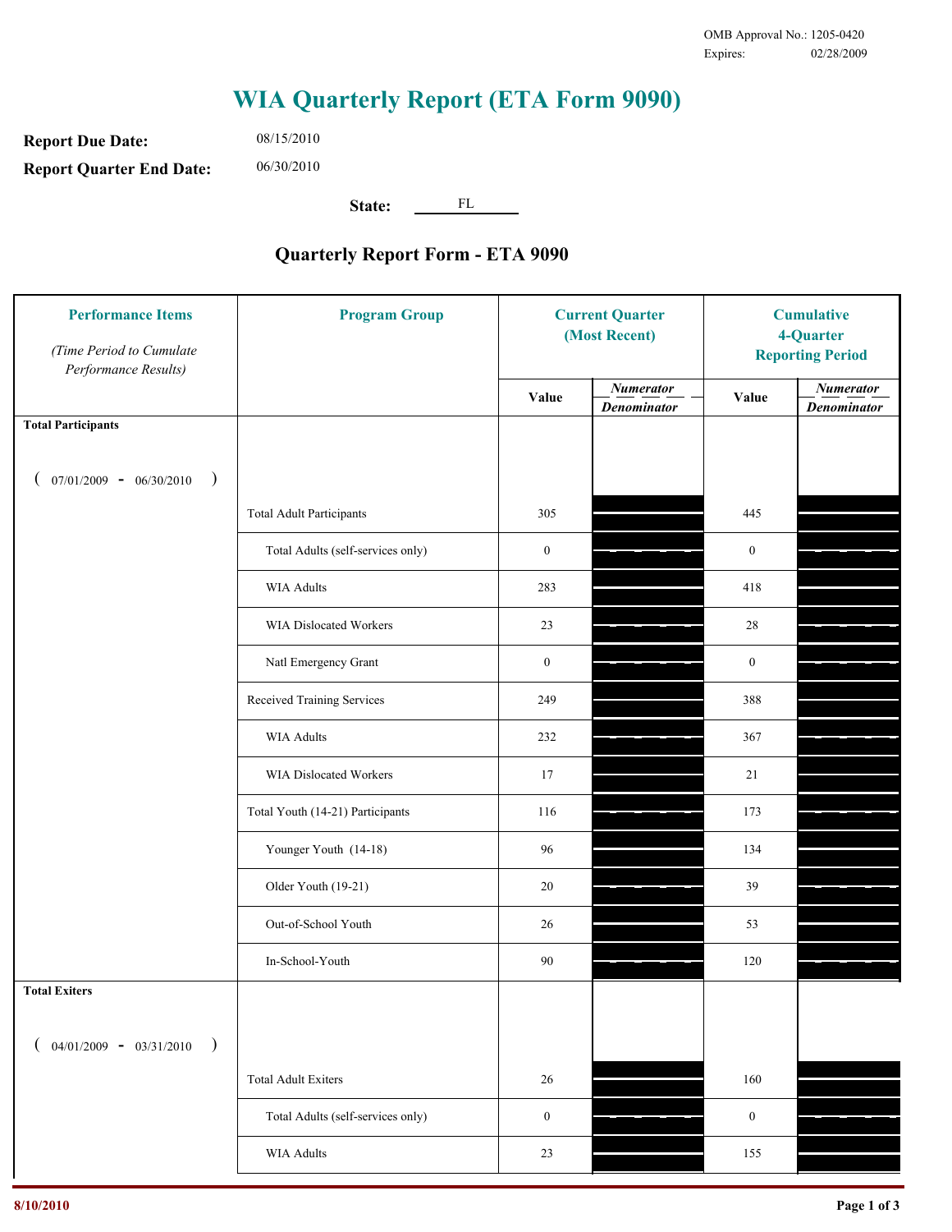OMB Approval No.: 1205-0420
Expires: 02/28/2009

# WIA Quarterly Report (ETA Form 9090)

**Report Due Date:** 08/15/2010

**Report Quarter End Date:** 06/30/2010

**State:** FL

## Quarterly Report Form - ETA 9090

| Performance Items *(Time Period to Cumulate Performance Results)* | Program Group | Current Quarter (Most Recent) | | Cumulative 4-Quarter Reporting Period | |
|---|---|---|---|---|---|
| | | Value | *Numerator* / *Denominator* | Value | *Numerator* / *Denominator* |
| **Total Participants** ( 07/01/2009 - 06/30/2010 ) | | | | | |
| | Total Adult Participants | 305 | | 445 | |
| | Total Adults (self-services only) | 0 | | 0 | |
| | WIA Adults | 283 | | 418 | |
| | WIA Dislocated Workers | 23 | | 28 | |
| | Natl Emergency Grant | 0 | | 0 | |
| | Received Training Services | 249 | | 388 | |
| | WIA Adults | 232 | | 367 | |
| | WIA Dislocated Workers | 17 | | 21 | |
| | Total Youth (14-21) Participants | 116 | | 173 | |
| | Younger Youth (14-18) | 96 | | 134 | |
| | Older Youth (19-21) | 20 | | 39 | |
| | Out-of-School Youth | 26 | | 53 | |
| | In-School-Youth | 90 | | 120 | |
| **Total Exiters** ( 04/01/2009 - 03/31/2010 ) | | | | | |
| | Total Adult Exiters | 26 | | 160 | |
| | Total Adults (self-services only) | 0 | | 0 | |
| | WIA Adults | 23 | | 155 | |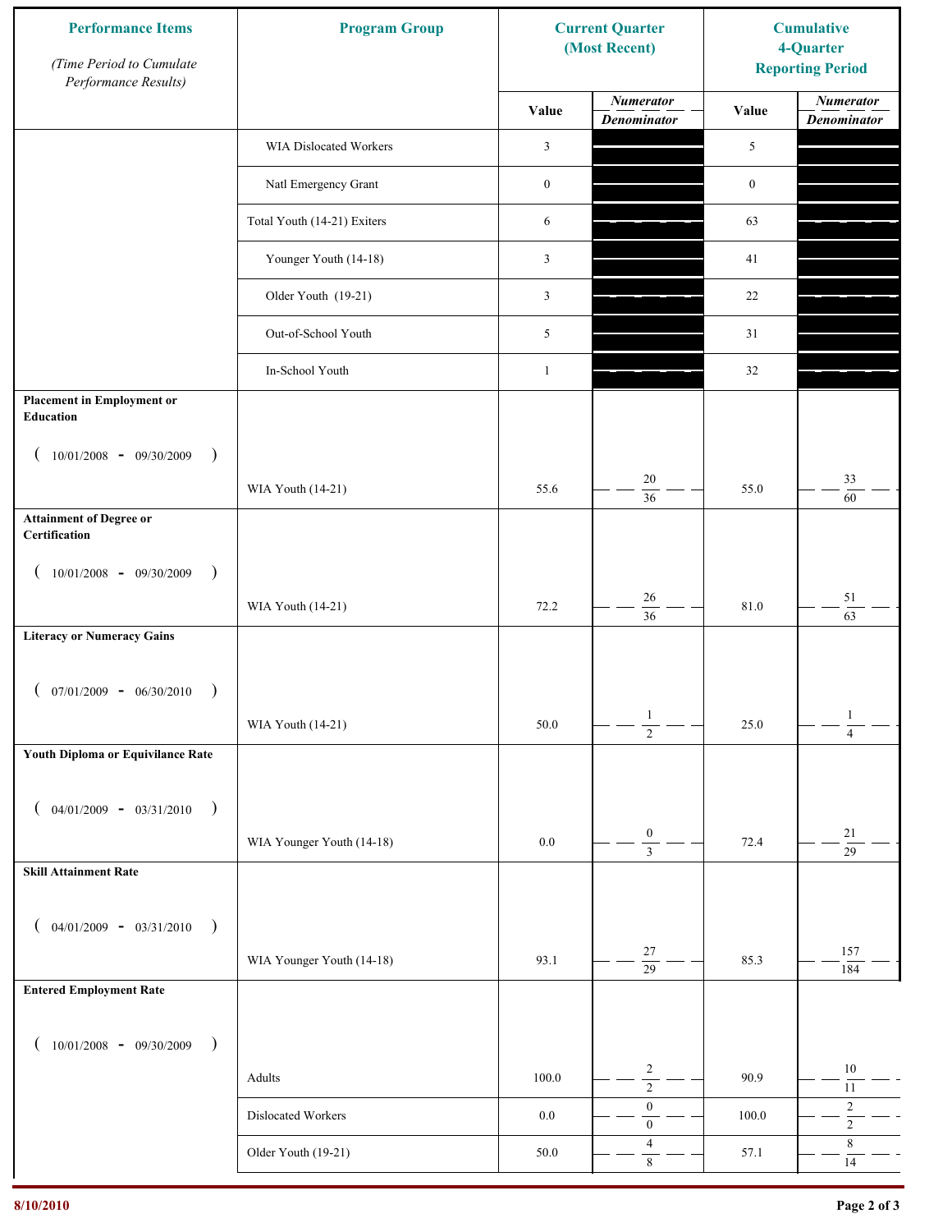| Performance Items (Time Period to Cumulate Performance Results) | Program Group | Current Quarter (Most Recent) | | Cumulative 4-Quarter Reporting Period | |
|---|---|---|---|---|---|
| | | Value | Numerator / Denominator | Value | Numerator / Denominator |
| | WIA Dislocated Workers | 3 | | 5 | |
| | Natl Emergency Grant | 0 | | 0 | |
| | Total Youth (14-21) Exiters | 6 | | 63 | |
| | Younger Youth (14-18) | 3 | | 41 | |
| | Older Youth (19-21) | 3 | | 22 | |
| | Out-of-School Youth | 5 | | 31 | |
| | In-School Youth | 1 | | 32 | |
| **Placement in Employment or Education** ( 10/01/2008 - 09/30/2009 ) | WIA Youth (14-21) | 55.6 | 20 / 36 | 55.0 | 33 / 60 |
| **Attainment of Degree or Certification** ( 10/01/2008 - 09/30/2009 ) | WIA Youth (14-21) | 72.2 | 26 / 36 | 81.0 | 51 / 63 |
| **Literacy or Numeracy Gains** ( 07/01/2009 - 06/30/2010 ) | WIA Youth (14-21) | 50.0 | 1 / 2 | 25.0 | 1 / 4 |
| **Youth Diploma or Equivilance Rate** ( 04/01/2009 - 03/31/2010 ) | WIA Younger Youth (14-18) | 0.0 | 0 / 3 | 72.4 | 21 / 29 |
| **Skill Attainment Rate** ( 04/01/2009 - 03/31/2010 ) | WIA Younger Youth (14-18) | 93.1 | 27 / 29 | 85.3 | 157 / 184 |
| **Entered Employment Rate** ( 10/01/2008 - 09/30/2009 ) | Adults | 100.0 | 2 / 2 | 90.9 | 10 / 11 |
| | Dislocated Workers | 0.0 | 0 / 0 | 100.0 | 2 / 2 |
| | Older Youth (19-21) | 50.0 | 4 / 8 | 57.1 | 8 / 14 |

8/10/2010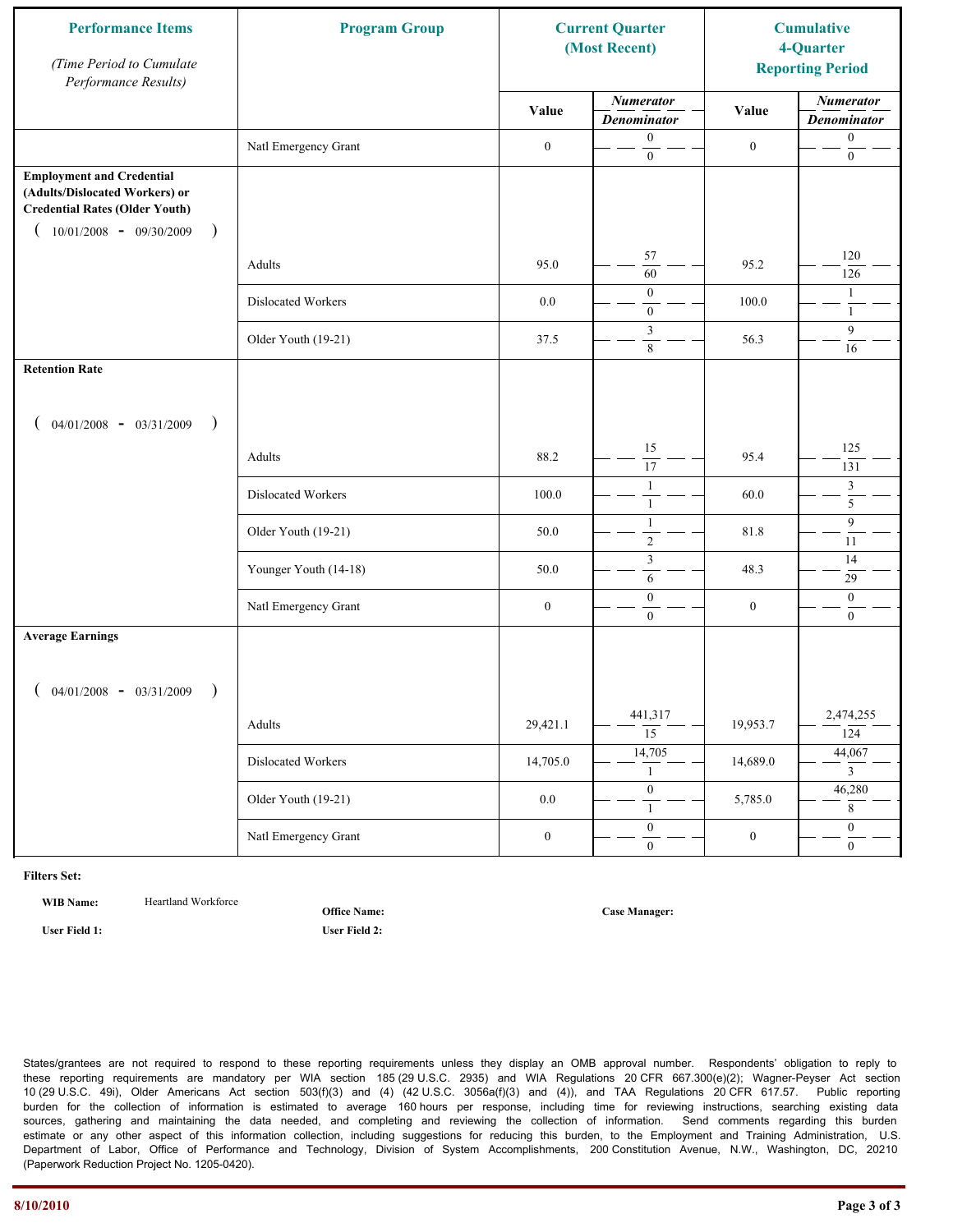| Performance Items<br>*(Time Period to Cumulate Performance Results)* | Program Group | Current Quarter (Most Recent) | | Cumulative 4-Quarter Reporting Period | |
|---|---|---|---|---|---|
| | | Value | *Numerator / Denominator* | Value | *Numerator / Denominator* |
| | Natl Emergency Grant | 0 | 0 / 0 | 0 | 0 / 0 |
| **Employment and Credential (Adults/Dislocated Workers) or Credential Rates (Older Youth)** ( 10/01/2008 - 09/30/2009 ) | | | | | |
| | Adults | 95.0 | 57 / 60 | 95.2 | 120 / 126 |
| | Dislocated Workers | 0.0 | 0 / 0 | 100.0 | 1 / 1 |
| | Older Youth (19-21) | 37.5 | 3 / 8 | 56.3 | 9 / 16 |
| **Retention Rate** ( 04/01/2008 - 03/31/2009 ) | | | | | |
| | Adults | 88.2 | 15 / 17 | 95.4 | 125 / 131 |
| | Dislocated Workers | 100.0 | 1 / 1 | 60.0 | 3 / 5 |
| | Older Youth (19-21) | 50.0 | 1 / 2 | 81.8 | 9 / 11 |
| | Younger Youth (14-18) | 50.0 | 3 / 6 | 48.3 | 14 / 29 |
| | Natl Emergency Grant | 0 | 0 / 0 | 0 | 0 / 0 |
| **Average Earnings** ( 04/01/2008 - 03/31/2009 ) | | | | | |
| | Adults | 29,421.1 | 441,317 / 15 | 19,953.7 | 2,474,255 / 124 |
| | Dislocated Workers | 14,705.0 | 14,705 / 1 | 14,689.0 | 44,067 / 3 |
| | Older Youth (19-21) | 0.0 | 0 / 1 | 5,785.0 | 46,280 / 8 |
| | Natl Emergency Grant | 0 | 0 / 0 | 0 | 0 / 0 |

**Filters Set:**

**WIB Name:** Heartland Workforce

**Office Name:**

**Case Manager:**

**User Field 1:**

**User Field 2:**

States/grantees are not required to respond to these reporting requirements unless they display an OMB approval number. Respondents' obligation to reply to these reporting requirements are mandatory per WIA section 185 (29 U.S.C. 2935) and WIA Regulations 20 CFR 667.300(e)(2); Wagner-Peyser Act section 10 (29 U.S.C. 49i), Older Americans Act section 503(f)(3) and (4) (42 U.S.C. 3056a(f)(3) and (4)), and TAA Regulations 20 CFR 617.57. Public reporting burden for the collection of information is estimated to average 160 hours per response, including time for reviewing instructions, searching existing data sources, gathering and maintaining the data needed, and completing and reviewing the collection of information. Send comments regarding this burden estimate or any other aspect of this information collection, including suggestions for reducing this burden, to the Employment and Training Administration, U.S. Department of Labor, Office of Performance and Technology, Division of System Accomplishments, 200 Constitution Avenue, N.W., Washington, DC, 20210 (Paperwork Reduction Project No. 1205-0420).

8/10/2010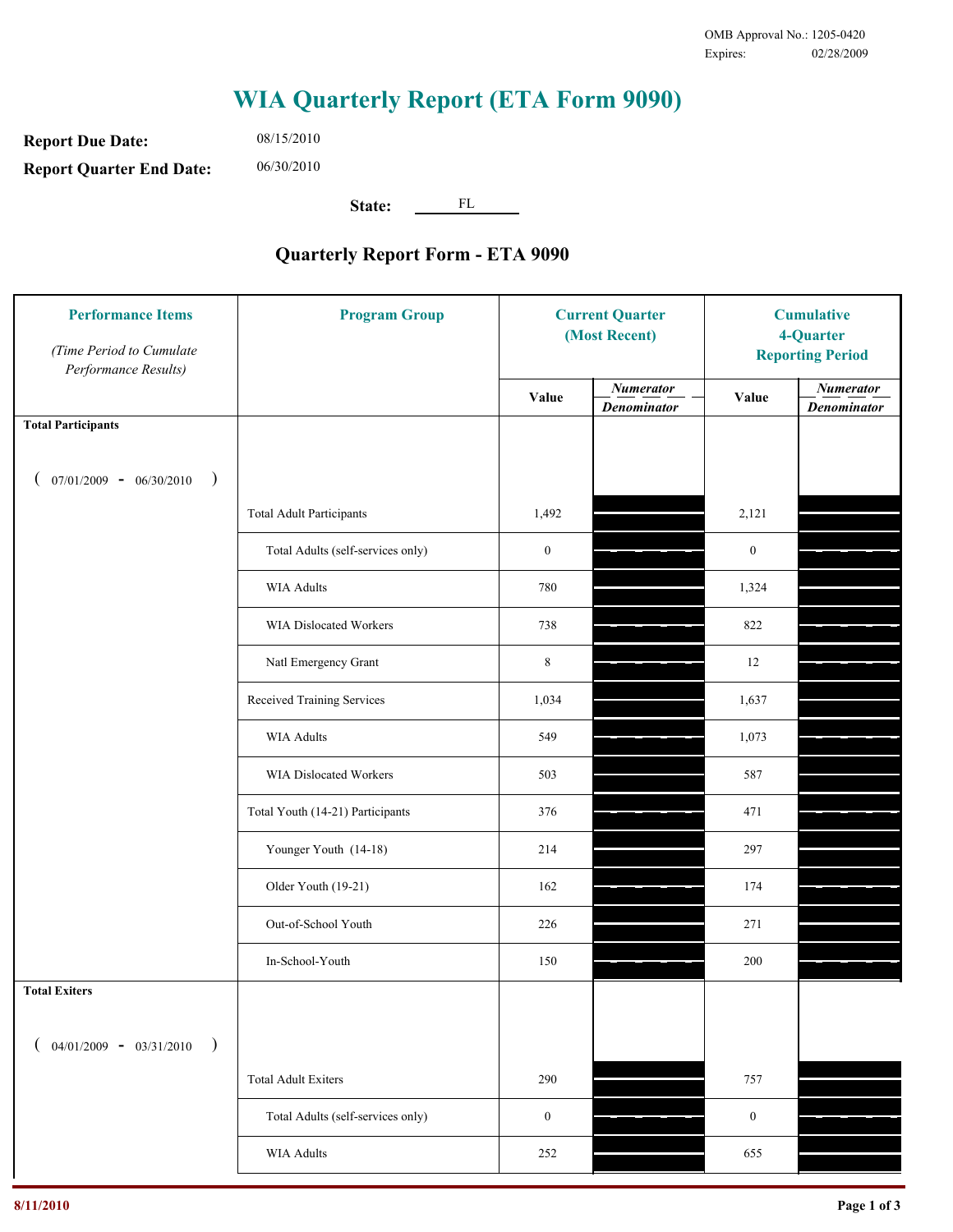OMB Approval No.: 1205-0420
Expires: 02/28/2009

# WIA Quarterly Report (ETA Form 9090)

**Report Due Date:** 08/15/2010

**Report Quarter End Date:** 06/30/2010

**State:** FL

## Quarterly Report Form - ETA 9090

| Performance Items *(Time Period to Cumulate Performance Results)* | Program Group | Current Quarter (Most Recent) | | Cumulative 4-Quarter Reporting Period | |
|---|---|---|---|---|---|
| | | Value | *Numerator / Denominator* | Value | *Numerator / Denominator* |
| **Total Participants** ( 07/01/2009 - 06/30/2010 ) | | | | | |
| | Total Adult Participants | 1,492 | | 2,121 | |
| | Total Adults (self-services only) | 0 | | 0 | |
| | WIA Adults | 780 | | 1,324 | |
| | WIA Dislocated Workers | 738 | | 822 | |
| | Natl Emergency Grant | 8 | | 12 | |
| | Received Training Services | 1,034 | | 1,637 | |
| | WIA Adults | 549 | | 1,073 | |
| | WIA Dislocated Workers | 503 | | 587 | |
| | Total Youth (14-21) Participants | 376 | | 471 | |
| | Younger Youth (14-18) | 214 | | 297 | |
| | Older Youth (19-21) | 162 | | 174 | |
| | Out-of-School Youth | 226 | | 271 | |
| | In-School-Youth | 150 | | 200 | |
| **Total Exiters** ( 04/01/2009 - 03/31/2010 ) | | | | | |
| | Total Adult Exiters | 290 | | 757 | |
| | Total Adults (self-services only) | 0 | | 0 | |
| | WIA Adults | 252 | | 655 | |

8/11/2010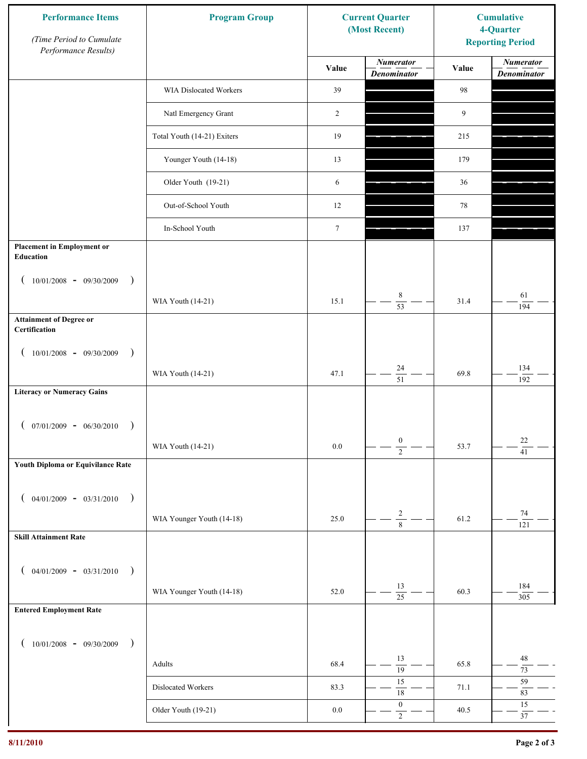| Performance Items *(Time Period to Cumulate Performance Results)* | Program Group | Current Quarter (Most Recent) | | Cumulative 4-Quarter Reporting Period | |
|---|---|---|---|---|---|
| | | Value | *Numerator / Denominator* | Value | *Numerator / Denominator* |
| | WIA Dislocated Workers | 39 | | 98 | |
| | Natl Emergency Grant | 2 | | 9 | |
| | Total Youth (14-21) Exiters | 19 | | 215 | |
| | Younger Youth (14-18) | 13 | | 179 | |
| | Older Youth (19-21) | 6 | | 36 | |
| | Out-of-School Youth | 12 | | 78 | |
| | In-School Youth | 7 | | 137 | |
| **Placement in Employment or Education** (10/01/2008 - 09/30/2009) | WIA Youth (14-21) | 15.1 | 8 / 53 | 31.4 | 61 / 194 |
| **Attainment of Degree or Certification** (10/01/2008 - 09/30/2009) | WIA Youth (14-21) | 47.1 | 24 / 51 | 69.8 | 134 / 192 |
| **Literacy or Numeracy Gains** (07/01/2009 - 06/30/2010) | WIA Youth (14-21) | 0.0 | 0 / 2 | 53.7 | 22 / 41 |
| **Youth Diploma or Equivilance Rate** (04/01/2009 - 03/31/2010) | WIA Younger Youth (14-18) | 25.0 | 2 / 8 | 61.2 | 74 / 121 |
| **Skill Attainment Rate** (04/01/2009 - 03/31/2010) | WIA Younger Youth (14-18) | 52.0 | 13 / 25 | 60.3 | 184 / 305 |
| **Entered Employment Rate** (10/01/2008 - 09/30/2009) | Adults | 68.4 | 13 / 19 | 65.8 | 48 / 73 |
| | Dislocated Workers | 83.3 | 15 / 18 | 71.1 | 59 / 83 |
| | Older Youth (19-21) | 0.0 | 0 / 2 | 40.5 | 15 / 37 |

8/11/2010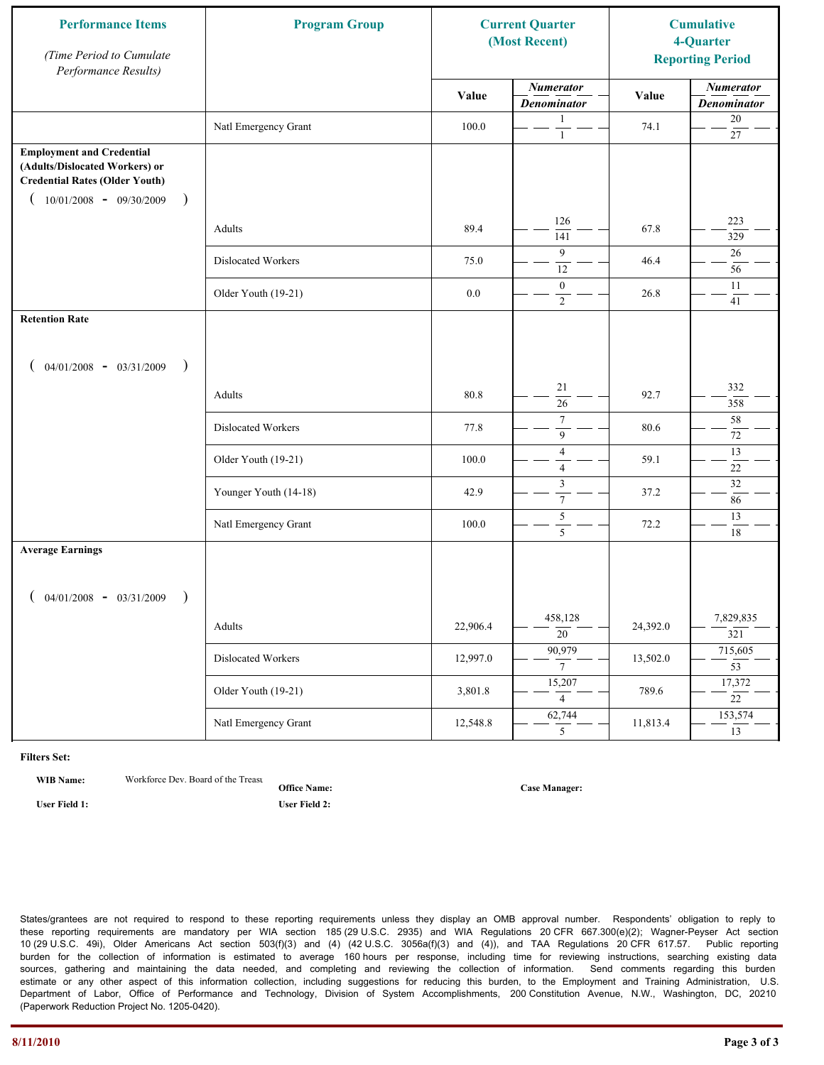| Performance Items<br>*(Time Period to Cumulate Performance Results)* | Program Group | Current Quarter (Most Recent) | | Cumulative 4-Quarter Reporting Period | |
|---|---|---|---|---|---|
| | | Value | *Numerator* / *Denominator* | Value | *Numerator* / *Denominator* |
| | Natl Emergency Grant | 100.0 | 1 / 1 | 74.1 | 20 / 27 |
| **Employment and Credential (Adults/Dislocated Workers) or Credential Rates (Older Youth)** ( 10/01/2008 - 09/30/2009 ) | | | | | |
| | Adults | 89.4 | 126 / 141 | 67.8 | 223 / 329 |
| | Dislocated Workers | 75.0 | 9 / 12 | 46.4 | 26 / 56 |
| | Older Youth (19-21) | 0.0 | 0 / 2 | 26.8 | 11 / 41 |
| **Retention Rate** ( 04/01/2008 - 03/31/2009 ) | | | | | |
| | Adults | 80.8 | 21 / 26 | 92.7 | 332 / 358 |
| | Dislocated Workers | 77.8 | 7 / 9 | 80.6 | 58 / 72 |
| | Older Youth (19-21) | 100.0 | 4 / 4 | 59.1 | 13 / 22 |
| | Younger Youth (14-18) | 42.9 | 3 / 7 | 37.2 | 32 / 86 |
| | Natl Emergency Grant | 100.0 | 5 / 5 | 72.2 | 13 / 18 |
| **Average Earnings** ( 04/01/2008 - 03/31/2009 ) | | | | | |
| | Adults | 22,906.4 | 458,128 / 20 | 24,392.0 | 7,829,835 / 321 |
| | Dislocated Workers | 12,997.0 | 90,979 / 7 | 13,502.0 | 715,605 / 53 |
| | Older Youth (19-21) | 3,801.8 | 15,207 / 4 | 789.6 | 17,372 / 22 |
| | Natl Emergency Grant | 12,548.8 | 62,744 / 5 | 11,813.4 | 153,574 / 13 |

**Filters Set:**

**WIB Name:** Workforce Dev. Board of the Treasu **Office Name:** **Case Manager:**

**User Field 1:** **User Field 2:**

States/grantees are not required to respond to these reporting requirements unless they display an OMB approval number. Respondents' obligation to reply to these reporting requirements are mandatory per WIA section 185 (29 U.S.C. 2935) and WIA Regulations 20 CFR 667.300(e)(2); Wagner-Peyser Act section 10 (29 U.S.C. 49i), Older Americans Act section 503(f)(3) and (4) (42 U.S.C. 3056a(f)(3) and (4)), and TAA Regulations 20 CFR 617.57. Public reporting burden for the collection of information is estimated to average 160 hours per response, including time for reviewing instructions, searching existing data sources, gathering and maintaining the data needed, and completing and reviewing the collection of information. Send comments regarding this burden estimate or any other aspect of this information collection, including suggestions for reducing this burden, to the Employment and Training Administration, U.S. Department of Labor, Office of Performance and Technology, Division of System Accomplishments, 200 Constitution Avenue, N.W., Washington, DC, 20210 (Paperwork Reduction Project No. 1205-0420).

8/11/2010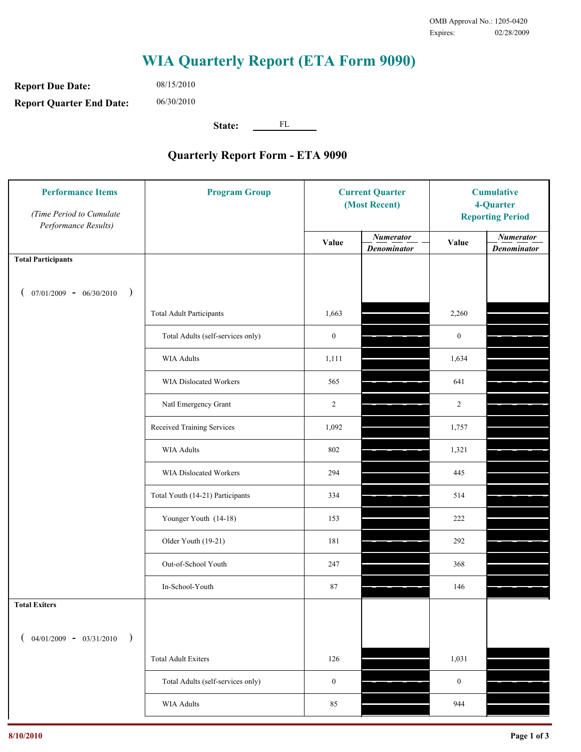OMB Approval No.: 1205-0420
Expires: 02/28/2009

# WIA Quarterly Report (ETA Form 9090)

**Report Due Date:** 08/15/2010

**Report Quarter End Date:** 06/30/2010

**State:** FL

## Quarterly Report Form - ETA 9090

| Performance Items *(Time Period to Cumulate Performance Results)* | Program Group | Current Quarter (Most Recent) | | Cumulative 4-Quarter Reporting Period | |
|---|---|---|---|---|---|
| | | Value | *Numerator / Denominator* | Value | *Numerator / Denominator* |
| **Total Participants** ( 07/01/2009 - 06/30/2010 ) | | | | | |
| | Total Adult Participants | 1,663 | | 2,260 | |
| | Total Adults (self-services only) | 0 | | 0 | |
| | WIA Adults | 1,111 | | 1,634 | |
| | WIA Dislocated Workers | 565 | | 641 | |
| | Natl Emergency Grant | 2 | | 2 | |
| | Received Training Services | 1,092 | | 1,757 | |
| | WIA Adults | 802 | | 1,321 | |
| | WIA Dislocated Workers | 294 | | 445 | |
| | Total Youth (14-21) Participants | 334 | | 514 | |
| | Younger Youth (14-18) | 153 | | 222 | |
| | Older Youth (19-21) | 181 | | 292 | |
| | Out-of-School Youth | 247 | | 368 | |
| | In-School-Youth | 87 | | 146 | |
| **Total Exiters** ( 04/01/2009 - 03/31/2010 ) | | | | | |
| | Total Adult Exiters | 126 | | 1,031 | |
| | Total Adults (self-services only) | 0 | | 0 | |
| | WIA Adults | 85 | | 944 | |

8/10/2010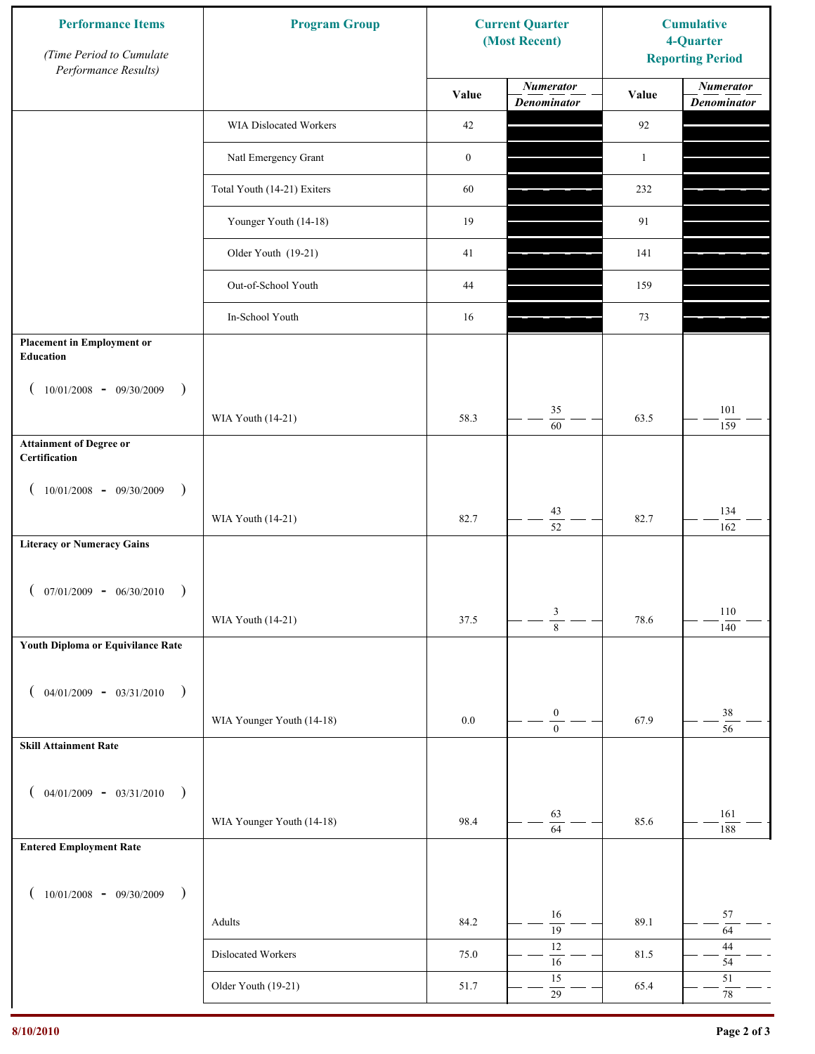| Performance Items (Time Period to Cumulate Performance Results) | Program Group | Current Quarter (Most Recent) Value | Current Quarter Numerator / Denominator | Cumulative 4-Quarter Reporting Period Value | Cumulative Numerator / Denominator |
|---|---|---|---|---|---|
| | WIA Dislocated Workers | 42 | | 92 | |
| | Natl Emergency Grant | 0 | | 1 | |
| | Total Youth (14-21) Exiters | 60 | | 232 | |
| | Younger Youth (14-18) | 19 | | 91 | |
| | Older Youth (19-21) | 41 | | 141 | |
| | Out-of-School Youth | 44 | | 159 | |
| | In-School Youth | 16 | | 73 | |
| **Placement in Employment or Education** ( 10/01/2008 - 09/30/2009 ) | WIA Youth (14-21) | 58.3 | 35 / 60 | 63.5 | 101 / 159 |
| **Attainment of Degree or Certification** ( 10/01/2008 - 09/30/2009 ) | WIA Youth (14-21) | 82.7 | 43 / 52 | 82.7 | 134 / 162 |
| **Literacy or Numeracy Gains** ( 07/01/2009 - 06/30/2010 ) | WIA Youth (14-21) | 37.5 | 3 / 8 | 78.6 | 110 / 140 |
| **Youth Diploma or Equivilance Rate** ( 04/01/2009 - 03/31/2010 ) | WIA Younger Youth (14-18) | 0.0 | 0 / 0 | 67.9 | 38 / 56 |
| **Skill Attainment Rate** ( 04/01/2009 - 03/31/2010 ) | WIA Younger Youth (14-18) | 98.4 | 63 / 64 | 85.6 | 161 / 188 |
| **Entered Employment Rate** ( 10/01/2008 - 09/30/2009 ) | Adults | 84.2 | 16 / 19 | 89.1 | 57 / 64 |
| | Dislocated Workers | 75.0 | 12 / 16 | 81.5 | 44 / 54 |
| | Older Youth (19-21) | 51.7 | 15 / 29 | 65.4 | 51 / 78 |

8/10/2010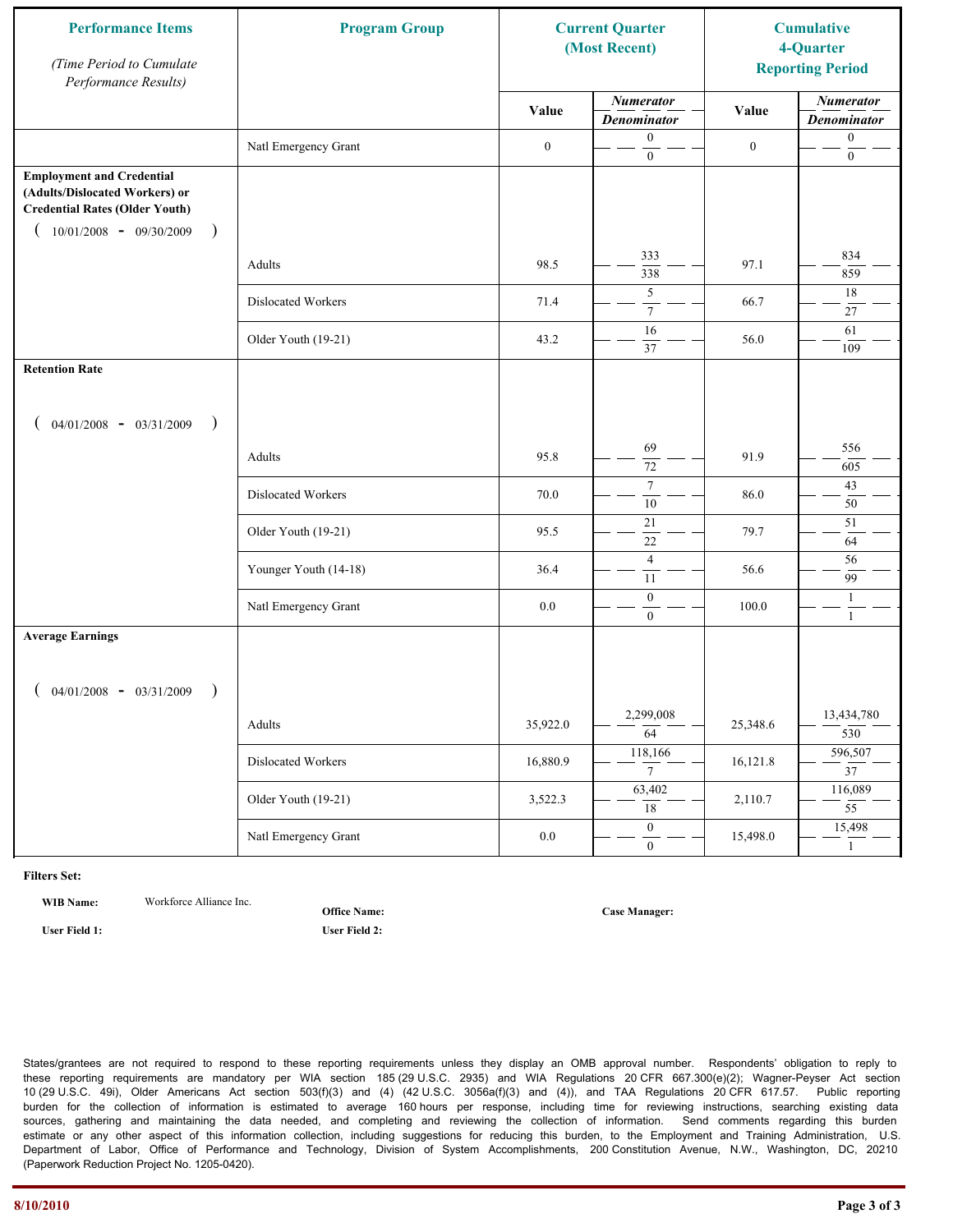| Performance Items *(Time Period to Cumulate Performance Results)* | Program Group | Current Quarter (Most Recent) | | Cumulative 4-Quarter Reporting Period | |
|---|---|---|---|---|---|
| | | Value | *Numerator* / *Denominator* | Value | *Numerator* / *Denominator* |
| | Natl Emergency Grant | 0 | 0 / 0 | 0 | 0 / 0 |
| **Employment and Credential (Adults/Dislocated Workers) or Credential Rates (Older Youth)** ( 10/01/2008 - 09/30/2009 ) | | | | | |
| | Adults | 98.5 | 333 / 338 | 97.1 | 834 / 859 |
| | Dislocated Workers | 71.4 | 5 / 7 | 66.7 | 18 / 27 |
| | Older Youth (19-21) | 43.2 | 16 / 37 | 56.0 | 61 / 109 |
| **Retention Rate** ( 04/01/2008 - 03/31/2009 ) | | | | | |
| | Adults | 95.8 | 69 / 72 | 91.9 | 556 / 605 |
| | Dislocated Workers | 70.0 | 7 / 10 | 86.0 | 43 / 50 |
| | Older Youth (19-21) | 95.5 | 21 / 22 | 79.7 | 51 / 64 |
| | Younger Youth (14-18) | 36.4 | 4 / 11 | 56.6 | 56 / 99 |
| | Natl Emergency Grant | 0.0 | 0 / 0 | 100.0 | 1 / 1 |
| **Average Earnings** ( 04/01/2008 - 03/31/2009 ) | | | | | |
| | Adults | 35,922.0 | 2,299,008 / 64 | 25,348.6 | 13,434,780 / 530 |
| | Dislocated Workers | 16,880.9 | 118,166 / 7 | 16,121.8 | 596,507 / 37 |
| | Older Youth (19-21) | 3,522.3 | 63,402 / 18 | 2,110.7 | 116,089 / 55 |
| | Natl Emergency Grant | 0.0 | 0 / 0 | 15,498.0 | 15,498 / 1 |

**Filters Set:**

**WIB Name:** Workforce Alliance Inc.

**Office Name:**

**Case Manager:**

**User Field 1:**

**User Field 2:**

States/grantees are not required to respond to these reporting requirements unless they display an OMB approval number. Respondents' obligation to reply to these reporting requirements are mandatory per WIA section 185 (29 U.S.C. 2935) and WIA Regulations 20 CFR 667.300(e)(2); Wagner-Peyser Act section 10 (29 U.S.C. 49i), Older Americans Act section 503(f)(3) and (4) (42 U.S.C. 3056a(f)(3) and (4)), and TAA Regulations 20 CFR 617.57. Public reporting burden for the collection of information is estimated to average 160 hours per response, including time for reviewing instructions, searching existing data sources, gathering and maintaining the data needed, and completing and reviewing the collection of information. Send comments regarding this burden estimate or any other aspect of this information collection, including suggestions for reducing this burden, to the Employment and Training Administration, U.S. Department of Labor, Office of Performance and Technology, Division of System Accomplishments, 200 Constitution Avenue, N.W., Washington, DC, 20210 (Paperwork Reduction Project No. 1205-0420).

8/10/2010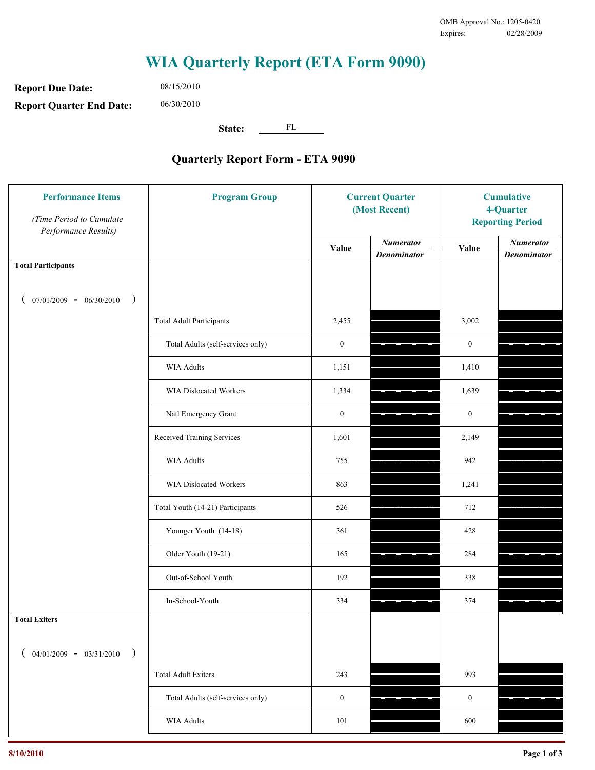OMB Approval No.: 1205-0420
Expires: 02/28/2009

# WIA Quarterly Report (ETA Form 9090)

**Report Due Date:** 08/15/2010

**Report Quarter End Date:** 06/30/2010

**State:** FL

## Quarterly Report Form - ETA 9090

| Performance Items *(Time Period to Cumulate Performance Results)* | Program Group | Current Quarter (Most Recent) | | Cumulative 4-Quarter Reporting Period | |
|---|---|---|---|---|---|
| | | Value | *Numerator* / *Denominator* | Value | *Numerator* / *Denominator* |
| **Total Participants** ( 07/01/2009 - 06/30/2010 ) | | | | | |
| | Total Adult Participants | 2,455 | | 3,002 | |
| | Total Adults (self-services only) | 0 | | 0 | |
| | WIA Adults | 1,151 | | 1,410 | |
| | WIA Dislocated Workers | 1,334 | | 1,639 | |
| | Natl Emergency Grant | 0 | | 0 | |
| | Received Training Services | 1,601 | | 2,149 | |
| | WIA Adults | 755 | | 942 | |
| | WIA Dislocated Workers | 863 | | 1,241 | |
| | Total Youth (14-21) Participants | 526 | | 712 | |
| | Younger Youth (14-18) | 361 | | 428 | |
| | Older Youth (19-21) | 165 | | 284 | |
| | Out-of-School Youth | 192 | | 338 | |
| | In-School-Youth | 334 | | 374 | |
| **Total Exiters** ( 04/01/2009 - 03/31/2010 ) | | | | | |
| | Total Adult Exiters | 243 | | 993 | |
| | Total Adults (self-services only) | 0 | | 0 | |
| | WIA Adults | 101 | | 600 | |

8/10/2010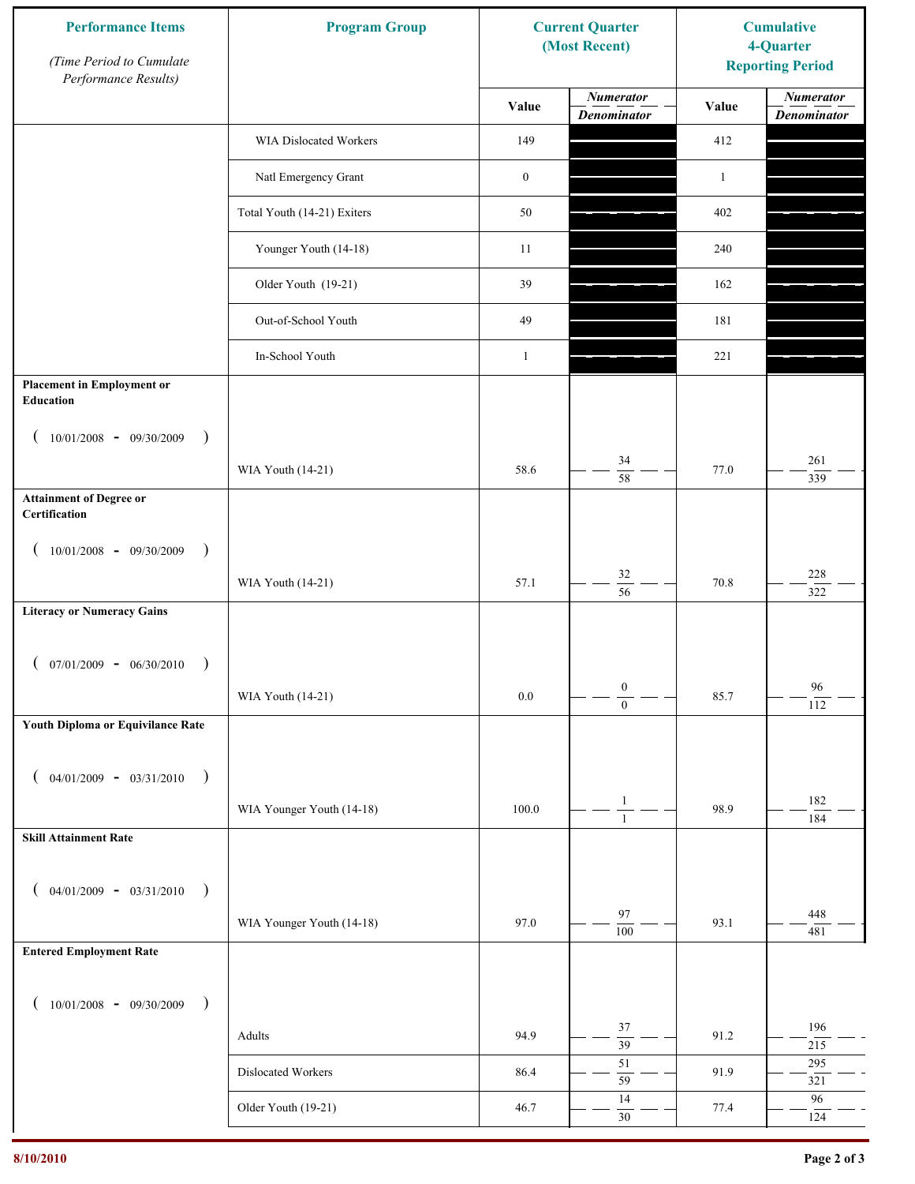| Performance Items *(Time Period to Cumulate Performance Results)* | Program Group | Current Quarter (Most Recent) | | Cumulative 4-Quarter Reporting Period | |
|---|---|---|---|---|---|
| | | Value | *Numerator* / *Denominator* | Value | *Numerator* / *Denominator* |
| | WIA Dislocated Workers | 149 | | 412 | |
| | Natl Emergency Grant | 0 | | 1 | |
| | Total Youth (14-21) Exiters | 50 | | 402 | |
| | Younger Youth (14-18) | 11 | | 240 | |
| | Older Youth (19-21) | 39 | | 162 | |
| | Out-of-School Youth | 49 | | 181 | |
| | In-School Youth | 1 | | 221 | |
| **Placement in Employment or Education** ( 10/01/2008 - 09/30/2009 ) | WIA Youth (14-21) | 58.6 | 34 / 58 | 77.0 | 261 / 339 |
| **Attainment of Degree or Certification** ( 10/01/2008 - 09/30/2009 ) | WIA Youth (14-21) | 57.1 | 32 / 56 | 70.8 | 228 / 322 |
| **Literacy or Numeracy Gains** ( 07/01/2009 - 06/30/2010 ) | WIA Youth (14-21) | 0.0 | 0 / 0 | 85.7 | 96 / 112 |
| **Youth Diploma or Equivilance Rate** ( 04/01/2009 - 03/31/2010 ) | WIA Younger Youth (14-18) | 100.0 | 1 / 1 | 98.9 | 182 / 184 |
| **Skill Attainment Rate** ( 04/01/2009 - 03/31/2010 ) | WIA Younger Youth (14-18) | 97.0 | 97 / 100 | 93.1 | 448 / 481 |
| **Entered Employment Rate** ( 10/01/2008 - 09/30/2009 ) | Adults | 94.9 | 37 / 39 | 91.2 | 196 / 215 |
| | Dislocated Workers | 86.4 | 51 / 59 | 91.9 | 295 / 321 |
| | Older Youth (19-21) | 46.7 | 14 / 30 | 77.4 | 96 / 124 |

8/10/2010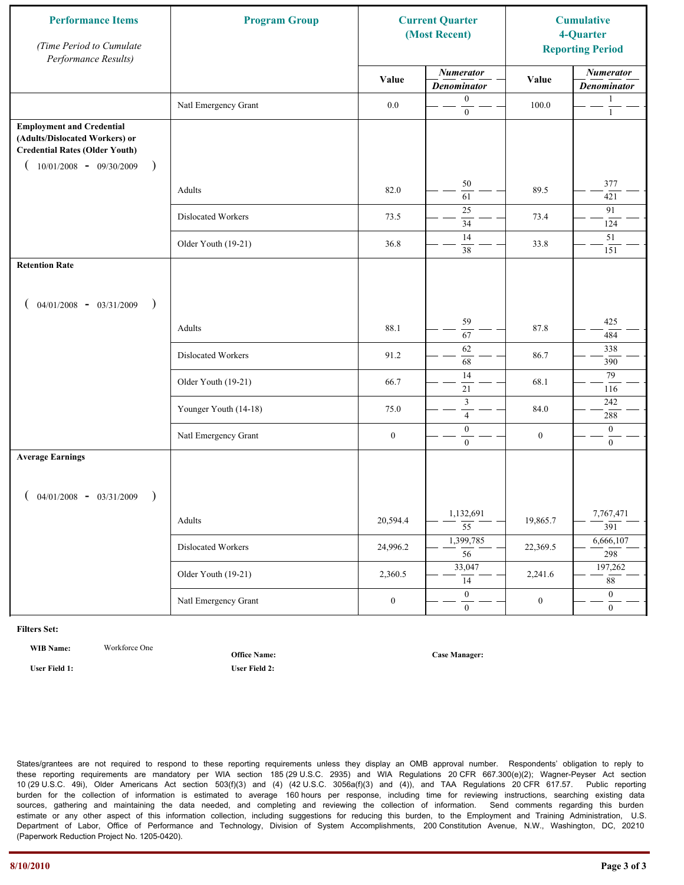| Performance Items *(Time Period to Cumulate Performance Results)* | Program Group | Current Quarter (Most Recent) | | Cumulative 4-Quarter Reporting Period | |
|---|---|---|---|---|---|
| | | Value | *Numerator / Denominator* | Value | *Numerator / Denominator* |
| | Natl Emergency Grant | 0.0 | 0 / 0 | 100.0 | 1 / 1 |
| **Employment and Credential (Adults/Dislocated Workers) or Credential Rates (Older Youth)** ( 10/01/2008 - 09/30/2009 ) | | | | | |
| | Adults | 82.0 | 50 / 61 | 89.5 | 377 / 421 |
| | Dislocated Workers | 73.5 | 25 / 34 | 73.4 | 91 / 124 |
| | Older Youth (19-21) | 36.8 | 14 / 38 | 33.8 | 51 / 151 |
| **Retention Rate** ( 04/01/2008 - 03/31/2009 ) | | | | | |
| | Adults | 88.1 | 59 / 67 | 87.8 | 425 / 484 |
| | Dislocated Workers | 91.2 | 62 / 68 | 86.7 | 338 / 390 |
| | Older Youth (19-21) | 66.7 | 14 / 21 | 68.1 | 79 / 116 |
| | Younger Youth (14-18) | 75.0 | 3 / 4 | 84.0 | 242 / 288 |
| | Natl Emergency Grant | 0 | 0 / 0 | 0 | 0 / 0 |
| **Average Earnings** ( 04/01/2008 - 03/31/2009 ) | | | | | |
| | Adults | 20,594.4 | 1,132,691 / 55 | 19,865.7 | 7,767,471 / 391 |
| | Dislocated Workers | 24,996.2 | 1,399,785 / 56 | 22,369.5 | 6,666,107 / 298 |
| | Older Youth (19-21) | 2,360.5 | 33,047 / 14 | 2,241.6 | 197,262 / 88 |
| | Natl Emergency Grant | 0 | 0 / 0 | 0 | 0 / 0 |

**Filters Set:**

**WIB Name:** Workforce One

**Office Name:**

**Case Manager:**

**User Field 1:**

**User Field 2:**

States/grantees are not required to respond to these reporting requirements unless they display an OMB approval number. Respondents' obligation to reply to these reporting requirements are mandatory per WIA section 185 (29 U.S.C. 2935) and WIA Regulations 20 CFR 667.300(e)(2); Wagner-Peyser Act section 10 (29 U.S.C. 49i), Older Americans Act section 503(f)(3) and (4) (42 U.S.C. 3056a(f)(3) and (4)), and TAA Regulations 20 CFR 617.57. Public reporting burden for the collection of information is estimated to average 160 hours per response, including time for reviewing instructions, searching existing data sources, gathering and maintaining the data needed, and completing and reviewing the collection of information. Send comments regarding this burden estimate or any other aspect of this information collection, including suggestions for reducing this burden, to the Employment and Training Administration, U.S. Department of Labor, Office of Performance and Technology, Division of System Accomplishments, 200 Constitution Avenue, N.W., Washington, DC, 20210 (Paperwork Reduction Project No. 1205-0420).

8/10/2010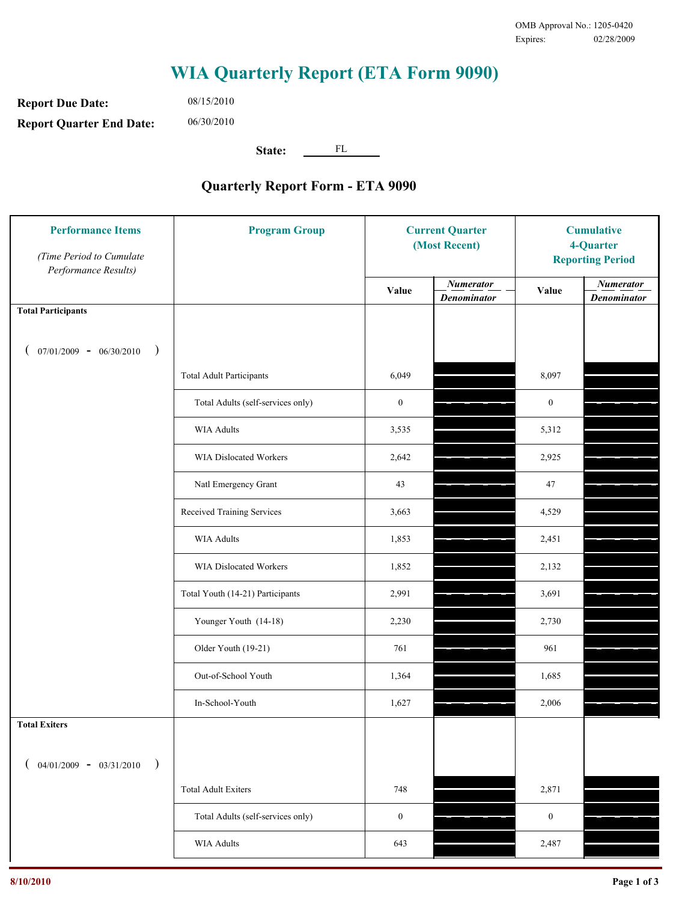OMB Approval No.: 1205-0420
Expires: 02/28/2009

# WIA Quarterly Report (ETA Form 9090)

**Report Due Date:** 08/15/2010

**Report Quarter End Date:** 06/30/2010

**State:** FL

## Quarterly Report Form - ETA 9090

| Performance Items *(Time Period to Cumulate Performance Results)* | Program Group | Current Quarter (Most Recent) Value | Current Quarter *Numerator / Denominator* | Cumulative 4-Quarter Reporting Period Value | Cumulative 4-Quarter *Numerator / Denominator* |
|---|---|---|---|---|---|
| **Total Participants** ( 07/01/2009 - 06/30/2010 ) | | | | | |
| | Total Adult Participants | 6,049 | | 8,097 | |
| | Total Adults (self-services only) | 0 | | 0 | |
| | WIA Adults | 3,535 | | 5,312 | |
| | WIA Dislocated Workers | 2,642 | | 2,925 | |
| | Natl Emergency Grant | 43 | | 47 | |
| | Received Training Services | 3,663 | | 4,529 | |
| | WIA Adults | 1,853 | | 2,451 | |
| | WIA Dislocated Workers | 1,852 | | 2,132 | |
| | Total Youth (14-21) Participants | 2,991 | | 3,691 | |
| | Younger Youth (14-18) | 2,230 | | 2,730 | |
| | Older Youth (19-21) | 761 | | 961 | |
| | Out-of-School Youth | 1,364 | | 1,685 | |
| | In-School-Youth | 1,627 | | 2,006 | |
| **Total Exiters** ( 04/01/2009 - 03/31/2010 ) | | | | | |
| | Total Adult Exiters | 748 | | 2,871 | |
| | Total Adults (self-services only) | 0 | | 0 | |
| | WIA Adults | 643 | | 2,487 | |

8/10/2010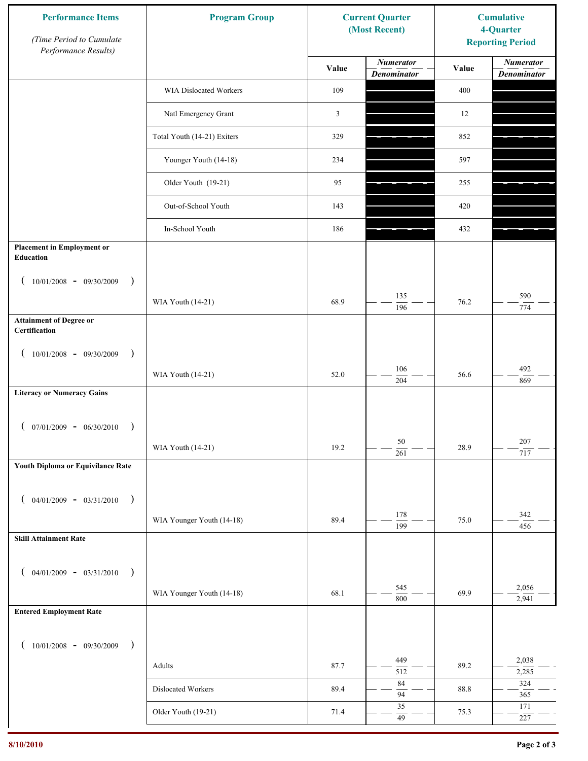| Performance Items *(Time Period to Cumulate Performance Results)* | Program Group | Current Quarter (Most Recent) | | Cumulative 4-Quarter Reporting Period | |
|---|---|---|---|---|---|
| | | Value | *Numerator* / *Denominator* | Value | *Numerator* / *Denominator* |
| | WIA Dislocated Workers | 109 | | 400 | |
| | Natl Emergency Grant | 3 | | 12 | |
| | Total Youth (14-21) Exiters | 329 | | 852 | |
| | Younger Youth (14-18) | 234 | | 597 | |
| | Older Youth (19-21) | 95 | | 255 | |
| | Out-of-School Youth | 143 | | 420 | |
| | In-School Youth | 186 | | 432 | |
| **Placement in Employment or Education** (10/01/2008 - 09/30/2009) | WIA Youth (14-21) | 68.9 | 135 / 196 | 76.2 | 590 / 774 |
| **Attainment of Degree or Certification** (10/01/2008 - 09/30/2009) | WIA Youth (14-21) | 52.0 | 106 / 204 | 56.6 | 492 / 869 |
| **Literacy or Numeracy Gains** (07/01/2009 - 06/30/2010) | WIA Youth (14-21) | 19.2 | 50 / 261 | 28.9 | 207 / 717 |
| **Youth Diploma or Equivilance Rate** (04/01/2009 - 03/31/2010) | WIA Younger Youth (14-18) | 89.4 | 178 / 199 | 75.0 | 342 / 456 |
| **Skill Attainment Rate** (04/01/2009 - 03/31/2010) | WIA Younger Youth (14-18) | 68.1 | 545 / 800 | 69.9 | 2,056 / 2,941 |
| **Entered Employment Rate** (10/01/2008 - 09/30/2009) | Adults | 87.7 | 449 / 512 | 89.2 | 2,038 / 2,285 |
| | Dislocated Workers | 89.4 | 84 / 94 | 88.8 | 324 / 365 |
| | Older Youth (19-21) | 71.4 | 35 / 49 | 75.3 | 171 / 227 |

8/10/2010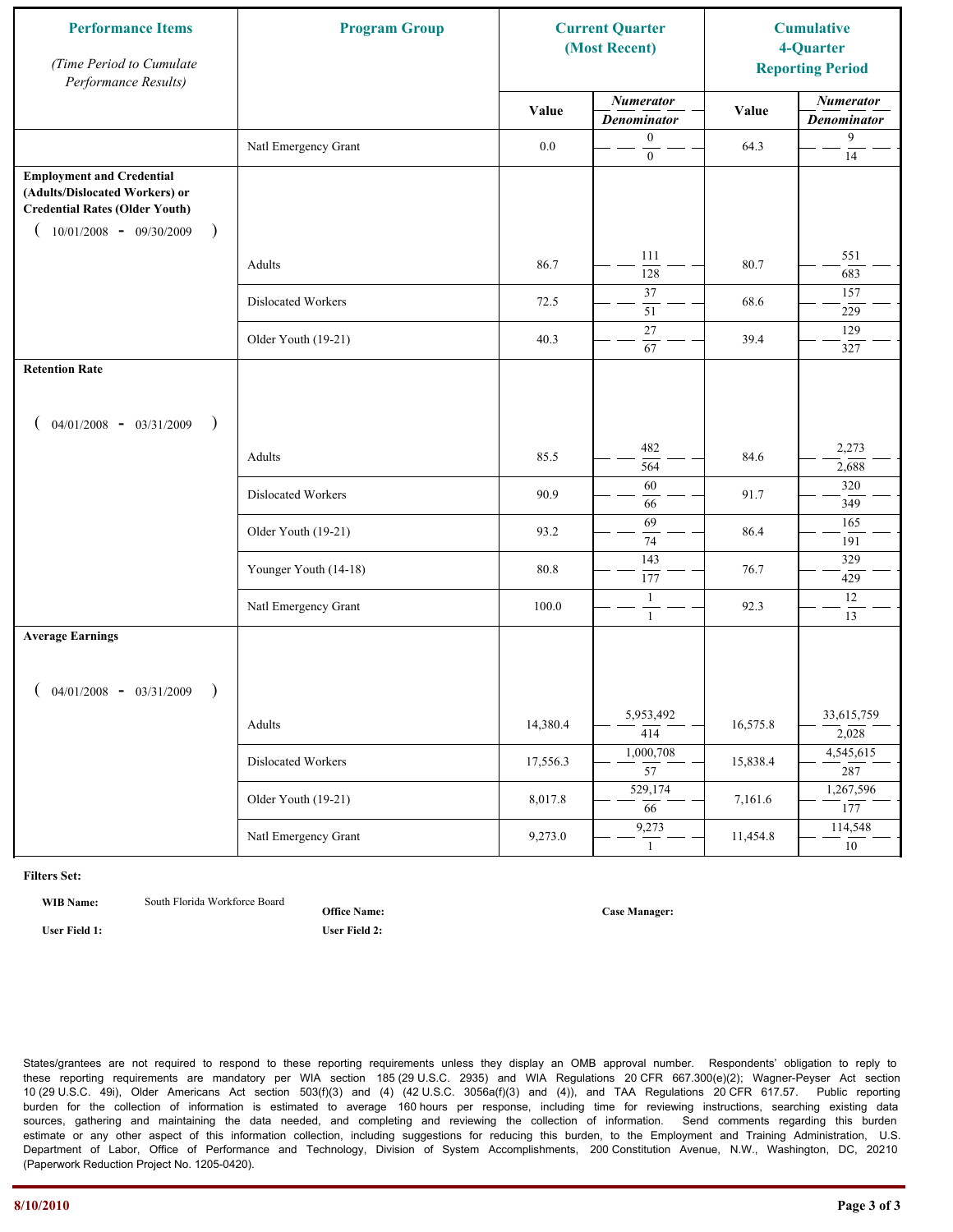| Performance Items<br>*(Time Period to Cumulate Performance Results)* | Program Group | Current Quarter (Most Recent) | | Cumulative 4-Quarter Reporting Period | |
|---|---|---|---|---|---|
| | | Value | *Numerator* / *Denominator* | Value | *Numerator* / *Denominator* |
| | Natl Emergency Grant | 0.0 | 0 / 0 | 64.3 | 9 / 14 |
| **Employment and Credential (Adults/Dislocated Workers) or Credential Rates (Older Youth)** ( 10/01/2008 - 09/30/2009 ) | | | | | |
| | Adults | 86.7 | 111 / 128 | 80.7 | 551 / 683 |
| | Dislocated Workers | 72.5 | 37 / 51 | 68.6 | 157 / 229 |
| | Older Youth (19-21) | 40.3 | 27 / 67 | 39.4 | 129 / 327 |
| **Retention Rate** ( 04/01/2008 - 03/31/2009 ) | | | | | |
| | Adults | 85.5 | 482 / 564 | 84.6 | 2,273 / 2,688 |
| | Dislocated Workers | 90.9 | 60 / 66 | 91.7 | 320 / 349 |
| | Older Youth (19-21) | 93.2 | 69 / 74 | 86.4 | 165 / 191 |
| | Younger Youth (14-18) | 80.8 | 143 / 177 | 76.7 | 329 / 429 |
| | Natl Emergency Grant | 100.0 | 1 / 1 | 92.3 | 12 / 13 |
| **Average Earnings** ( 04/01/2008 - 03/31/2009 ) | | | | | |
| | Adults | 14,380.4 | 5,953,492 / 414 | 16,575.8 | 33,615,759 / 2,028 |
| | Dislocated Workers | 17,556.3 | 1,000,708 / 57 | 15,838.4 | 4,545,615 / 287 |
| | Older Youth (19-21) | 8,017.8 | 529,174 / 66 | 7,161.6 | 1,267,596 / 177 |
| | Natl Emergency Grant | 9,273.0 | 9,273 / 1 | 11,454.8 | 114,548 / 10 |

**Filters Set:**

**WIB Name:** South Florida Workforce Board

**Office Name:**

**Case Manager:**

**User Field 1:**

**User Field 2:**

States/grantees are not required to respond to these reporting requirements unless they display an OMB approval number. Respondents' obligation to reply to these reporting requirements are mandatory per WIA section 185 (29 U.S.C. 2935) and WIA Regulations 20 CFR 667.300(e)(2); Wagner-Peyser Act section 10 (29 U.S.C. 49i), Older Americans Act section 503(f)(3) and (4) (42 U.S.C. 3056a(f)(3) and (4)), and TAA Regulations 20 CFR 617.57. Public reporting burden for the collection of information is estimated to average 160 hours per response, including time for reviewing instructions, searching existing data sources, gathering and maintaining the data needed, and completing and reviewing the collection of information. Send comments regarding this burden estimate or any other aspect of this information collection, including suggestions for reducing this burden, to the Employment and Training Administration, U.S. Department of Labor, Office of Performance and Technology, Division of System Accomplishments, 200 Constitution Avenue, N.W., Washington, DC, 20210 (Paperwork Reduction Project No. 1205-0420).

8/10/2010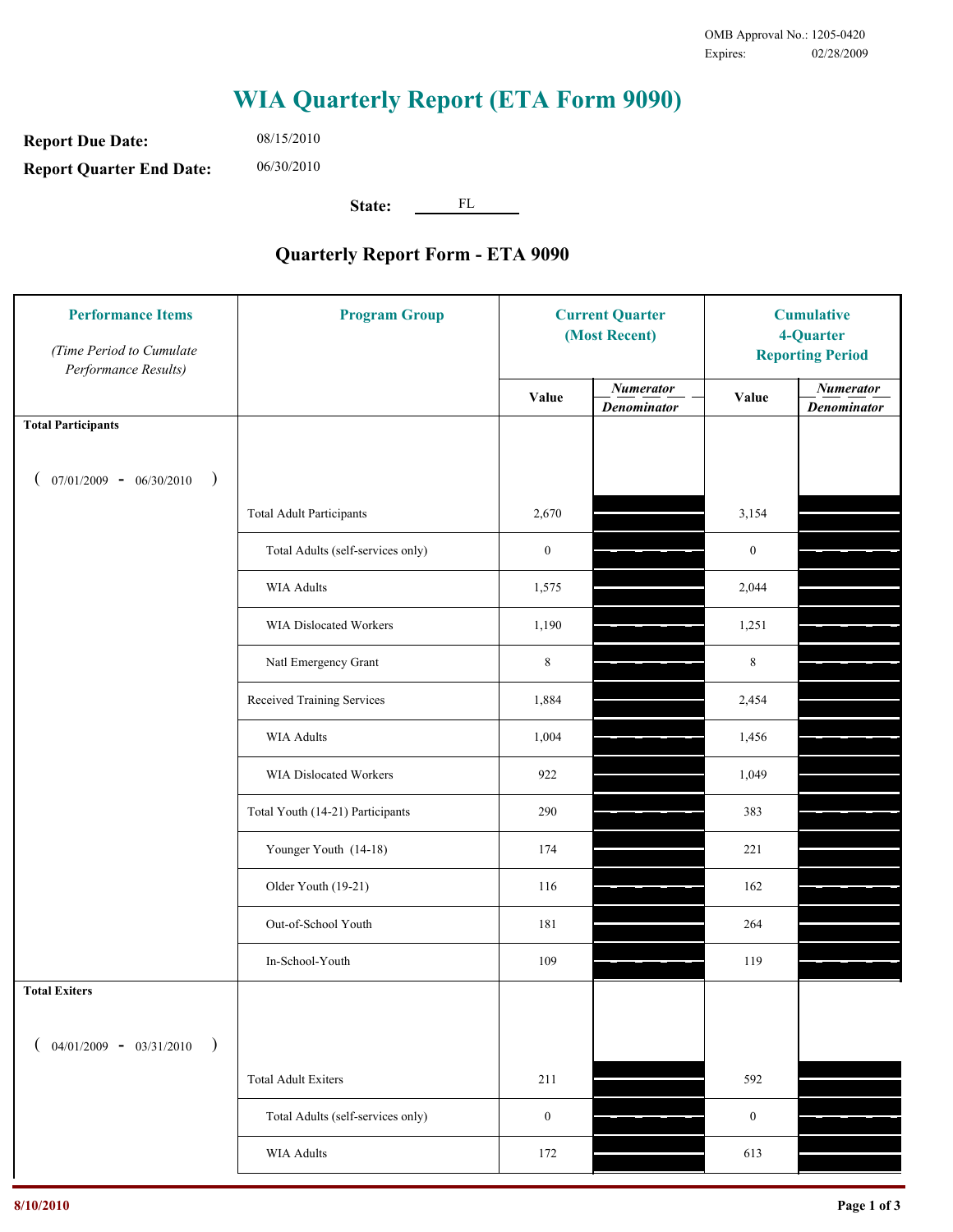OMB Approval No.: 1205-0420
Expires: 02/28/2009

# WIA Quarterly Report (ETA Form 9090)

**Report Due Date:** 08/15/2010

**Report Quarter End Date:** 06/30/2010

**State:** FL

## Quarterly Report Form - ETA 9090

| Performance Items *(Time Period to Cumulate Performance Results)* | Program Group | Current Quarter (Most Recent) | | Cumulative 4-Quarter Reporting Period | |
|---|---|---|---|---|---|
| | | Value | *Numerator / Denominator* | Value | *Numerator / Denominator* |
| **Total Participants** ( 07/01/2009 - 06/30/2010 ) | | | | | |
| | Total Adult Participants | 2,670 | | 3,154 | |
| | Total Adults (self-services only) | 0 | | 0 | |
| | WIA Adults | 1,575 | | 2,044 | |
| | WIA Dislocated Workers | 1,190 | | 1,251 | |
| | Natl Emergency Grant | 8 | | 8 | |
| | Received Training Services | 1,884 | | 2,454 | |
| | WIA Adults | 1,004 | | 1,456 | |
| | WIA Dislocated Workers | 922 | | 1,049 | |
| | Total Youth (14-21) Participants | 290 | | 383 | |
| | Younger Youth (14-18) | 174 | | 221 | |
| | Older Youth (19-21) | 116 | | 162 | |
| | Out-of-School Youth | 181 | | 264 | |
| | In-School-Youth | 109 | | 119 | |
| **Total Exiters** ( 04/01/2009 - 03/31/2010 ) | | | | | |
| | Total Adult Exiters | 211 | | 592 | |
| | Total Adults (self-services only) | 0 | | 0 | |
| | WIA Adults | 172 | | 613 | |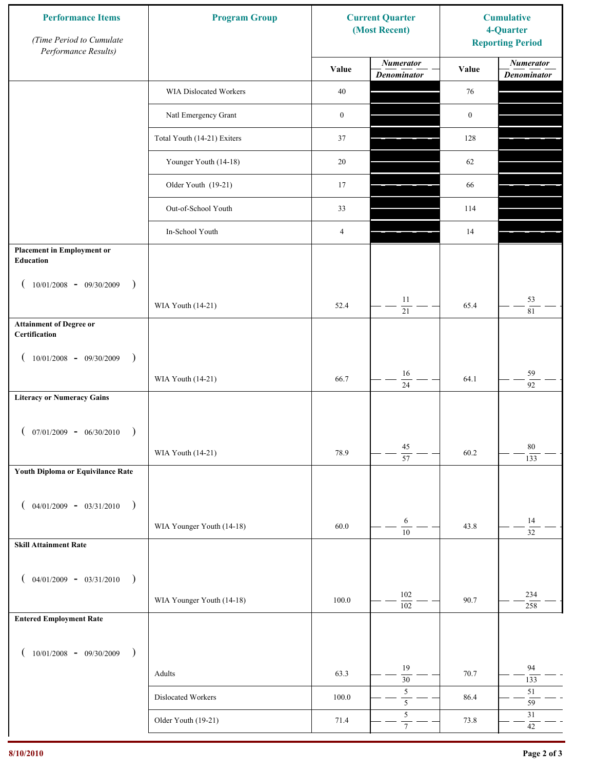| Performance Items *(Time Period to Cumulate Performance Results)* | Program Group | Current Quarter (Most Recent) | | Cumulative 4-Quarter Reporting Period | |
|---|---|---|---|---|---|
| | | Value | *Numerator / Denominator* | Value | *Numerator / Denominator* |
| | WIA Dislocated Workers | 40 | | 76 | |
| | Natl Emergency Grant | 0 | | 0 | |
| | Total Youth (14-21) Exiters | 37 | | 128 | |
| | Younger Youth (14-18) | 20 | | 62 | |
| | Older Youth (19-21) | 17 | | 66 | |
| | Out-of-School Youth | 33 | | 114 | |
| | In-School Youth | 4 | | 14 | |
| **Placement in Employment or Education** ( 10/01/2008 - 09/30/2009 ) | WIA Youth (14-21) | 52.4 | 11 / 21 | 65.4 | 53 / 81 |
| **Attainment of Degree or Certification** ( 10/01/2008 - 09/30/2009 ) | WIA Youth (14-21) | 66.7 | 16 / 24 | 64.1 | 59 / 92 |
| **Literacy or Numeracy Gains** ( 07/01/2009 - 06/30/2010 ) | WIA Youth (14-21) | 78.9 | 45 / 57 | 60.2 | 80 / 133 |
| **Youth Diploma or Equivilance Rate** ( 04/01/2009 - 03/31/2010 ) | WIA Younger Youth (14-18) | 60.0 | 6 / 10 | 43.8 | 14 / 32 |
| **Skill Attainment Rate** ( 04/01/2009 - 03/31/2010 ) | WIA Younger Youth (14-18) | 100.0 | 102 / 102 | 90.7 | 234 / 258 |
| **Entered Employment Rate** ( 10/01/2008 - 09/30/2009 ) | Adults | 63.3 | 19 / 30 | 70.7 | 94 / 133 |
| | Dislocated Workers | 100.0 | 5 / 5 | 86.4 | 51 / 59 |
| | Older Youth (19-21) | 71.4 | 5 / 7 | 73.8 | 31 / 42 |

8/10/2010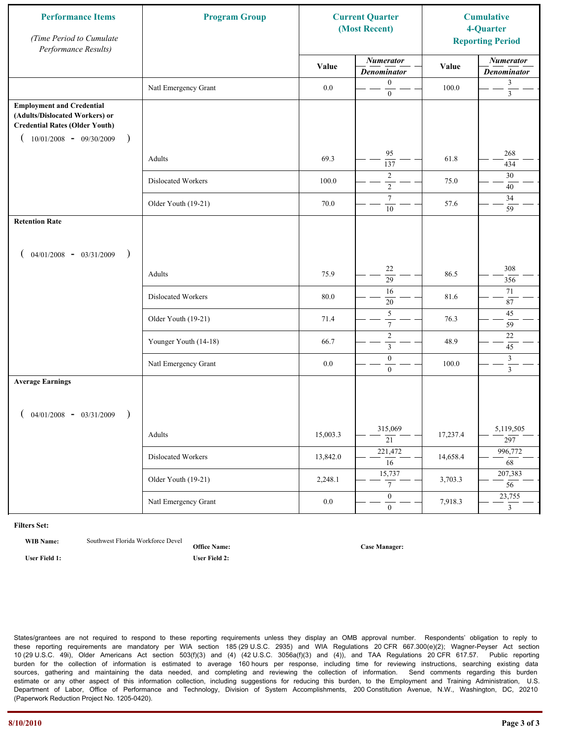| Performance Items<br>*(Time Period to Cumulate Performance Results)* | Program Group | Current Quarter (Most Recent) | | Cumulative 4-Quarter Reporting Period | |
|---|---|---|---|---|---|
| | | Value | *Numerator / Denominator* | Value | *Numerator / Denominator* |
| | Natl Emergency Grant | 0.0 | 0 / 0 | 100.0 | 3 / 3 |
| **Employment and Credential (Adults/Dislocated Workers) or Credential Rates (Older Youth)**<br>( 10/01/2008 - 09/30/2009 ) | | | | | |
| | Adults | 69.3 | 95 / 137 | 61.8 | 268 / 434 |
| | Dislocated Workers | 100.0 | 2 / 2 | 75.0 | 30 / 40 |
| | Older Youth (19-21) | 70.0 | 7 / 10 | 57.6 | 34 / 59 |
| **Retention Rate**<br>( 04/01/2008 - 03/31/2009 ) | | | | | |
| | Adults | 75.9 | 22 / 29 | 86.5 | 308 / 356 |
| | Dislocated Workers | 80.0 | 16 / 20 | 81.6 | 71 / 87 |
| | Older Youth (19-21) | 71.4 | 5 / 7 | 76.3 | 45 / 59 |
| | Younger Youth (14-18) | 66.7 | 2 / 3 | 48.9 | 22 / 45 |
| | Natl Emergency Grant | 0.0 | 0 / 0 | 100.0 | 3 / 3 |
| **Average Earnings**<br>( 04/01/2008 - 03/31/2009 ) | | | | | |
| | Adults | 15,003.3 | 315,069 / 21 | 17,237.4 | 5,119,505 / 297 |
| | Dislocated Workers | 13,842.0 | 221,472 / 16 | 14,658.4 | 996,772 / 68 |
| | Older Youth (19-21) | 2,248.1 | 15,737 / 7 | 3,703.3 | 207,383 / 56 |
| | Natl Emergency Grant | 0.0 | 0 / 0 | 7,918.3 | 23,755 / 3 |

**Filters Set:**

**WIB Name:** Southwest Florida Workforce Devel

**Office Name:**

**Case Manager:**

**User Field 1:**

**User Field 2:**

States/grantees are not required to respond to these reporting requirements unless they display an OMB approval number. Respondents' obligation to reply to these reporting requirements are mandatory per WIA section 185 (29 U.S.C. 2935) and WIA Regulations 20 CFR 667.300(e)(2); Wagner-Peyser Act section 10 (29 U.S.C. 49i), Older Americans Act section 503(f)(3) and (4) (42 U.S.C. 3056a(f)(3) and (4)), and TAA Regulations 20 CFR 617.57. Public reporting burden for the collection of information is estimated to average 160 hours per response, including time for reviewing instructions, searching existing data sources, gathering and maintaining the data needed, and completing and reviewing the collection of information. Send comments regarding this burden estimate or any other aspect of this information collection, including suggestions for reducing this burden, to the Employment and Training Administration, U.S. Department of Labor, Office of Performance and Technology, Division of System Accomplishments, 200 Constitution Avenue, N.W., Washington, DC, 20210 (Paperwork Reduction Project No. 1205-0420).

8/10/2010